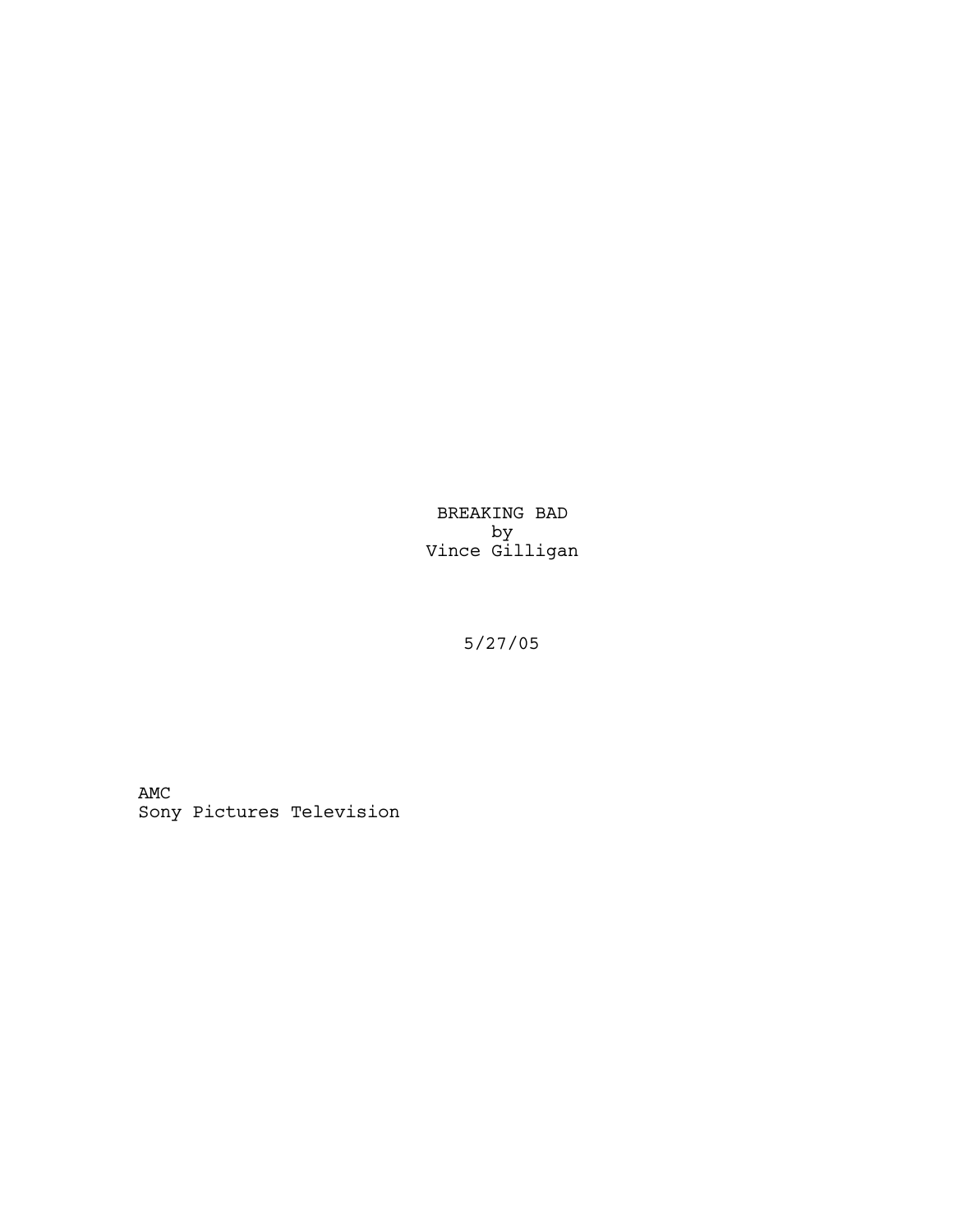BREAKING BAD

by

Vince Gilligan

5/27/05

AMC

Sony Pictures Television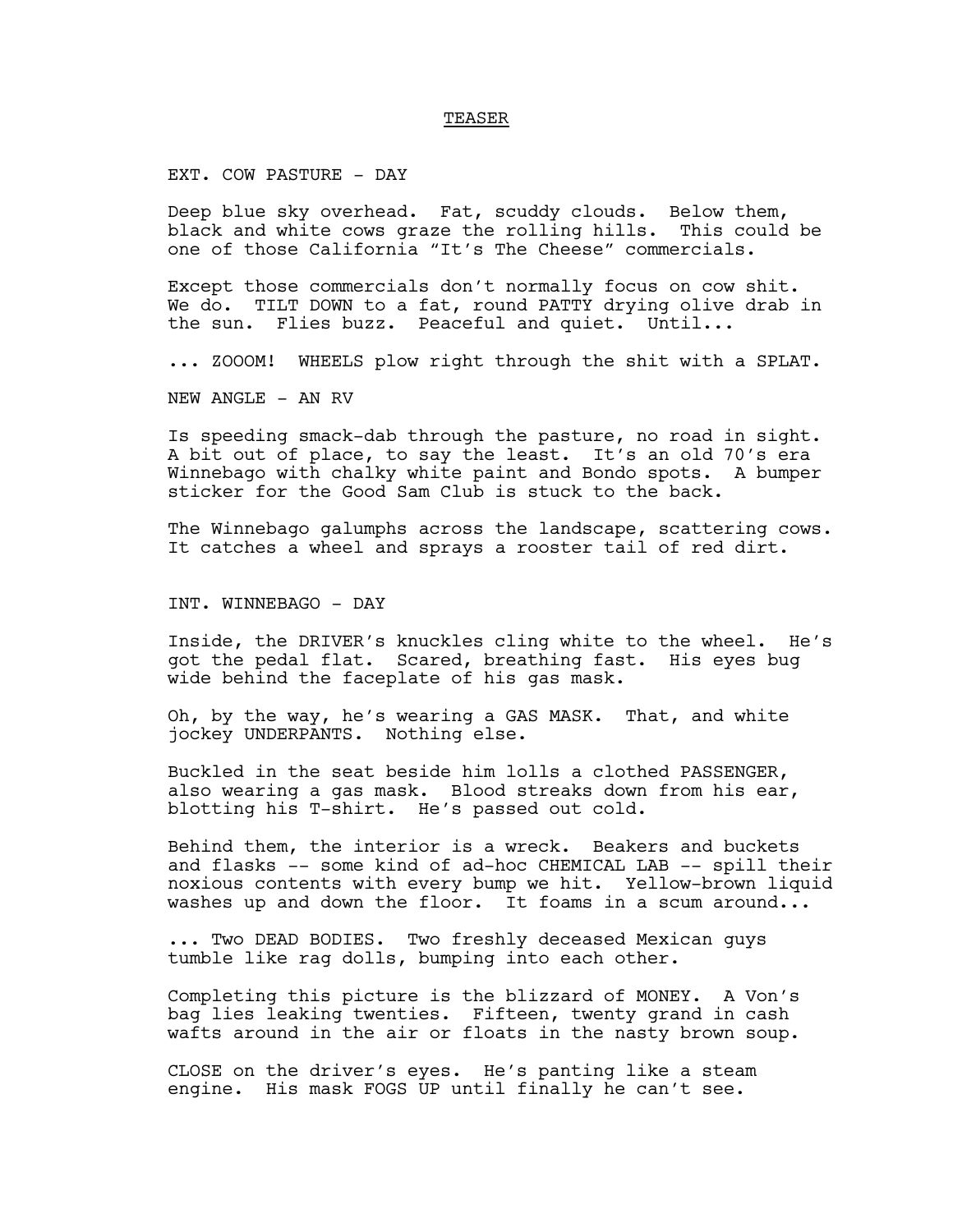TEASER

EXT. COW PASTURE - DAY

Deep blue sky overhead. Fat, scuddy clouds. Below them, black and white cows graze the rolling hills. This could be one of those California "It's The Cheese" commercials.

Except those commercials don't normally focus on cow shit. We do. TILT DOWN to a fat, round PATTY drying olive drab in the sun. Flies buzz. Peaceful and quiet. Until...

... ZOOOM! WHEELS plow right through the shit with a SPLAT.

NEW ANGLE - AN RV

Is speeding smack-dab through the pasture, no road in sight. A bit out of place, to say the least. It's an old 70's era Winnebago with chalky white paint and Bondo spots. A bumper sticker for the Good Sam Club is stuck to the back.

The Winnebago galumphs across the landscape, scattering cows. It catches a wheel and sprays a rooster tail of red dirt.

INT. WINNEBAGO - DAY

Inside, the DRIVER's knuckles cling white to the wheel. He's got the pedal flat. Scared, breathing fast. His eyes bug wide behind the faceplate of his gas mask.

Oh, by the way, he's wearing a GAS MASK. That, and white jockey UNDERPANTS. Nothing else.

Buckled in the seat beside him lolls a clothed PASSENGER, also wearing a gas mask. Blood streaks down from his ear, blotting his T-shirt. He's passed out cold.

Behind them, the interior is a wreck. Beakers and buckets and flasks -- some kind of ad-hoc CHEMICAL LAB -- spill their noxious contents with every bump we hit. Yellow-brown liquid washes up and down the floor. It foams in a scum around...

... Two DEAD BODIES. Two freshly deceased Mexican guys tumble like rag dolls, bumping into each other.

Completing this picture is the blizzard of MONEY. A Von's bag lies leaking twenties. Fifteen, twenty grand in cash wafts around in the air or floats in the nasty brown soup.

CLOSE on the driver's eyes. He's panting like a steam engine. His mask FOGS UP until finally he can't see.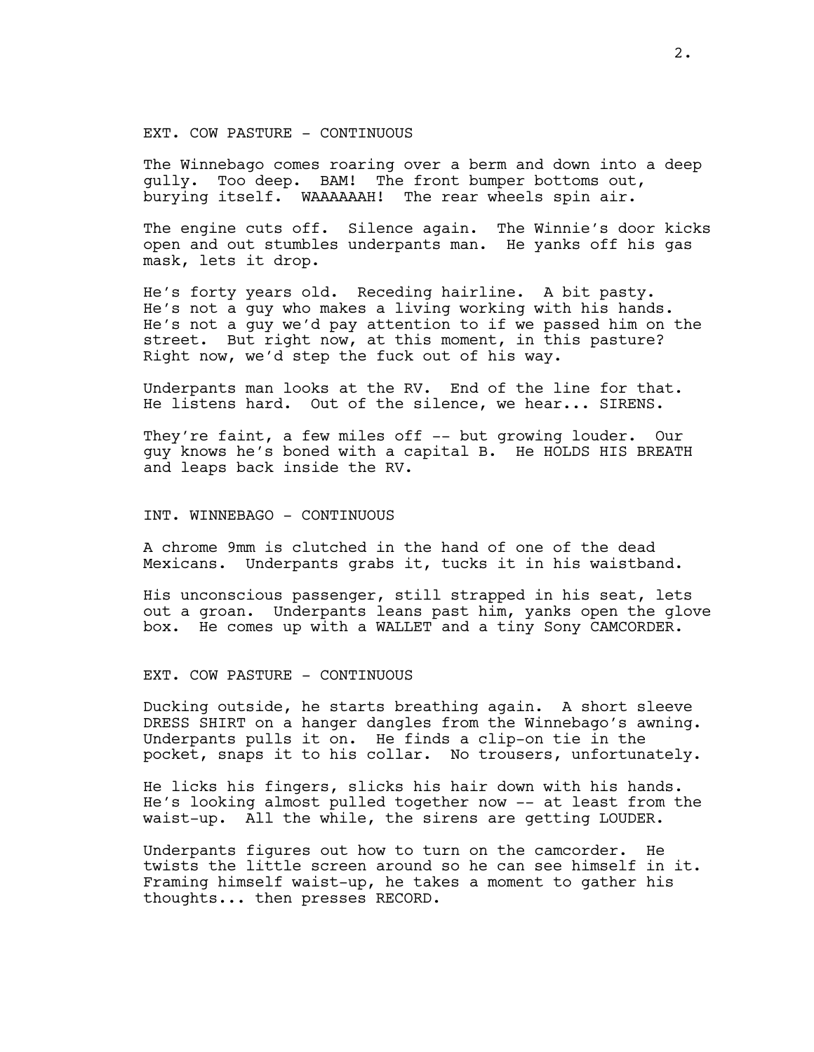EXT. COW PASTURE - CONTINUOUS

The Winnebago comes roaring over a berm and down into a deep gully. Too deep. BAM! The front bumper bottoms out, burying itself. WAAAAAAH! The rear wheels spin air.

The engine cuts off. Silence again. The Winnie's door kicks open and out stumbles underpants man. He yanks off his gas mask, lets it drop.

He's forty years old. Receding hairline. A bit pasty. He's not a guy who makes a living working with his hands. He's not a guy we'd pay attention to if we passed him on the street. But right now, at this moment, in this pasture? Right now, we'd step the fuck out of his way.

Underpants man looks at the RV. End of the line for that. He listens hard. Out of the silence, we hear... SIRENS.

They're faint, a few miles off -- but growing louder. Our guy knows he's boned with a capital B. He HOLDS HIS BREATH and leaps back inside the RV.

INT. WINNEBAGO - CONTINUOUS

A chrome 9mm is clutched in the hand of one of the dead Mexicans. Underpants grabs it, tucks it in his waistband.

His unconscious passenger, still strapped in his seat, lets out a groan. Underpants leans past him, yanks open the glove box. He comes up with a WALLET and a tiny Sony CAMCORDER.

EXT. COW PASTURE - CONTINUOUS

Ducking outside, he starts breathing again. A short sleeve DRESS SHIRT on a hanger dangles from the Winnebago's awning. Underpants pulls it on. He finds a clip-on tie in the pocket, snaps it to his collar. No trousers, unfortunately.

He licks his fingers, slicks his hair down with his hands. He's looking almost pulled together now -- at least from the waist-up. All the while, the sirens are getting LOUDER.

Underpants figures out how to turn on the camcorder. He twists the little screen around so he can see himself in it. Framing himself waist-up, he takes a moment to gather his thoughts... then presses RECORD.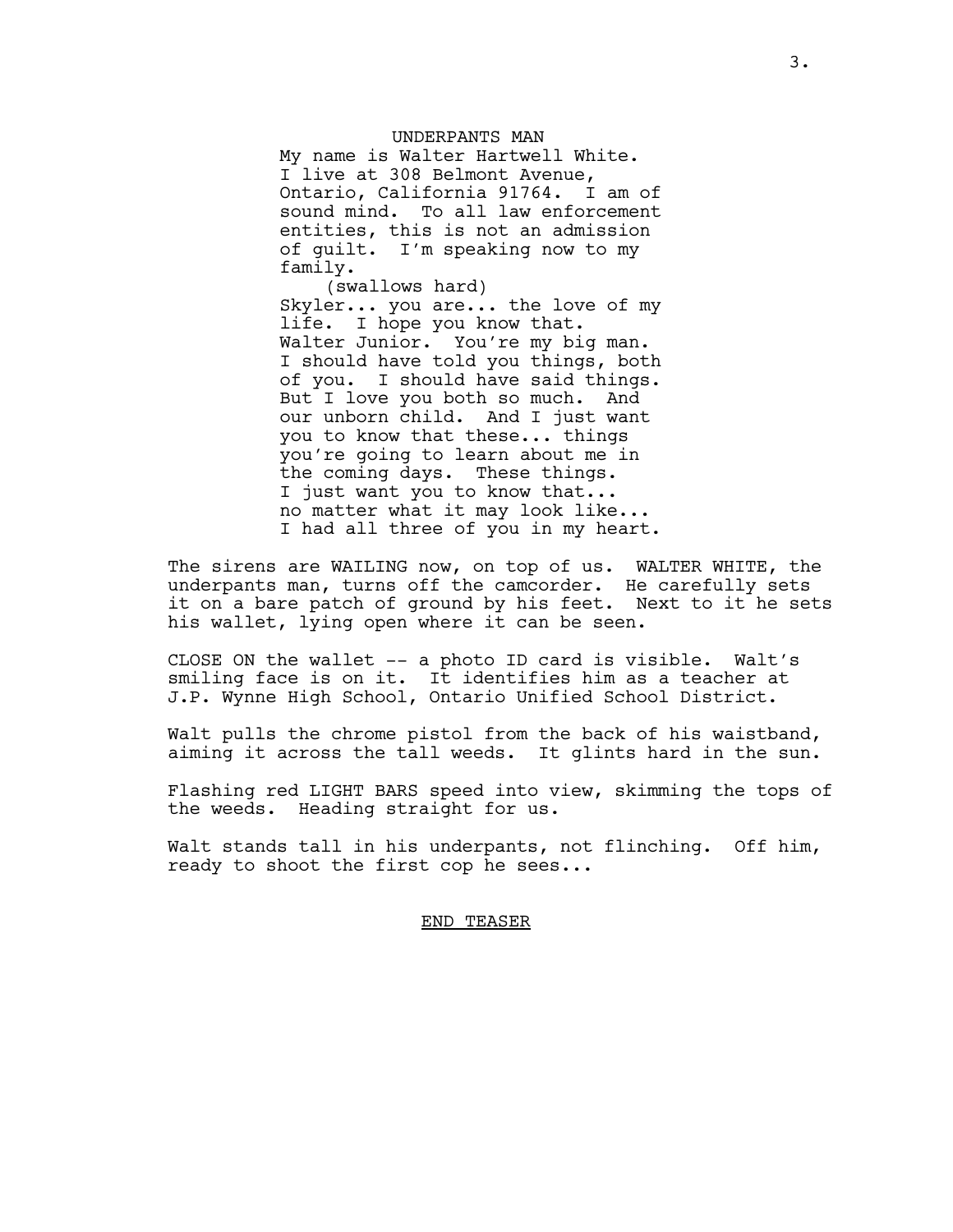UNDERPANTS MAN

My name is Walter Hartwell White. I live at 308 Belmont Avenue, Ontario, California 91764. I am of sound mind. To all law enforcement entities, this is not an admission of guilt. I'm speaking now to my family.

(swallows hard)

Skyler... you are... the love of my life. I hope you know that. Walter Junior. You're my big man. I should have told you things, both of you. I should have said things. But I love you both so much. And our unborn child. And I just want you to know that these... things you're going to learn about me in the coming days. These things. I just want you to know that... no matter what it may look like... I had all three of you in my heart.

The sirens are WAILING now, on top of us. WALTER WHITE, the underpants man, turns off the camcorder. He carefully sets it on a bare patch of ground by his feet. Next to it he sets his wallet, lying open where it can be seen.

CLOSE ON the wallet -- a photo ID card is visible. Walt's smiling face is on it. It identifies him as a teacher at J.P. Wynne High School, Ontario Unified School District.

Walt pulls the chrome pistol from the back of his waistband, aiming it across the tall weeds. It glints hard in the sun.

Flashing red LIGHT BARS speed into view, skimming the tops of the weeds. Heading straight for us.

Walt stands tall in his underpants, not flinching. Off him, ready to shoot the first cop he sees...

END TEASER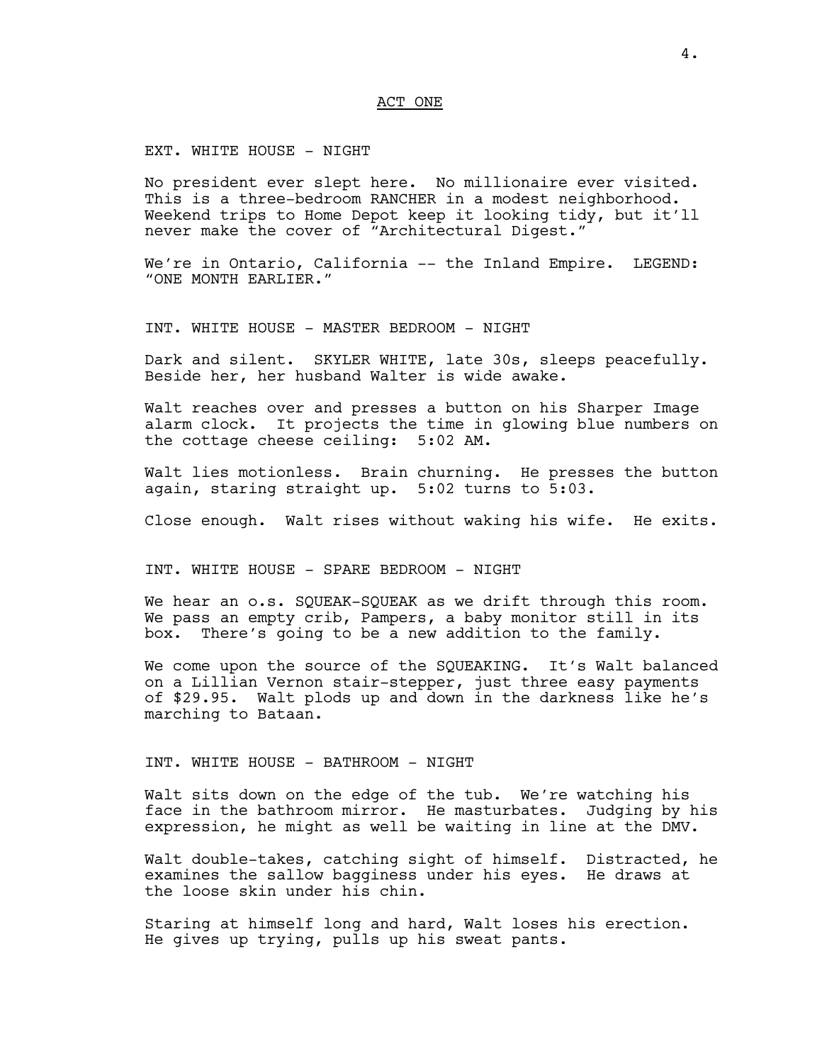ACT ONE

EXT. WHITE HOUSE - NIGHT

No president ever slept here. No millionaire ever visited. This is a three-bedroom RANCHER in a modest neighborhood. Weekend trips to Home Depot keep it looking tidy, but it'll never make the cover of "Architectural Digest."

We're in Ontario, California -- the Inland Empire. LEGEND: "ONE MONTH EARLIER."

INT. WHITE HOUSE - MASTER BEDROOM - NIGHT

Dark and silent. SKYLER WHITE, late 30s, sleeps peacefully. Beside her, her husband Walter is wide awake.

Walt reaches over and presses a button on his Sharper Image alarm clock. It projects the time in glowing blue numbers on the cottage cheese ceiling: 5:02 AM.

Walt lies motionless. Brain churning. He presses the button again, staring straight up. 5:02 turns to 5:03.

Close enough. Walt rises without waking his wife. He exits.

INT. WHITE HOUSE - SPARE BEDROOM - NIGHT

We hear an o.s. SQUEAK-SQUEAK as we drift through this room. We pass an empty crib, Pampers, a baby monitor still in its box. There's going to be a new addition to the family.

We come upon the source of the SQUEAKING. It's Walt balanced on a Lillian Vernon stair-stepper, just three easy payments of $29.95. Walt plods up and down in the darkness like he's marching to Bataan.

INT. WHITE HOUSE - BATHROOM - NIGHT

Walt sits down on the edge of the tub. We're watching his face in the bathroom mirror. He masturbates. Judging by his expression, he might as well be waiting in line at the DMV.

Walt double-takes, catching sight of himself. Distracted, he examines the sallow bagginess under his eyes. He draws at the loose skin under his chin.

Staring at himself long and hard, Walt loses his erection. He gives up trying, pulls up his sweat pants.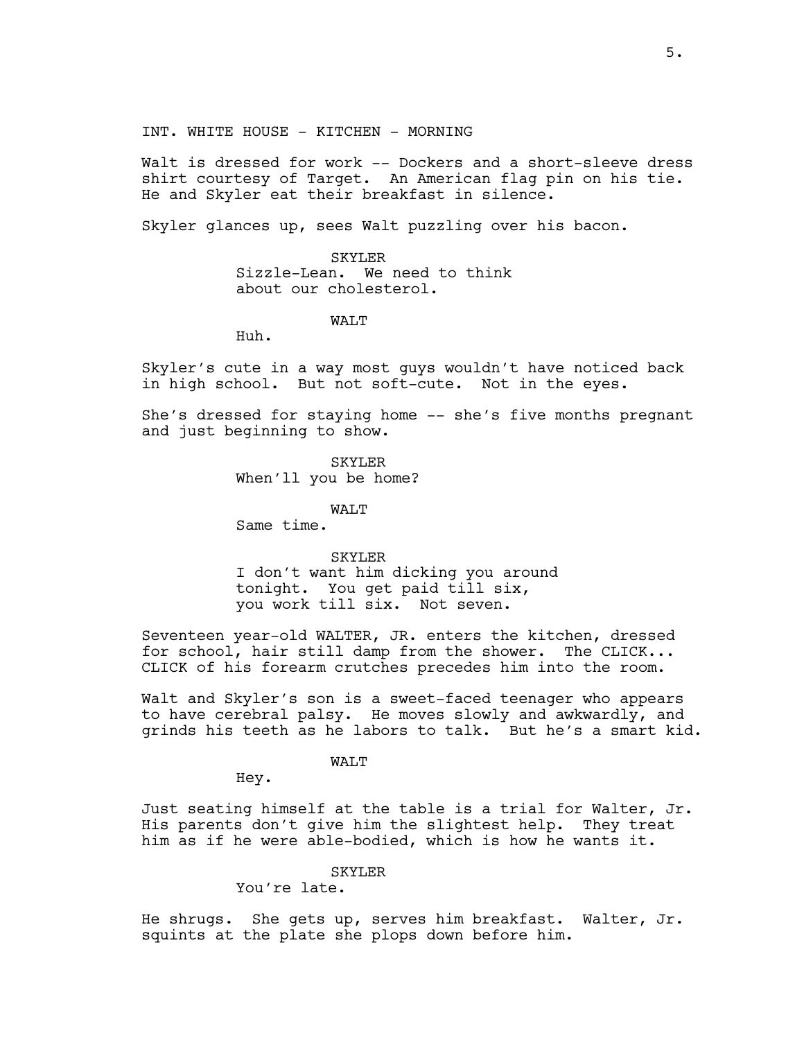INT. WHITE HOUSE - KITCHEN - MORNING

Walt is dressed for work -- Dockers and a short-sleeve dress shirt courtesy of Target. An American flag pin on his tie. He and Skyler eat their breakfast in silence.

Skyler glances up, sees Walt puzzling over his bacon.

SKYLER
Sizzle-Lean. We need to think about our cholesterol.

WALT
Huh.

Skyler's cute in a way most guys wouldn't have noticed back in high school. But not soft-cute. Not in the eyes.

She's dressed for staying home -- she's five months pregnant and just beginning to show.

SKYLER
When'll you be home?

WALT
Same time.

SKYLER
I don't want him dicking you around tonight. You get paid till six, you work till six. Not seven.

Seventeen year-old WALTER, JR. enters the kitchen, dressed for school, hair still damp from the shower. The CLICK... CLICK of his forearm crutches precedes him into the room.

Walt and Skyler's son is a sweet-faced teenager who appears to have cerebral palsy. He moves slowly and awkwardly, and grinds his teeth as he labors to talk. But he's a smart kid.

WALT
Hey.

Just seating himself at the table is a trial for Walter, Jr. His parents don't give him the slightest help. They treat him as if he were able-bodied, which is how he wants it.

SKYLER
You're late.

He shrugs. She gets up, serves him breakfast. Walter, Jr. squints at the plate she plops down before him.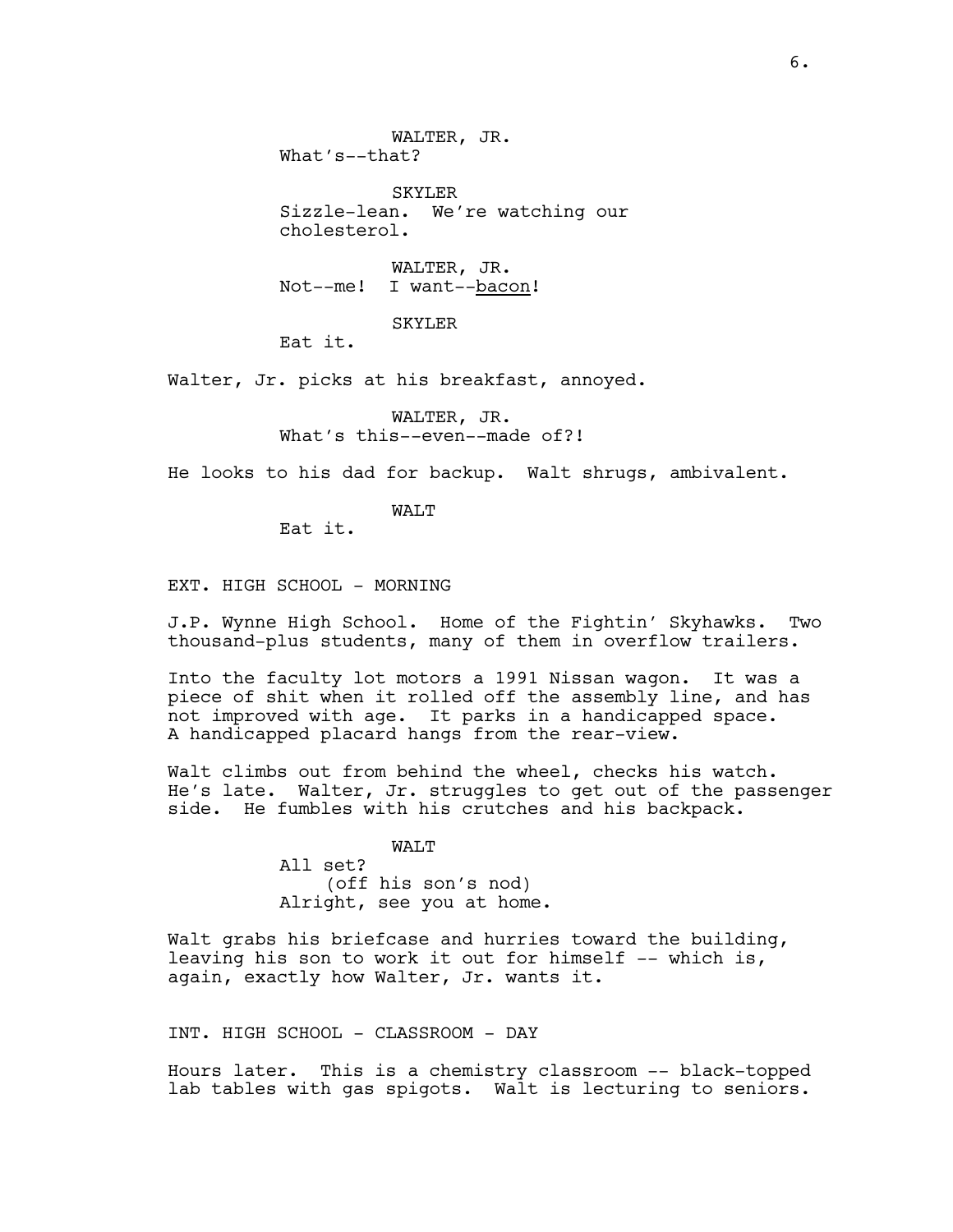WALTER, JR.
What's--that?

SKYLER
Sizzle-lean. We're watching our cholesterol.

WALTER, JR.
Not--me! I want--<u>bacon</u>!

SKYLER
Eat it.

Walter, Jr. picks at his breakfast, annoyed.

WALTER, JR.
What's this--even--made of?!

He looks to his dad for backup. Walt shrugs, ambivalent.

WALT
Eat it.

EXT. HIGH SCHOOL - MORNING

J.P. Wynne High School. Home of the Fightin' Skyhawks. Two thousand-plus students, many of them in overflow trailers.

Into the faculty lot motors a 1991 Nissan wagon. It was a piece of shit when it rolled off the assembly line, and has not improved with age. It parks in a handicapped space. A handicapped placard hangs from the rear-view.

Walt climbs out from behind the wheel, checks his watch. He's late. Walter, Jr. struggles to get out of the passenger side. He fumbles with his crutches and his backpack.

WALT
All set?
(off his son's nod)
Alright, see you at home.

Walt grabs his briefcase and hurries toward the building, leaving his son to work it out for himself -- which is, again, exactly how Walter, Jr. wants it.

INT. HIGH SCHOOL - CLASSROOM - DAY

Hours later. This is a chemistry classroom -- black-topped lab tables with gas spigots. Walt is lecturing to seniors.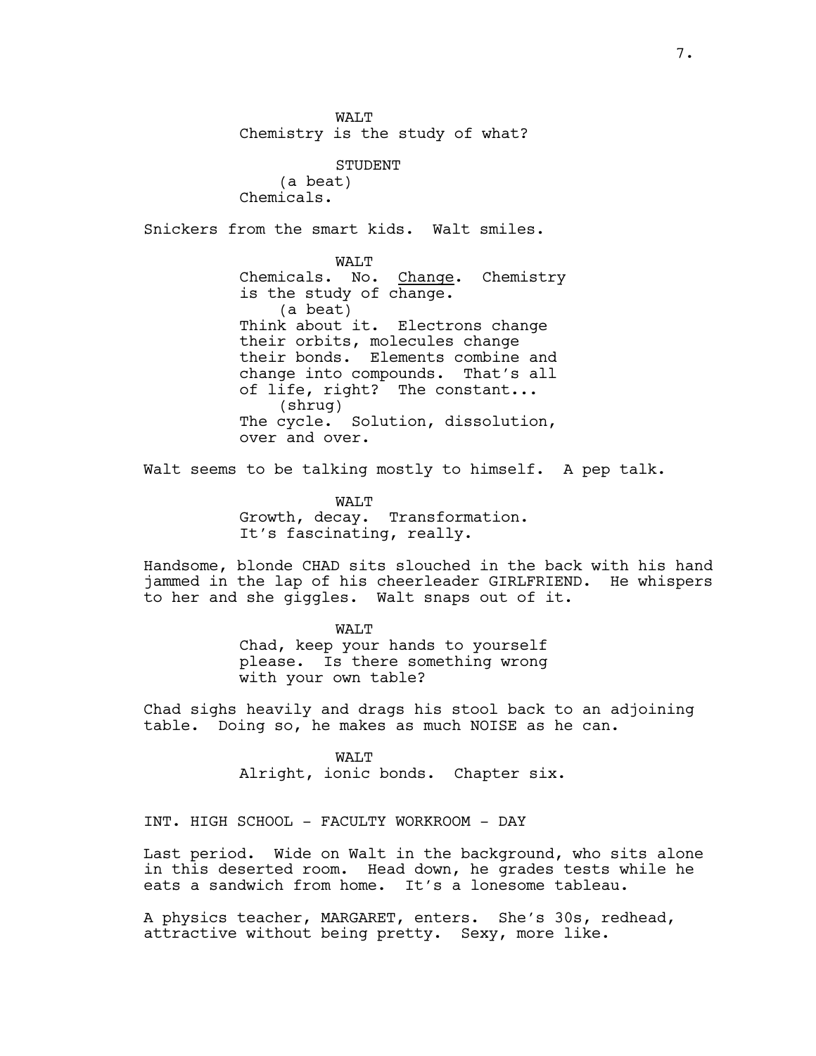WALT
Chemistry is the study of what?

STUDENT
(a beat)
Chemicals.

Snickers from the smart kids. Walt smiles.

WALT
Chemicals. No. Change. Chemistry is the study of change.
(a beat)
Think about it. Electrons change their orbits, molecules change their bonds. Elements combine and change into compounds. That's all of life, right? The constant...
(shrug)
The cycle. Solution, dissolution, over and over.

Walt seems to be talking mostly to himself. A pep talk.

WALT
Growth, decay. Transformation. It's fascinating, really.

Handsome, blonde CHAD sits slouched in the back with his hand jammed in the lap of his cheerleader GIRLFRIEND. He whispers to her and she giggles. Walt snaps out of it.

WALT
Chad, keep your hands to yourself please. Is there something wrong with your own table?

Chad sighs heavily and drags his stool back to an adjoining table. Doing so, he makes as much NOISE as he can.

WALT
Alright, ionic bonds. Chapter six.

INT. HIGH SCHOOL - FACULTY WORKROOM - DAY

Last period. Wide on Walt in the background, who sits alone in this deserted room. Head down, he grades tests while he eats a sandwich from home. It's a lonesome tableau.

A physics teacher, MARGARET, enters. She's 30s, redhead, attractive without being pretty. Sexy, more like.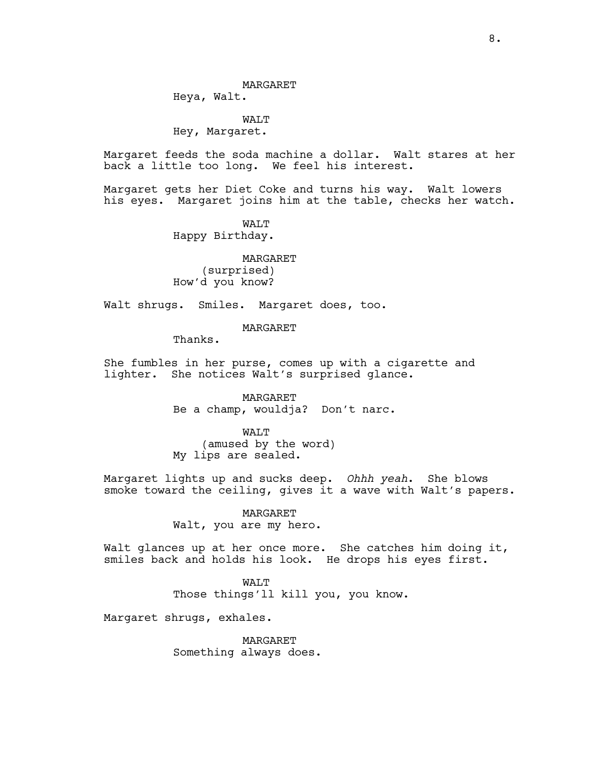MARGARET
Heya, Walt.

WALT
Hey, Margaret.

Margaret feeds the soda machine a dollar. Walt stares at her back a little too long. We feel his interest.

Margaret gets her Diet Coke and turns his way. Walt lowers his eyes. Margaret joins him at the table, checks her watch.

WALT
Happy Birthday.

MARGARET
(surprised)
How'd you know?

Walt shrugs. Smiles. Margaret does, too.

MARGARET
Thanks.

She fumbles in her purse, comes up with a cigarette and lighter. She notices Walt's surprised glance.

MARGARET
Be a champ, wouldja? Don't narc.

WALT
(amused by the word)
My lips are sealed.

Margaret lights up and sucks deep. *Ohhh yeah*. She blows smoke toward the ceiling, gives it a wave with Walt's papers.

MARGARET
Walt, you are my hero.

Walt glances up at her once more. She catches him doing it, smiles back and holds his look. He drops his eyes first.

WALT
Those things'll kill you, you know.

Margaret shrugs, exhales.

MARGARET
Something always does.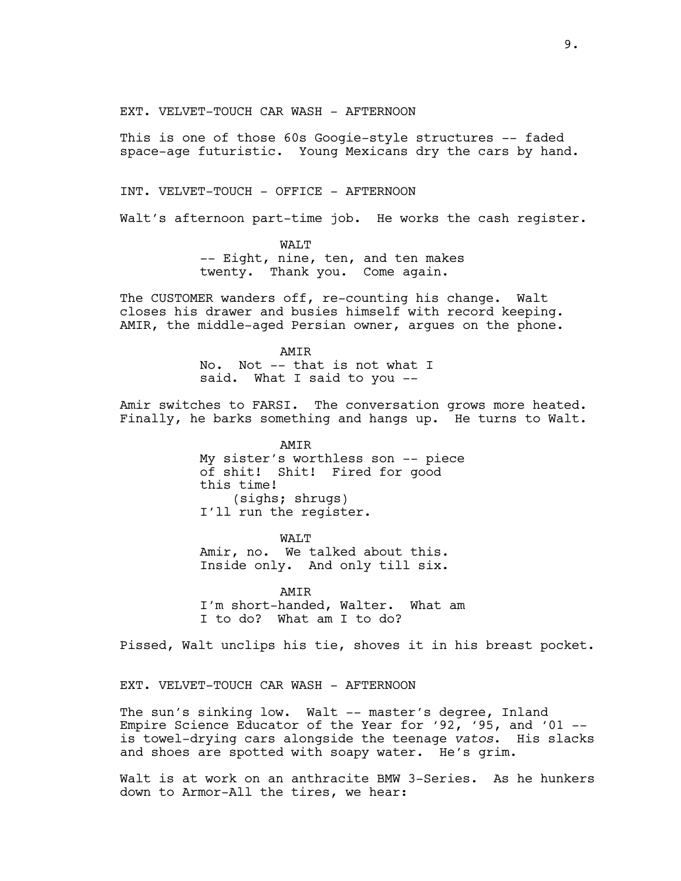EXT. VELVET-TOUCH CAR WASH - AFTERNOON

This is one of those 60s Googie-style structures -- faded space-age futuristic. Young Mexicans dry the cars by hand.

INT. VELVET-TOUCH - OFFICE - AFTERNOON

Walt's afternoon part-time job. He works the cash register.

WALT
-- Eight, nine, ten, and ten makes twenty. Thank you. Come again.

The CUSTOMER wanders off, re-counting his change. Walt closes his drawer and busies himself with record keeping. AMIR, the middle-aged Persian owner, argues on the phone.

AMIR
No. Not -- that is not what I said. What I said to you --

Amir switches to FARSI. The conversation grows more heated. Finally, he barks something and hangs up. He turns to Walt.

AMIR
My sister's worthless son -- piece of shit! Shit! Fired for good this time!
(sighs; shrugs)
I'll run the register.

WALT
Amir, no. We talked about this. Inside only. And only till six.

AMIR
I'm short-handed, Walter. What am I to do? What am I to do?

Pissed, Walt unclips his tie, shoves it in his breast pocket.

EXT. VELVET-TOUCH CAR WASH - AFTERNOON

The sun's sinking low. Walt -- master's degree, Inland Empire Science Educator of the Year for '92, '95, and '01 -- is towel-drying cars alongside the teenage *vatos*. His slacks and shoes are spotted with soapy water. He's grim.

Walt is at work on an anthracite BMW 3-Series. As he hunkers down to Armor-All the tires, we hear: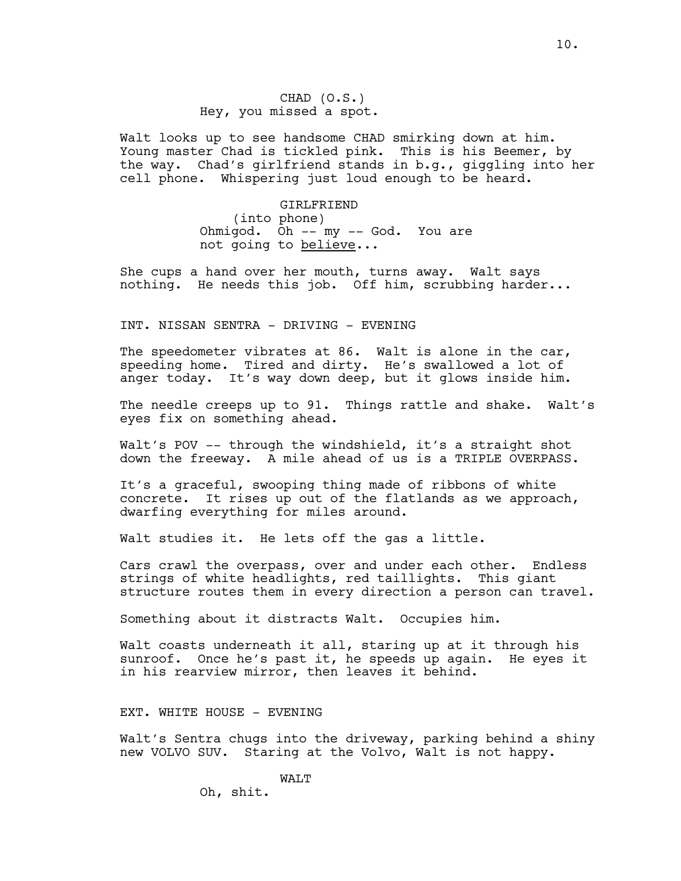CHAD (O.S.)
Hey, you missed a spot.

Walt looks up to see handsome CHAD smirking down at him. Young master Chad is tickled pink. This is his Beemer, by the way. Chad's girlfriend stands in b.g., giggling into her cell phone. Whispering just loud enough to be heard.

GIRLFRIEND
(into phone)
Ohmigod. Oh -- my -- God. You are not going to <u>believe</u>...

She cups a hand over her mouth, turns away. Walt says nothing. He needs this job. Off him, scrubbing harder...

INT. NISSAN SENTRA - DRIVING - EVENING

The speedometer vibrates at 86. Walt is alone in the car, speeding home. Tired and dirty. He's swallowed a lot of anger today. It's way down deep, but it glows inside him.

The needle creeps up to 91. Things rattle and shake. Walt's eyes fix on something ahead.

Walt's POV -- through the windshield, it's a straight shot down the freeway. A mile ahead of us is a TRIPLE OVERPASS.

It's a graceful, swooping thing made of ribbons of white concrete. It rises up out of the flatlands as we approach, dwarfing everything for miles around.

Walt studies it. He lets off the gas a little.

Cars crawl the overpass, over and under each other. Endless strings of white headlights, red taillights. This giant structure routes them in every direction a person can travel.

Something about it distracts Walt. Occupies him.

Walt coasts underneath it all, staring up at it through his sunroof. Once he's past it, he speeds up again. He eyes it in his rearview mirror, then leaves it behind.

EXT. WHITE HOUSE - EVENING

Walt's Sentra chugs into the driveway, parking behind a shiny new VOLVO SUV. Staring at the Volvo, Walt is not happy.

WALT
Oh, shit.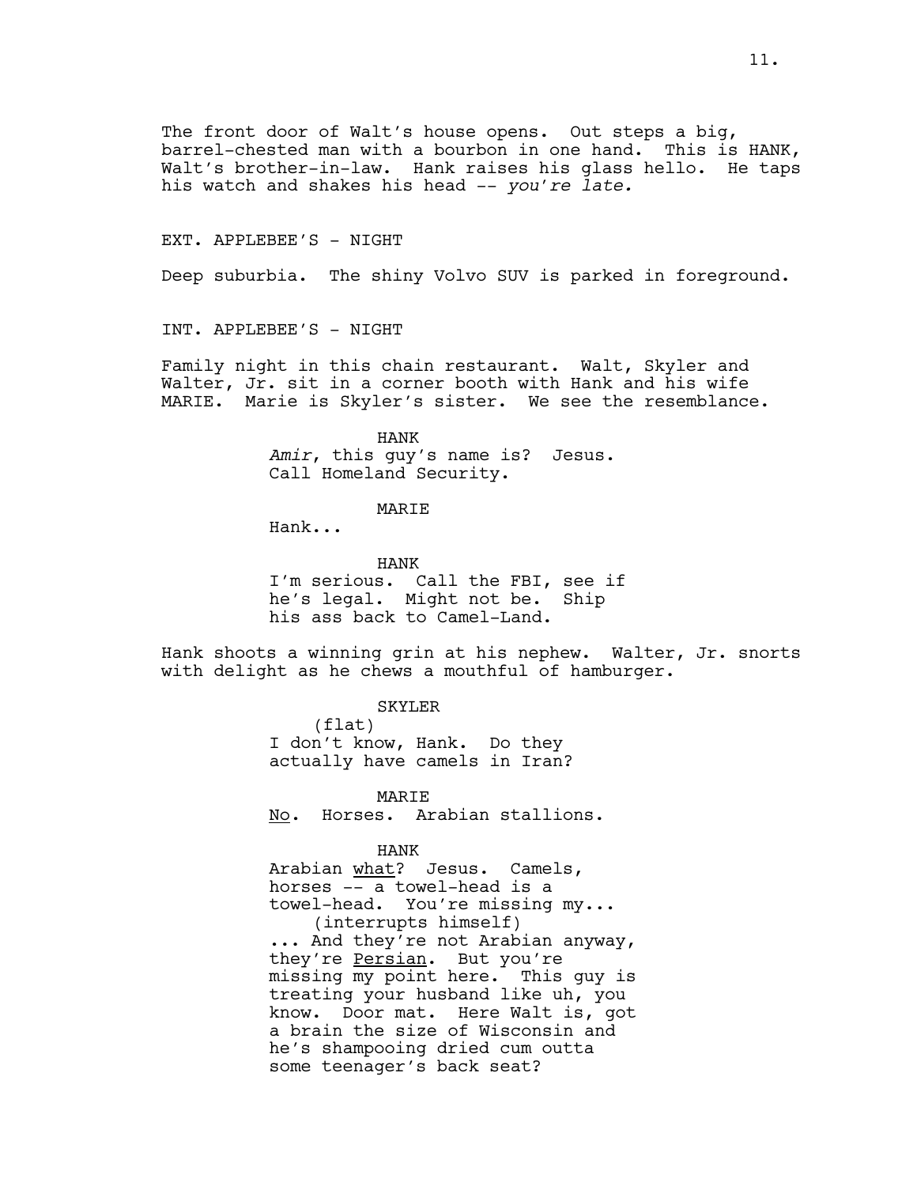The front door of Walt's house opens. Out steps a big, barrel-chested man with a bourbon in one hand. This is HANK, Walt's brother-in-law. Hank raises his glass hello. He taps his watch and shakes his head -- *you're late.*

EXT. APPLEBEE'S - NIGHT

Deep suburbia. The shiny Volvo SUV is parked in foreground.

INT. APPLEBEE'S - NIGHT

Family night in this chain restaurant. Walt, Skyler and Walter, Jr. sit in a corner booth with Hank and his wife MARIE. Marie is Skyler's sister. We see the resemblance.

HANK

*Amir*, this guy's name is? Jesus. Call Homeland Security.

MARIE

Hank...

HANK

I'm serious. Call the FBI, see if he's legal. Might not be. Ship his ass back to Camel-Land.

Hank shoots a winning grin at his nephew. Walter, Jr. snorts with delight as he chews a mouthful of hamburger.

SKYLER

(flat)

I don't know, Hank. Do they actually have camels in Iran?

MARIE

<u>No</u>. Horses. Arabian stallions.

HANK

Arabian <u>what</u>? Jesus. Camels, horses -- a towel-head is a towel-head. You're missing my...

(interrupts himself)

... And they're not Arabian anyway, they're <u>Persian</u>. But you're missing my point here. This guy is treating your husband like uh, you know. Door mat. Here Walt is, got a brain the size of Wisconsin and he's shampooing dried cum outta some teenager's back seat?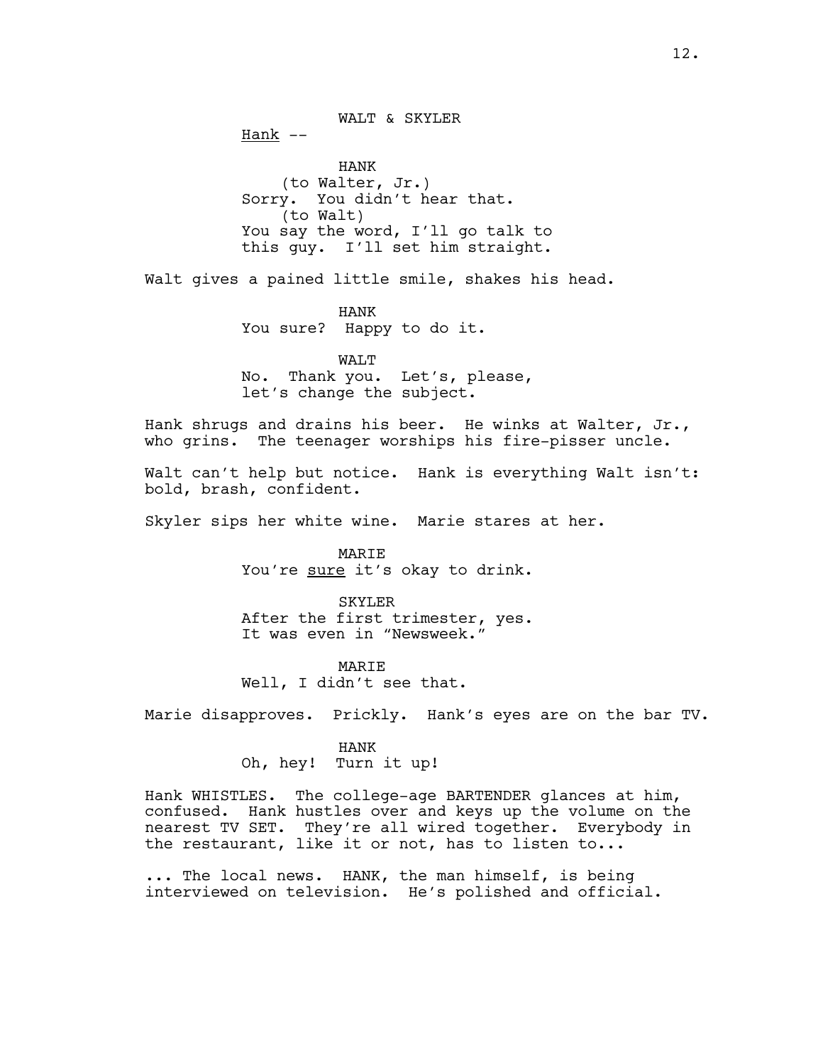WALT & SKYLER

<u>Hank</u> --

HANK

(to Walter, Jr.)

Sorry. You didn't hear that.

(to Walt)

You say the word, I'll go talk to this guy. I'll set him straight.

Walt gives a pained little smile, shakes his head.

HANK

You sure? Happy to do it.

WALT

No. Thank you. Let's, please, let's change the subject.

Hank shrugs and drains his beer. He winks at Walter, Jr., who grins. The teenager worships his fire-pisser uncle.

Walt can't help but notice. Hank is everything Walt isn't: bold, brash, confident.

Skyler sips her white wine. Marie stares at her.

MARIE

You're <u>sure</u> it's okay to drink.

SKYLER

After the first trimester, yes. It was even in "Newsweek."

MARIE

Well, I didn't see that.

Marie disapproves. Prickly. Hank's eyes are on the bar TV.

HANK

Oh, hey! Turn it up!

Hank WHISTLES. The college-age BARTENDER glances at him, confused. Hank hustles over and keys up the volume on the nearest TV SET. They're all wired together. Everybody in the restaurant, like it or not, has to listen to...

... The local news. HANK, the man himself, is being interviewed on television. He's polished and official.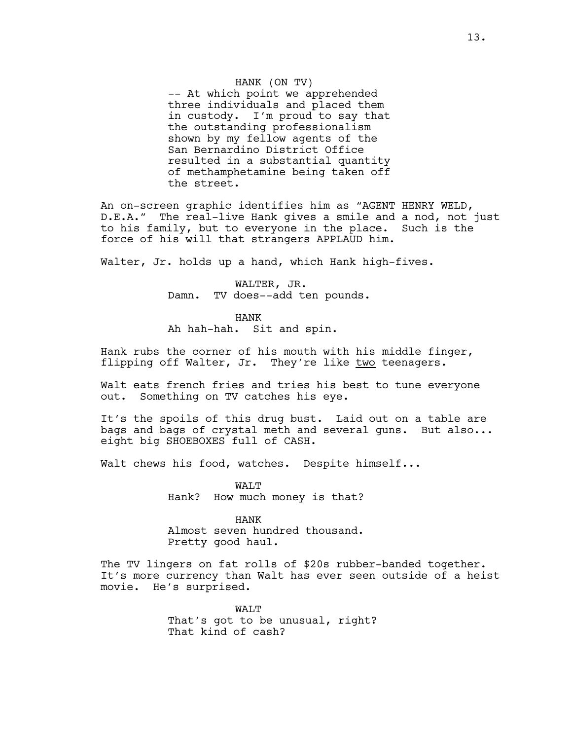HANK (ON TV)
-- At which point we apprehended three individuals and placed them in custody. I'm proud to say that the outstanding professionalism shown by my fellow agents of the San Bernardino District Office resulted in a substantial quantity of methamphetamine being taken off the street.

An on-screen graphic identifies him as "AGENT HENRY WELD, D.E.A." The real-live Hank gives a smile and a nod, not just to his family, but to everyone in the place. Such is the force of his will that strangers APPLAUD him.

Walter, Jr. holds up a hand, which Hank high-fives.

WALTER, JR.
Damn. TV does--add ten pounds.

HANK
Ah hah-hah. Sit and spin.

Hank rubs the corner of his mouth with his middle finger, flipping off Walter, Jr. They're like <u>two</u> teenagers.

Walt eats french fries and tries his best to tune everyone out. Something on TV catches his eye.

It's the spoils of this drug bust. Laid out on a table are bags and bags of crystal meth and several guns. But also... eight big SHOEBOXES full of CASH.

Walt chews his food, watches. Despite himself...

WALT
Hank? How much money is that?

HANK
Almost seven hundred thousand. Pretty good haul.

The TV lingers on fat rolls of $20s rubber-banded together. It's more currency than Walt has ever seen outside of a heist movie. He's surprised.

WALT
That's got to be unusual, right? That kind of cash?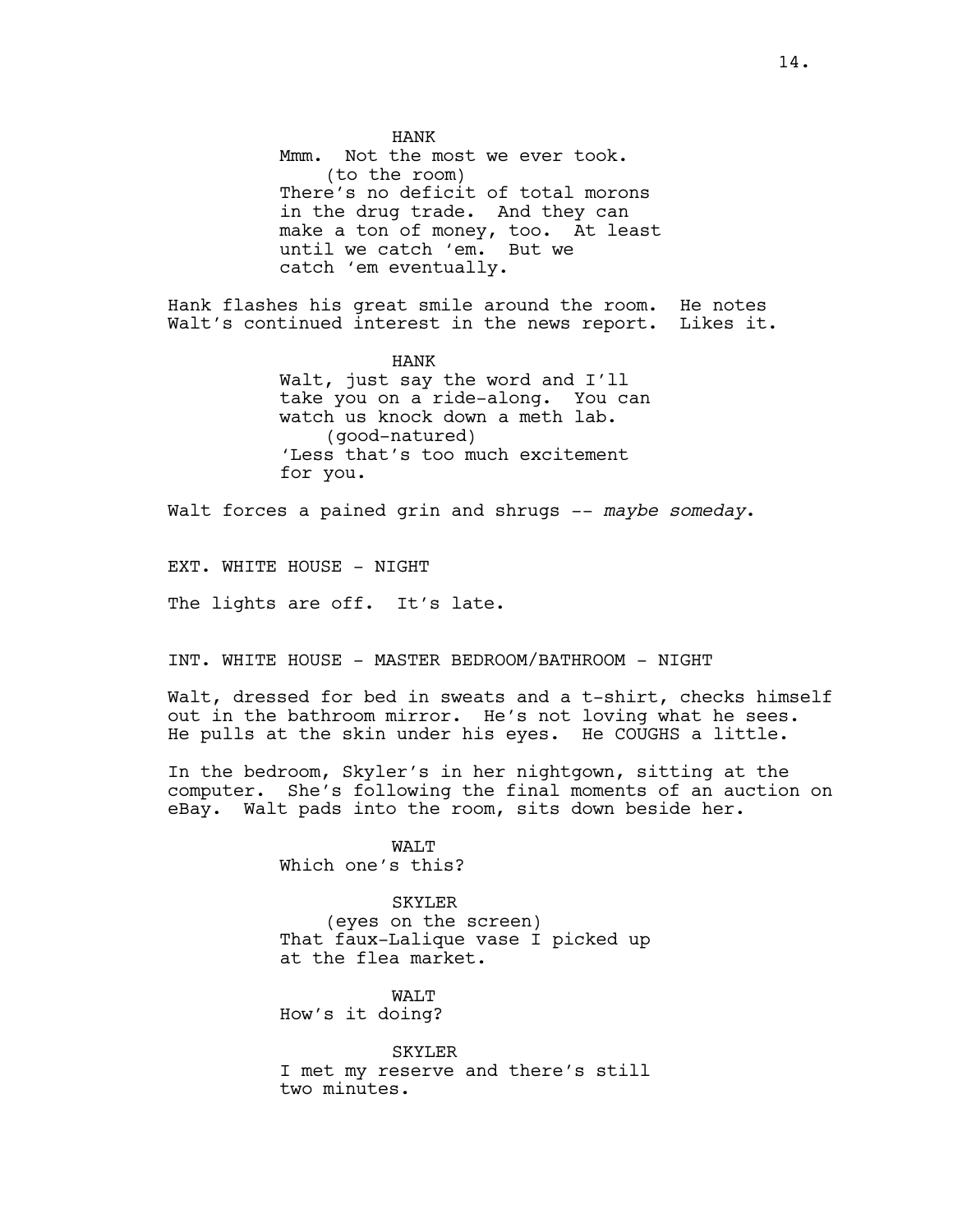HANK
Mmm. Not the most we ever took.
(to the room)
There's no deficit of total morons in the drug trade. And they can make a ton of money, too. At least until we catch 'em. But we catch 'em eventually.

Hank flashes his great smile around the room. He notes Walt's continued interest in the news report. Likes it.

HANK
Walt, just say the word and I'll take you on a ride-along. You can watch us knock down a meth lab.
(good-natured)
'Less that's too much excitement for you.

Walt forces a pained grin and shrugs -- *maybe someday*.

EXT. WHITE HOUSE - NIGHT

The lights are off. It's late.

INT. WHITE HOUSE - MASTER BEDROOM/BATHROOM - NIGHT

Walt, dressed for bed in sweats and a t-shirt, checks himself out in the bathroom mirror. He's not loving what he sees. He pulls at the skin under his eyes. He COUGHS a little.

In the bedroom, Skyler's in her nightgown, sitting at the computer. She's following the final moments of an auction on eBay. Walt pads into the room, sits down beside her.

WALT
Which one's this?

SKYLER
(eyes on the screen)
That faux-Lalique vase I picked up at the flea market.

WALT
How's it doing?

SKYLER
I met my reserve and there's still two minutes.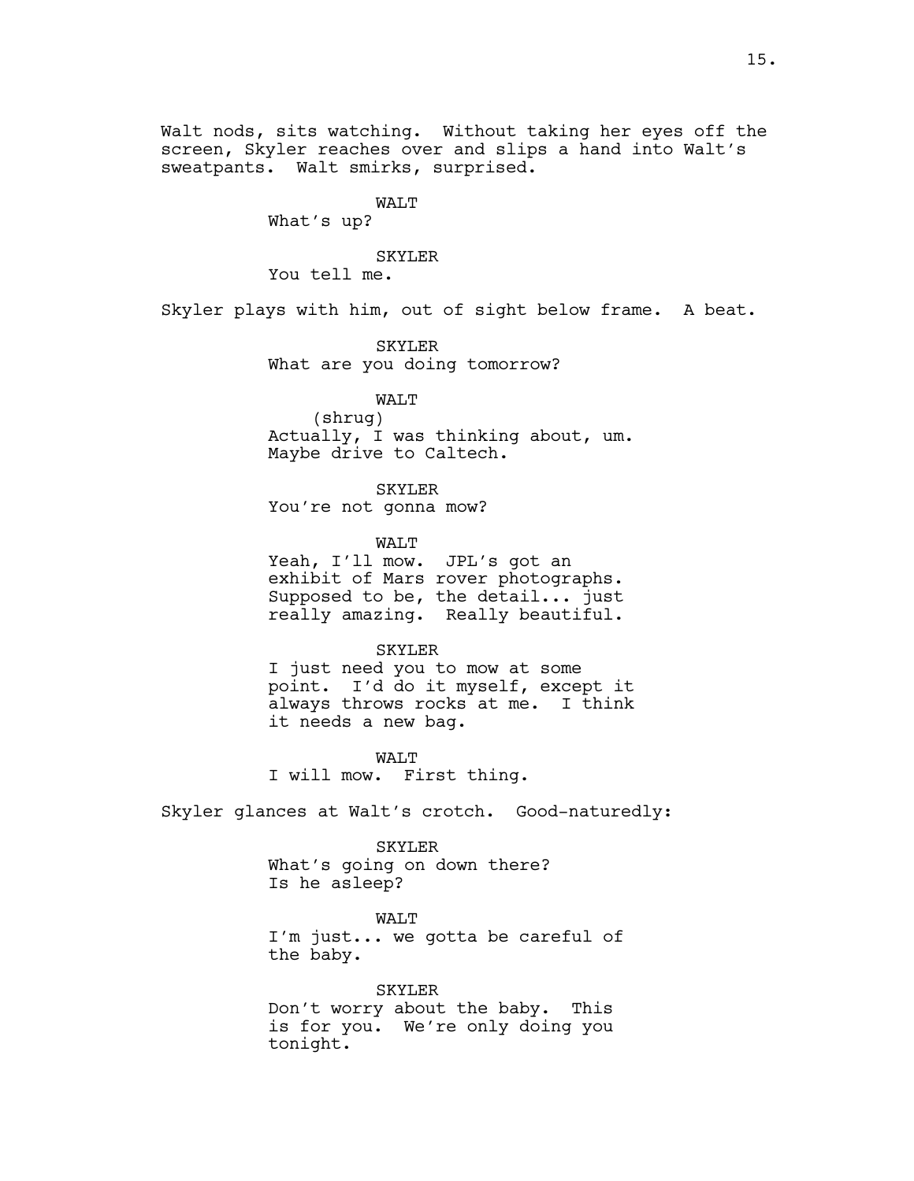Walt nods, sits watching. Without taking her eyes off the screen, Skyler reaches over and slips a hand into Walt's sweatpants. Walt smirks, surprised.

WALT
What's up?

SKYLER
You tell me.

Skyler plays with him, out of sight below frame. A beat.

SKYLER
What are you doing tomorrow?

WALT
(shrug)
Actually, I was thinking about, um. Maybe drive to Caltech.

SKYLER
You're not gonna mow?

WALT
Yeah, I'll mow. JPL's got an exhibit of Mars rover photographs. Supposed to be, the detail... just really amazing. Really beautiful.

SKYLER
I just need you to mow at some point. I'd do it myself, except it always throws rocks at me. I think it needs a new bag.

WALT
I will mow. First thing.

Skyler glances at Walt's crotch. Good-naturedly:

SKYLER
What's going on down there? Is he asleep?

WALT
I'm just... we gotta be careful of the baby.

SKYLER
Don't worry about the baby. This is for you. We're only doing you tonight.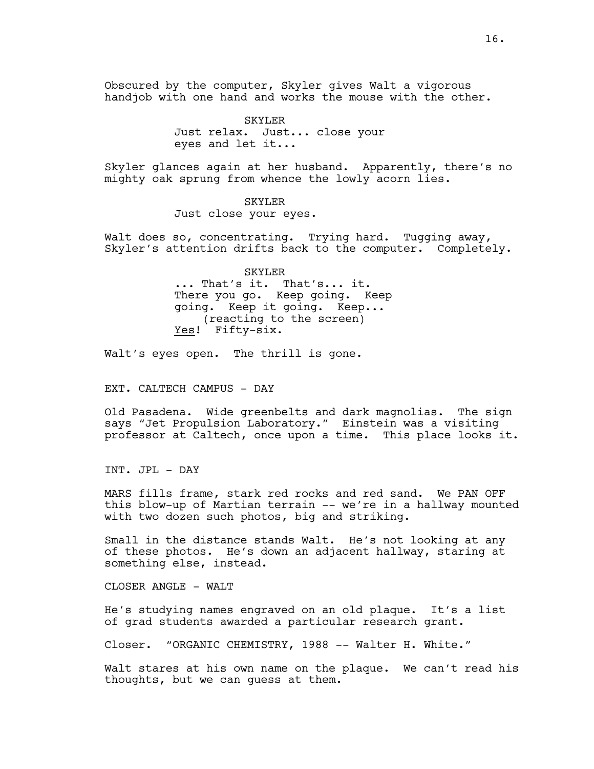Obscured by the computer, Skyler gives Walt a vigorous handjob with one hand and works the mouse with the other.

SKYLER
Just relax. Just... close your eyes and let it...

Skyler glances again at her husband. Apparently, there's no mighty oak sprung from whence the lowly acorn lies.

SKYLER
Just close your eyes.

Walt does so, concentrating. Trying hard. Tugging away, Skyler's attention drifts back to the computer. Completely.

SKYLER
... That's it. That's... it. There you go. Keep going. Keep going. Keep it going. Keep...
(reacting to the screen)
Yes! Fifty-six.

Walt's eyes open. The thrill is gone.

EXT. CALTECH CAMPUS - DAY

Old Pasadena. Wide greenbelts and dark magnolias. The sign says "Jet Propulsion Laboratory." Einstein was a visiting professor at Caltech, once upon a time. This place looks it.

INT. JPL - DAY

MARS fills frame, stark red rocks and red sand. We PAN OFF this blow-up of Martian terrain -- we're in a hallway mounted with two dozen such photos, big and striking.

Small in the distance stands Walt. He's not looking at any of these photos. He's down an adjacent hallway, staring at something else, instead.

CLOSER ANGLE - WALT

He's studying names engraved on an old plaque. It's a list of grad students awarded a particular research grant.

Closer. "ORGANIC CHEMISTRY, 1988 -- Walter H. White."

Walt stares at his own name on the plaque. We can't read his thoughts, but we can guess at them.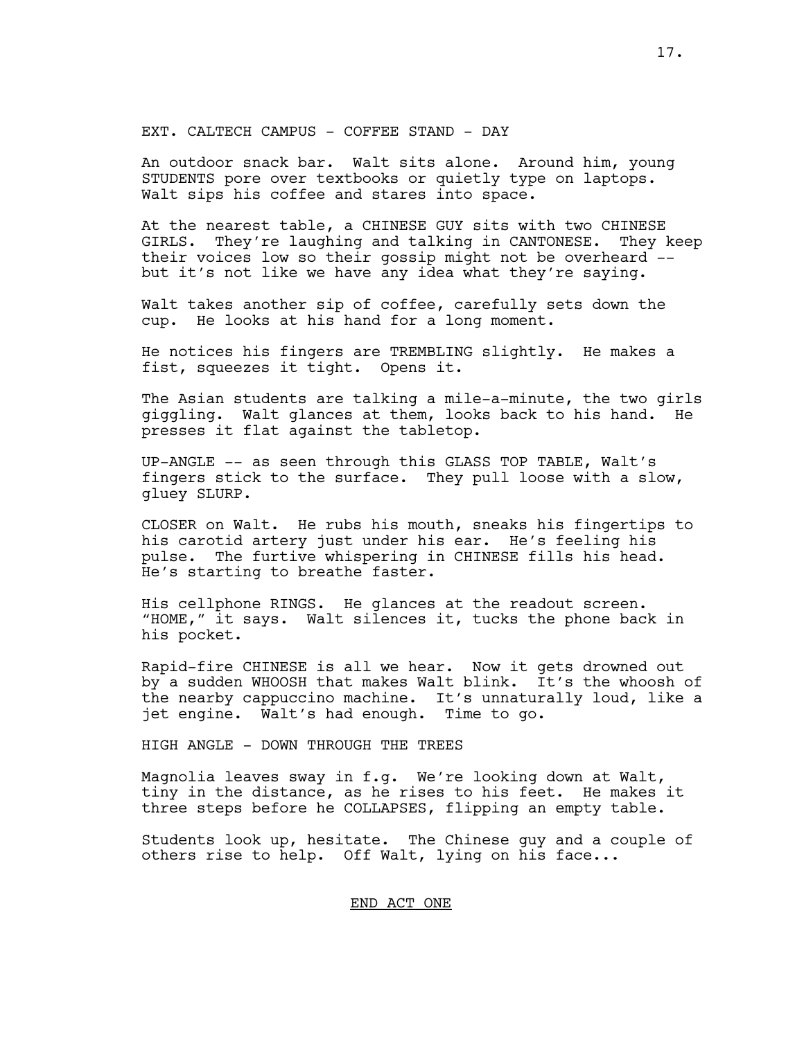EXT. CALTECH CAMPUS - COFFEE STAND - DAY

An outdoor snack bar. Walt sits alone. Around him, young STUDENTS pore over textbooks or quietly type on laptops. Walt sips his coffee and stares into space.

At the nearest table, a CHINESE GUY sits with two CHINESE GIRLS. They're laughing and talking in CANTONESE. They keep their voices low so their gossip might not be overheard -- but it's not like we have any idea what they're saying.

Walt takes another sip of coffee, carefully sets down the cup. He looks at his hand for a long moment.

He notices his fingers are TREMBLING slightly. He makes a fist, squeezes it tight. Opens it.

The Asian students are talking a mile-a-minute, the two girls giggling. Walt glances at them, looks back to his hand. He presses it flat against the tabletop.

UP-ANGLE -- as seen through this GLASS TOP TABLE, Walt's fingers stick to the surface. They pull loose with a slow, gluey SLURP.

CLOSER on Walt. He rubs his mouth, sneaks his fingertips to his carotid artery just under his ear. He's feeling his pulse. The furtive whispering in CHINESE fills his head. He's starting to breathe faster.

His cellphone RINGS. He glances at the readout screen. "HOME," it says. Walt silences it, tucks the phone back in his pocket.

Rapid-fire CHINESE is all we hear. Now it gets drowned out by a sudden WHOOSH that makes Walt blink. It's the whoosh of the nearby cappuccino machine. It's unnaturally loud, like a jet engine. Walt's had enough. Time to go.

HIGH ANGLE - DOWN THROUGH THE TREES

Magnolia leaves sway in f.g. We're looking down at Walt, tiny in the distance, as he rises to his feet. He makes it three steps before he COLLAPSES, flipping an empty table.

Students look up, hesitate. The Chinese guy and a couple of others rise to help. Off Walt, lying on his face...

END ACT ONE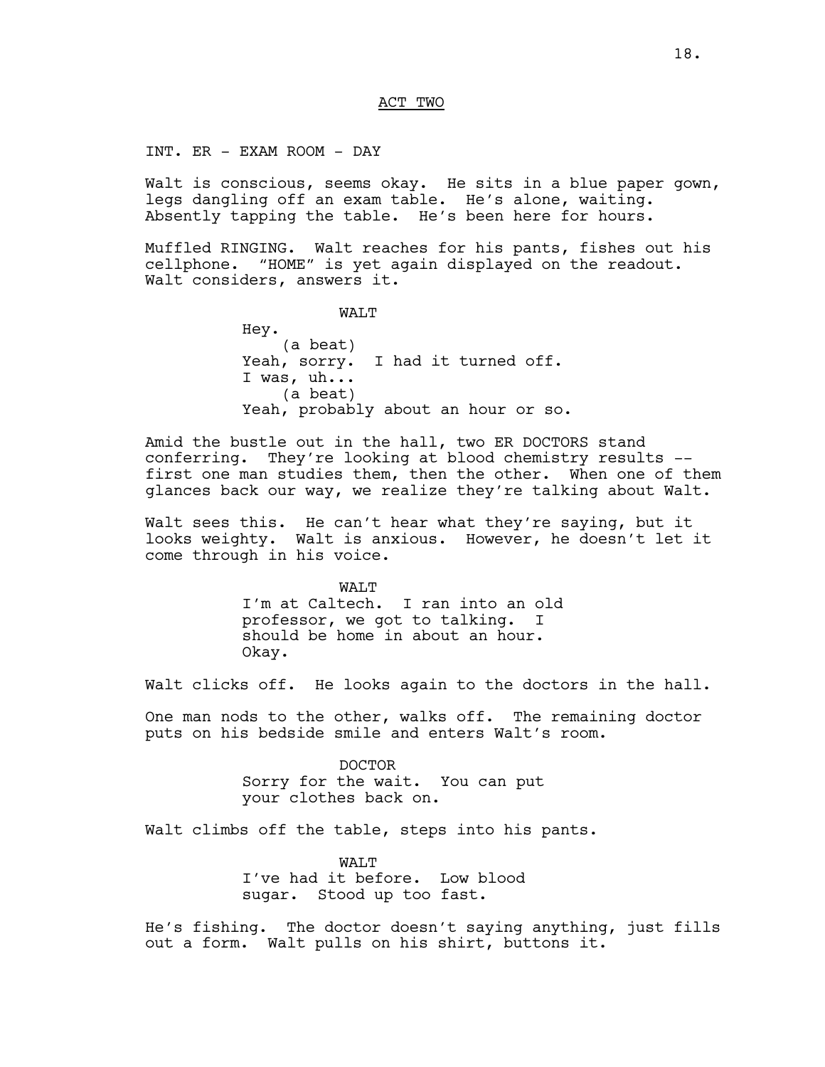ACT TWO

INT. ER - EXAM ROOM - DAY

Walt is conscious, seems okay. He sits in a blue paper gown, legs dangling off an exam table. He's alone, waiting. Absently tapping the table. He's been here for hours.

Muffled RINGING. Walt reaches for his pants, fishes out his cellphone. "HOME" is yet again displayed on the readout. Walt considers, answers it.

WALT
Hey.
(a beat)
Yeah, sorry. I had it turned off.
I was, uh...
(a beat)
Yeah, probably about an hour or so.

Amid the bustle out in the hall, two ER DOCTORS stand conferring. They're looking at blood chemistry results -- first one man studies them, then the other. When one of them glances back our way, we realize they're talking about Walt.

Walt sees this. He can't hear what they're saying, but it looks weighty. Walt is anxious. However, he doesn't let it come through in his voice.

WALT
I'm at Caltech. I ran into an old professor, we got to talking. I should be home in about an hour.
Okay.

Walt clicks off. He looks again to the doctors in the hall.

One man nods to the other, walks off. The remaining doctor puts on his bedside smile and enters Walt's room.

DOCTOR
Sorry for the wait. You can put your clothes back on.

Walt climbs off the table, steps into his pants.

WALT
I've had it before. Low blood sugar. Stood up too fast.

He's fishing. The doctor doesn't saying anything, just fills out a form. Walt pulls on his shirt, buttons it.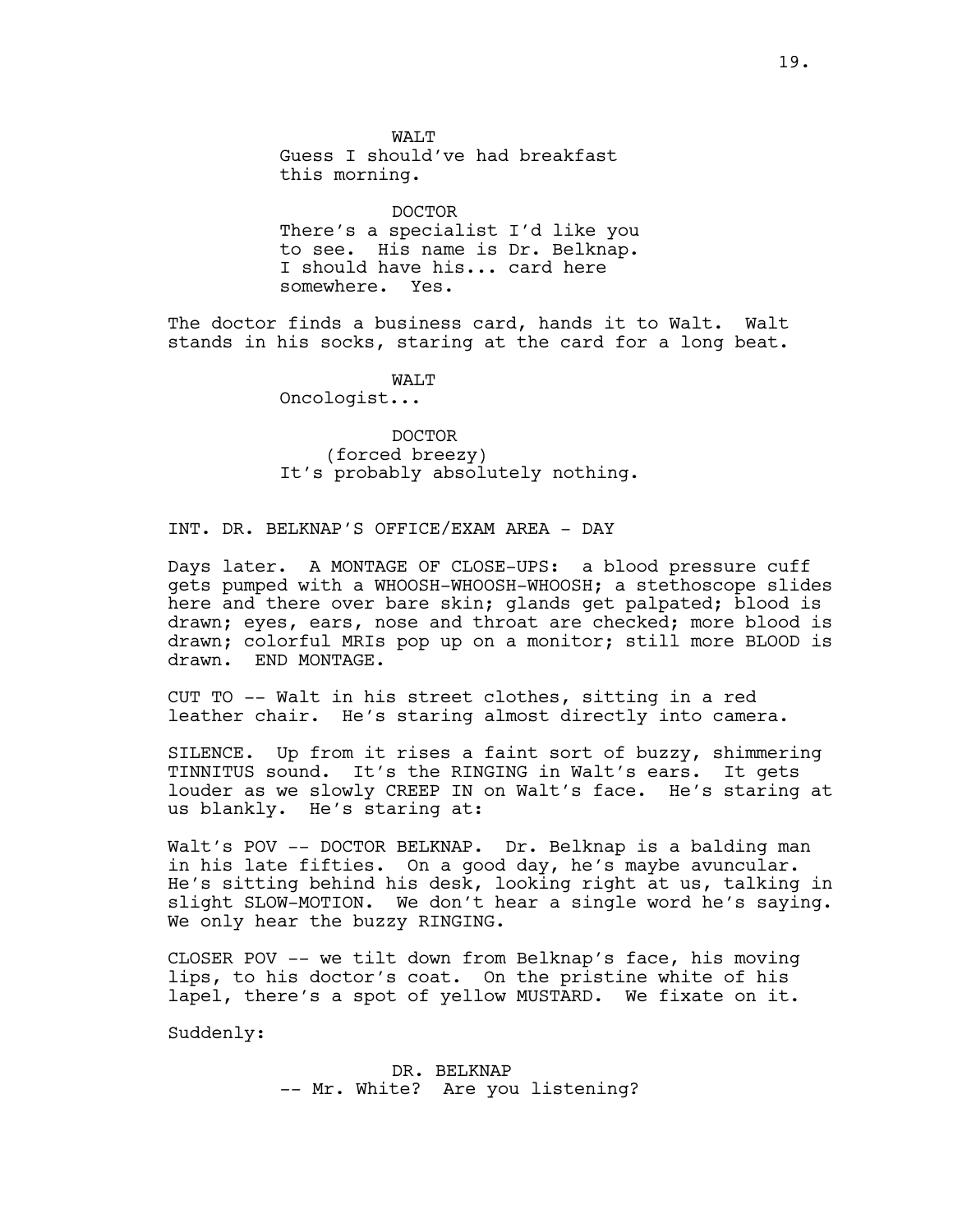WALT

Guess I should've had breakfast this morning.

DOCTOR

There's a specialist I'd like you to see. His name is Dr. Belknap. I should have his... card here somewhere. Yes.

The doctor finds a business card, hands it to Walt. Walt stands in his socks, staring at the card for a long beat.

WALT

Oncologist...

DOCTOR

(forced breezy)

It's probably absolutely nothing.

INT. DR. BELKNAP'S OFFICE/EXAM AREA - DAY

Days later. A MONTAGE OF CLOSE-UPS: a blood pressure cuff gets pumped with a WHOOSH-WHOOSH-WHOOSH; a stethoscope slides here and there over bare skin; glands get palpated; blood is drawn; eyes, ears, nose and throat are checked; more blood is drawn; colorful MRIs pop up on a monitor; still more BLOOD is drawn. END MONTAGE.

CUT TO -- Walt in his street clothes, sitting in a red leather chair. He's staring almost directly into camera.

SILENCE. Up from it rises a faint sort of buzzy, shimmering TINNITUS sound. It's the RINGING in Walt's ears. It gets louder as we slowly CREEP IN on Walt's face. He's staring at us blankly. He's staring at:

Walt's POV -- DOCTOR BELKNAP. Dr. Belknap is a balding man in his late fifties. On a good day, he's maybe avuncular. He's sitting behind his desk, looking right at us, talking in slight SLOW-MOTION. We don't hear a single word he's saying. We only hear the buzzy RINGING.

CLOSER POV -- we tilt down from Belknap's face, his moving lips, to his doctor's coat. On the pristine white of his lapel, there's a spot of yellow MUSTARD. We fixate on it.

Suddenly:

DR. BELKNAP

-- Mr. White? Are you listening?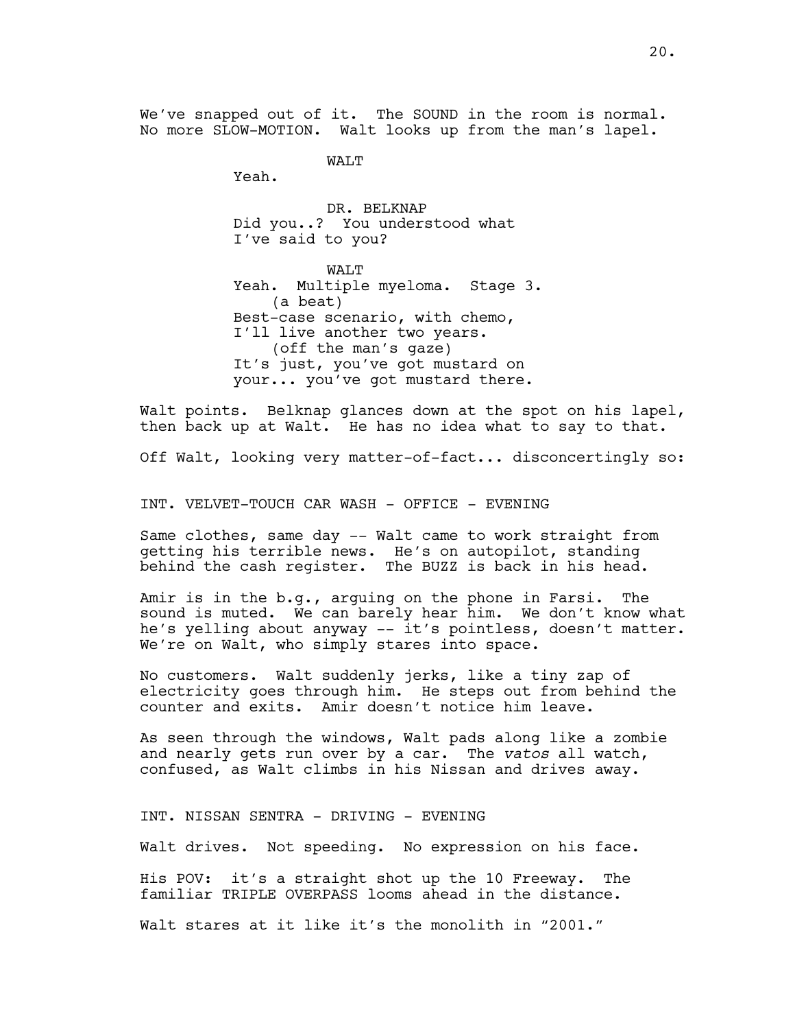We've snapped out of it. The SOUND in the room is normal. No more SLOW-MOTION. Walt looks up from the man's lapel.

WALT
Yeah.

DR. BELKNAP
Did you..? You understood what I've said to you?

WALT
Yeah. Multiple myeloma. Stage 3.
(a beat)
Best-case scenario, with chemo, I'll live another two years.
(off the man's gaze)
It's just, you've got mustard on your... you've got mustard there.

Walt points. Belknap glances down at the spot on his lapel, then back up at Walt. He has no idea what to say to that.

Off Walt, looking very matter-of-fact... disconcertingly so:

INT. VELVET-TOUCH CAR WASH - OFFICE - EVENING

Same clothes, same day -- Walt came to work straight from getting his terrible news. He's on autopilot, standing behind the cash register. The BUZZ is back in his head.

Amir is in the b.g., arguing on the phone in Farsi. The sound is muted. We can barely hear him. We don't know what he's yelling about anyway -- it's pointless, doesn't matter. We're on Walt, who simply stares into space.

No customers. Walt suddenly jerks, like a tiny zap of electricity goes through him. He steps out from behind the counter and exits. Amir doesn't notice him leave.

As seen through the windows, Walt pads along like a zombie and nearly gets run over by a car. The *vatos* all watch, confused, as Walt climbs in his Nissan and drives away.

INT. NISSAN SENTRA - DRIVING - EVENING

Walt drives. Not speeding. No expression on his face.

His POV: it's a straight shot up the 10 Freeway. The familiar TRIPLE OVERPASS looms ahead in the distance.

Walt stares at it like it's the monolith in "2001."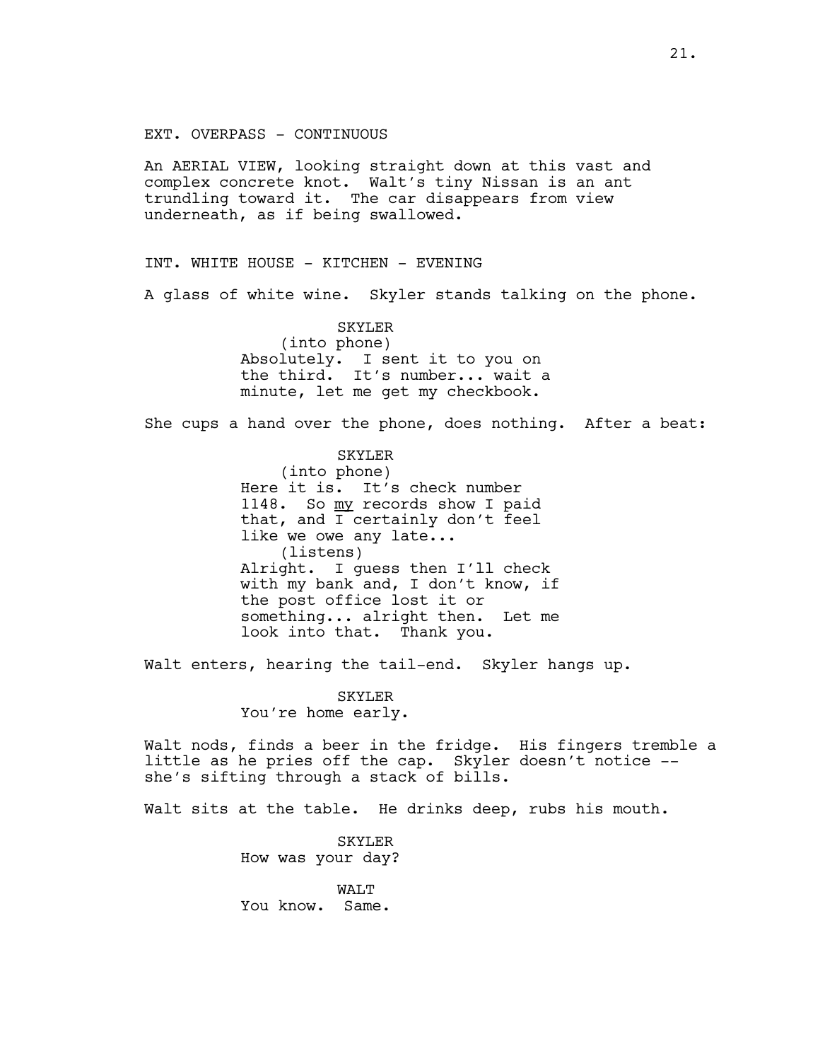EXT. OVERPASS - CONTINUOUS

An AERIAL VIEW, looking straight down at this vast and complex concrete knot. Walt's tiny Nissan is an ant trundling toward it. The car disappears from view underneath, as if being swallowed.

INT. WHITE HOUSE - KITCHEN - EVENING

A glass of white wine. Skyler stands talking on the phone.

SKYLER
(into phone)
Absolutely. I sent it to you on the third. It's number... wait a minute, let me get my checkbook.

She cups a hand over the phone, does nothing. After a beat:

SKYLER
(into phone)
Here it is. It's check number 1148. So <u>my</u> records show I paid that, and I certainly don't feel like we owe any late...
(listens)
Alright. I guess then I'll check with my bank and, I don't know, if the post office lost it or something... alright then. Let me look into that. Thank you.

Walt enters, hearing the tail-end. Skyler hangs up.

SKYLER
You're home early.

Walt nods, finds a beer in the fridge. His fingers tremble a little as he pries off the cap. Skyler doesn't notice -- she's sifting through a stack of bills.

Walt sits at the table. He drinks deep, rubs his mouth.

SKYLER
How was your day?

WALT
You know. Same.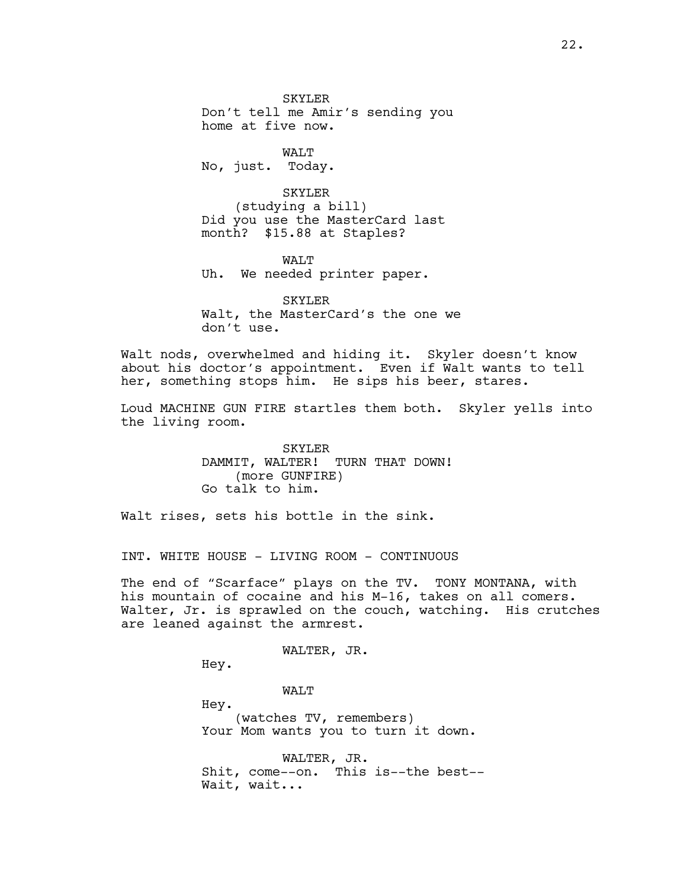SKYLER
Don't tell me Amir's sending you home at five now.

WALT
No, just. Today.

SKYLER
(studying a bill)
Did you use the MasterCard last month? $15.88 at Staples?

WALT
Uh. We needed printer paper.

SKYLER
Walt, the MasterCard's the one we don't use.

Walt nods, overwhelmed and hiding it. Skyler doesn't know about his doctor's appointment. Even if Walt wants to tell her, something stops him. He sips his beer, stares.

Loud MACHINE GUN FIRE startles them both. Skyler yells into the living room.

SKYLER
DAMMIT, WALTER! TURN THAT DOWN!
(more GUNFIRE)
Go talk to him.

Walt rises, sets his bottle in the sink.

INT. WHITE HOUSE - LIVING ROOM - CONTINUOUS

The end of "Scarface" plays on the TV. TONY MONTANA, with his mountain of cocaine and his M-16, takes on all comers. Walter, Jr. is sprawled on the couch, watching. His crutches are leaned against the armrest.

WALTER, JR.
Hey.

WALT
Hey.
(watches TV, remembers)
Your Mom wants you to turn it down.

WALTER, JR.
Shit, come--on. This is--the best--
Wait, wait...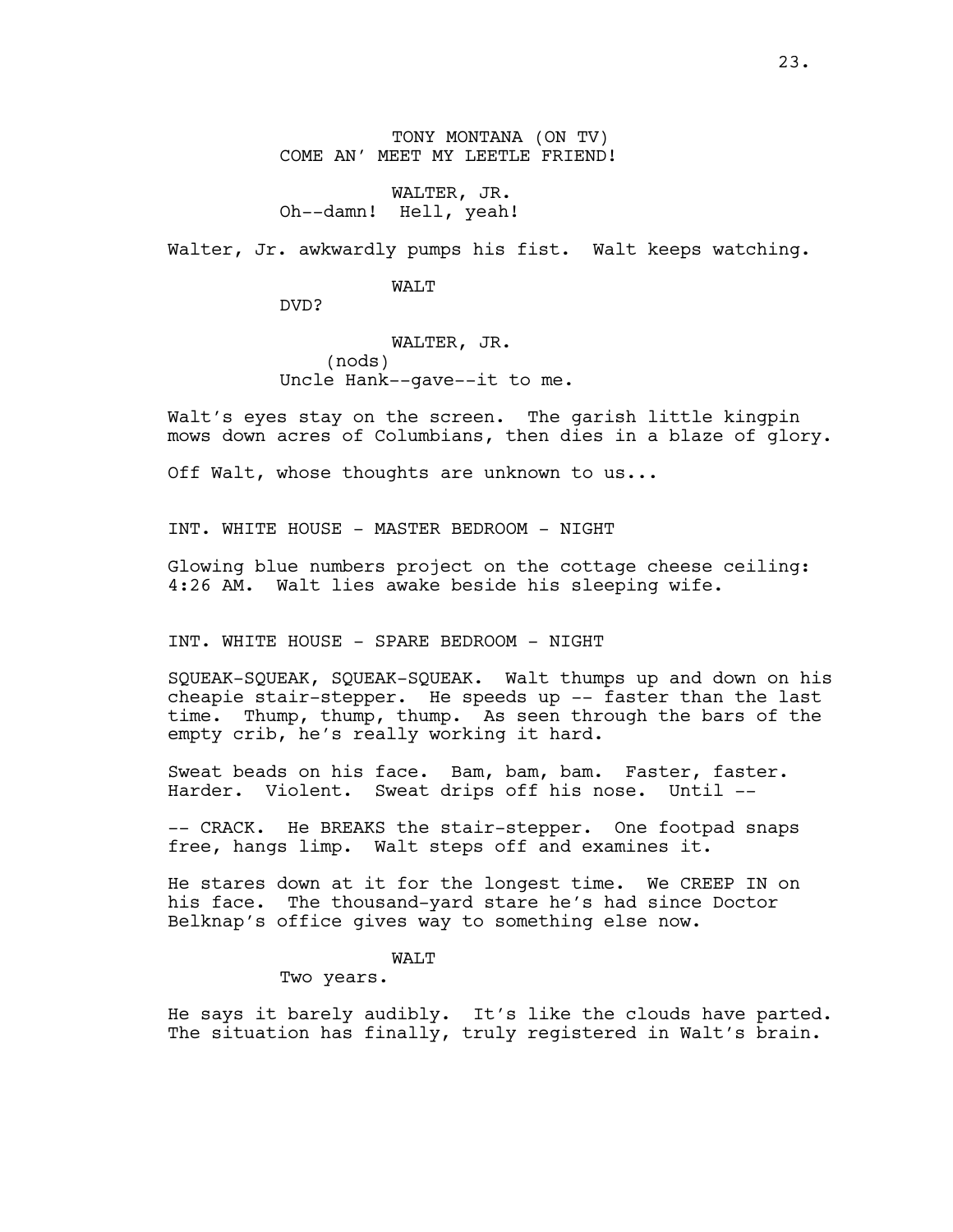TONY MONTANA (ON TV)
COME AN' MEET MY LEETLE FRIEND!

WALTER, JR.
Oh--damn! Hell, yeah!

Walter, Jr. awkwardly pumps his fist. Walt keeps watching.

WALT
DVD?

WALTER, JR.
(nods)
Uncle Hank--gave--it to me.

Walt's eyes stay on the screen. The garish little kingpin mows down acres of Columbians, then dies in a blaze of glory.

Off Walt, whose thoughts are unknown to us...

INT. WHITE HOUSE - MASTER BEDROOM - NIGHT

Glowing blue numbers project on the cottage cheese ceiling: 4:26 AM. Walt lies awake beside his sleeping wife.

INT. WHITE HOUSE - SPARE BEDROOM - NIGHT

SQUEAK-SQUEAK, SQUEAK-SQUEAK. Walt thumps up and down on his cheapie stair-stepper. He speeds up -- faster than the last time. Thump, thump, thump. As seen through the bars of the empty crib, he's really working it hard.

Sweat beads on his face. Bam, bam, bam. Faster, faster. Harder. Violent. Sweat drips off his nose. Until --

-- CRACK. He BREAKS the stair-stepper. One footpad snaps free, hangs limp. Walt steps off and examines it.

He stares down at it for the longest time. We CREEP IN on his face. The thousand-yard stare he's had since Doctor Belknap's office gives way to something else now.

WALT
Two years.

He says it barely audibly. It's like the clouds have parted. The situation has finally, truly registered in Walt's brain.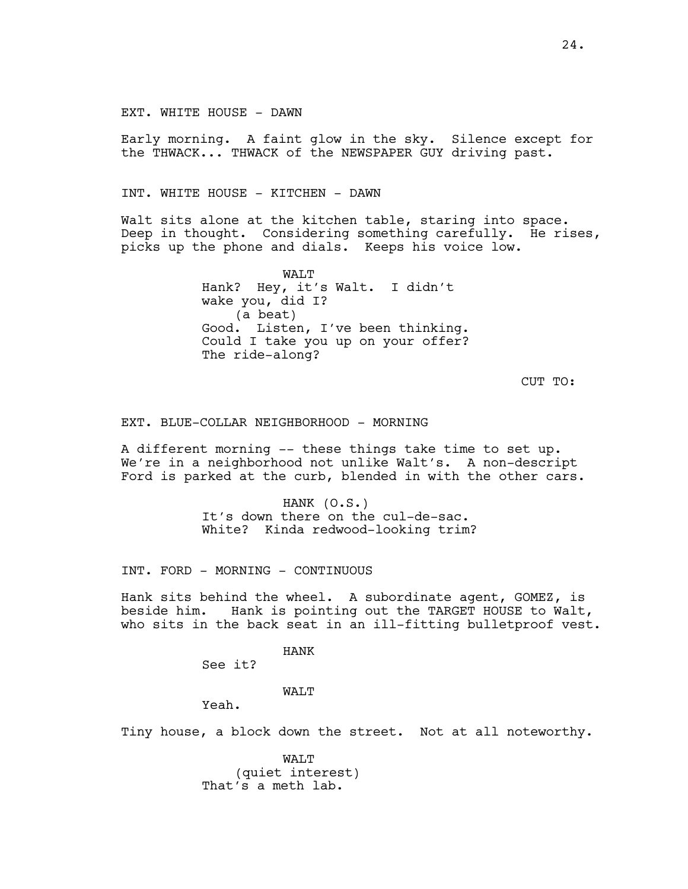EXT. WHITE HOUSE - DAWN

Early morning. A faint glow in the sky. Silence except for the THWACK... THWACK of the NEWSPAPER GUY driving past.

INT. WHITE HOUSE - KITCHEN - DAWN

Walt sits alone at the kitchen table, staring into space. Deep in thought. Considering something carefully. He rises, picks up the phone and dials. Keeps his voice low.

WALT
Hank? Hey, it's Walt. I didn't wake you, did I?
(a beat)
Good. Listen, I've been thinking. Could I take you up on your offer? The ride-along?

CUT TO:

EXT. BLUE-COLLAR NEIGHBORHOOD - MORNING

A different morning -- these things take time to set up. We're in a neighborhood not unlike Walt's. A non-descript Ford is parked at the curb, blended in with the other cars.

HANK (O.S.)
It's down there on the cul-de-sac. White? Kinda redwood-looking trim?

INT. FORD - MORNING - CONTINUOUS

Hank sits behind the wheel. A subordinate agent, GOMEZ, is beside him. Hank is pointing out the TARGET HOUSE to Walt, who sits in the back seat in an ill-fitting bulletproof vest.

HANK
See it?

WALT
Yeah.

Tiny house, a block down the street. Not at all noteworthy.

WALT
(quiet interest)
That's a meth lab.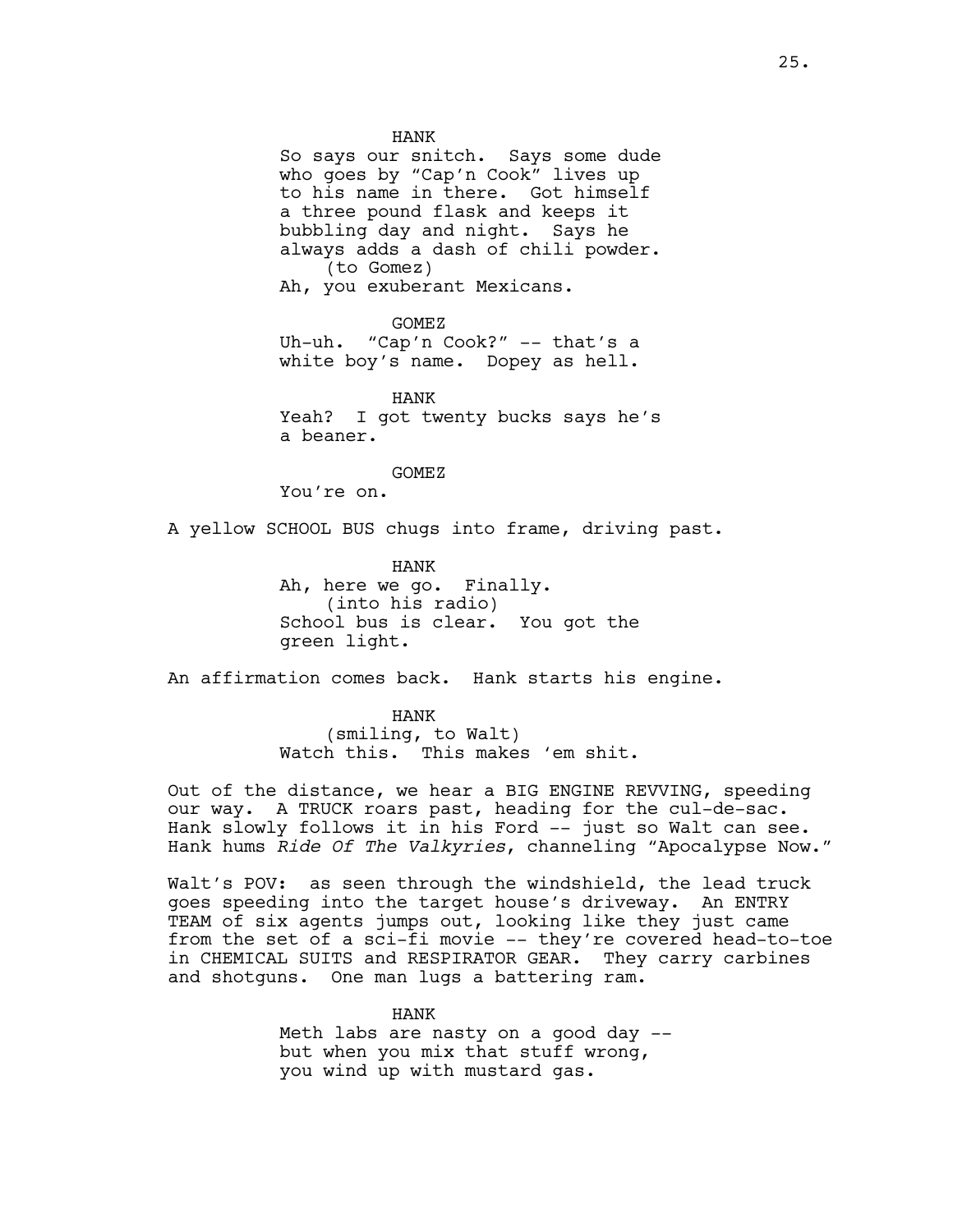HANK
So says our snitch. Says some dude who goes by "Cap'n Cook" lives up to his name in there. Got himself a three pound flask and keeps it bubbling day and night. Says he always adds a dash of chili powder.
(to Gomez)
Ah, you exuberant Mexicans.

GOMEZ
Uh-uh. "Cap'n Cook?" -- that's a white boy's name. Dopey as hell.

HANK
Yeah? I got twenty bucks says he's a beaner.

GOMEZ
You're on.

A yellow SCHOOL BUS chugs into frame, driving past.

HANK
Ah, here we go. Finally.
(into his radio)
School bus is clear. You got the green light.

An affirmation comes back. Hank starts his engine.

HANK
(smiling, to Walt)
Watch this. This makes 'em shit.

Out of the distance, we hear a BIG ENGINE REVVING, speeding our way. A TRUCK roars past, heading for the cul-de-sac. Hank slowly follows it in his Ford -- just so Walt can see. Hank hums *Ride Of The Valkyries*, channeling "Apocalypse Now."

Walt's POV: as seen through the windshield, the lead truck goes speeding into the target house's driveway. An ENTRY TEAM of six agents jumps out, looking like they just came from the set of a sci-fi movie -- they're covered head-to-toe in CHEMICAL SUITS and RESPIRATOR GEAR. They carry carbines and shotguns. One man lugs a battering ram.

HANK
Meth labs are nasty on a good day -- but when you mix that stuff wrong, you wind up with mustard gas.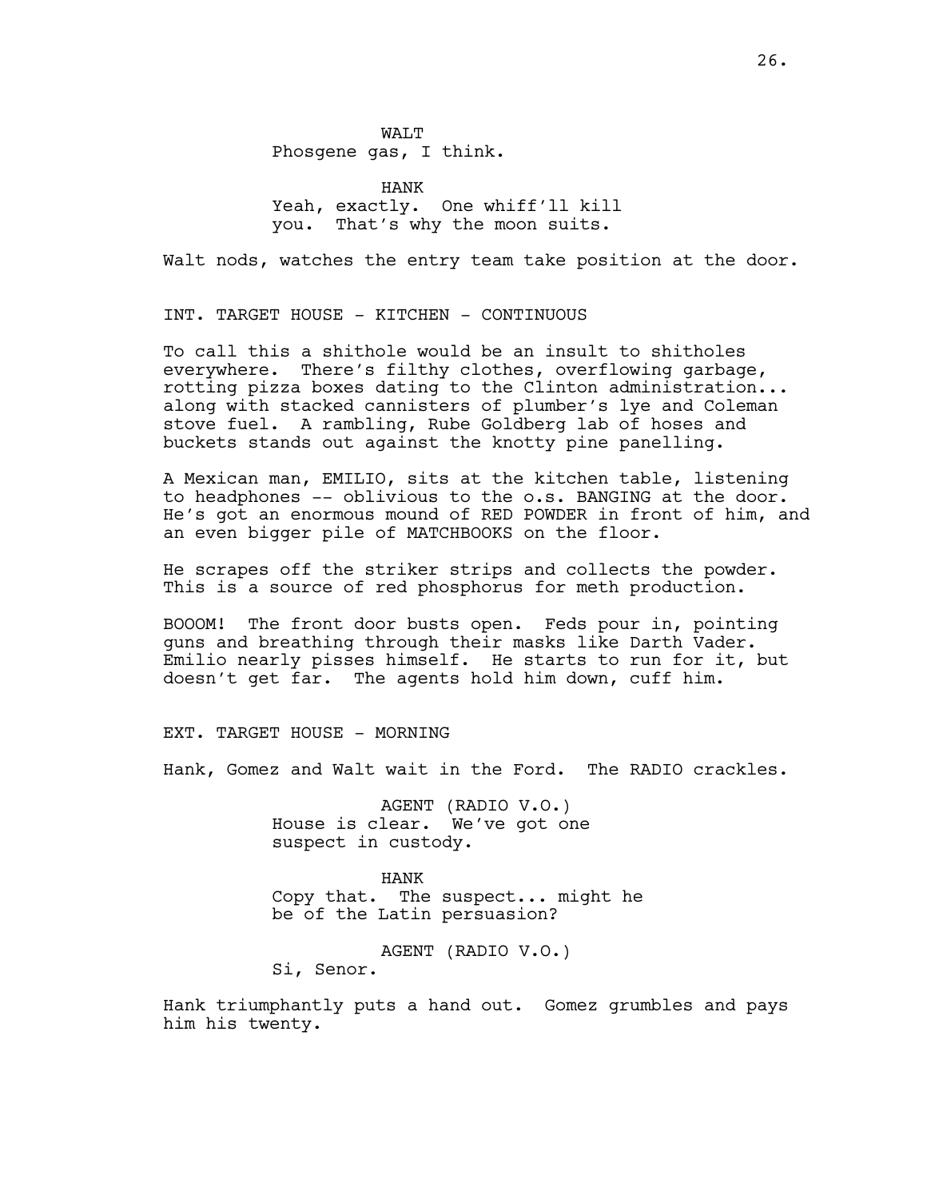WALT
Phosgene gas, I think.

HANK
Yeah, exactly. One whiff'll kill you. That's why the moon suits.

Walt nods, watches the entry team take position at the door.

INT. TARGET HOUSE - KITCHEN - CONTINUOUS

To call this a shithole would be an insult to shitholes everywhere. There's filthy clothes, overflowing garbage, rotting pizza boxes dating to the Clinton administration... along with stacked cannisters of plumber's lye and Coleman stove fuel. A rambling, Rube Goldberg lab of hoses and buckets stands out against the knotty pine panelling.

A Mexican man, EMILIO, sits at the kitchen table, listening to headphones -- oblivious to the o.s. BANGING at the door. He's got an enormous mound of RED POWDER in front of him, and an even bigger pile of MATCHBOOKS on the floor.

He scrapes off the striker strips and collects the powder. This is a source of red phosphorus for meth production.

BOOOM! The front door busts open. Feds pour in, pointing guns and breathing through their masks like Darth Vader. Emilio nearly pisses himself. He starts to run for it, but doesn't get far. The agents hold him down, cuff him.

EXT. TARGET HOUSE - MORNING

Hank, Gomez and Walt wait in the Ford. The RADIO crackles.

AGENT (RADIO V.O.)
House is clear. We've got one suspect in custody.

HANK
Copy that. The suspect... might he be of the Latin persuasion?

AGENT (RADIO V.O.)
Si, Senor.

Hank triumphantly puts a hand out. Gomez grumbles and pays him his twenty.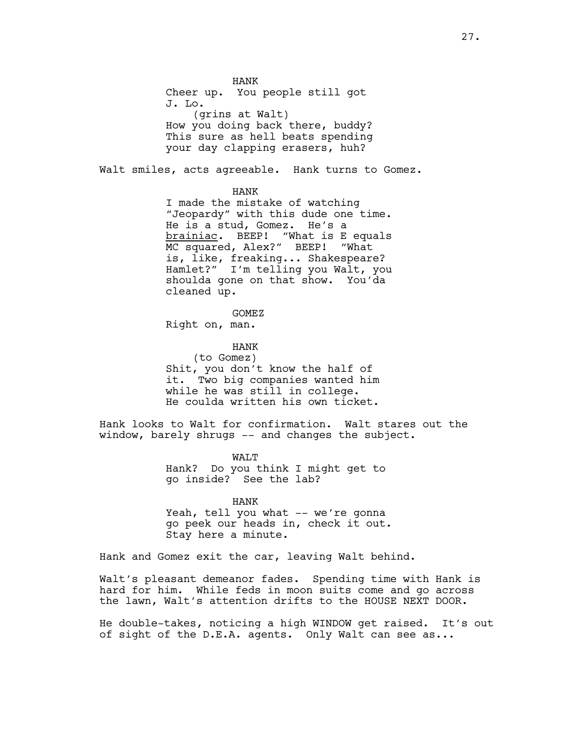HANK
Cheer up. You people still got J. Lo.
(grins at Walt)
How you doing back there, buddy? This sure as hell beats spending your day clapping erasers, huh?

Walt smiles, acts agreeable. Hank turns to Gomez.

HANK
I made the mistake of watching "Jeopardy" with this dude one time. He is a stud, Gomez. He's a <u>brainiac</u>. BEEP! "What is E equals MC squared, Alex?" BEEP! "What is, like, freaking... Shakespeare? Hamlet?" I'm telling you Walt, you shoulda gone on that show. You'da cleaned up.

GOMEZ
Right on, man.

HANK
(to Gomez)
Shit, you don't know the half of it. Two big companies wanted him while he was still in college. He coulda written his own ticket.

Hank looks to Walt for confirmation. Walt stares out the window, barely shrugs -- and changes the subject.

WALT
Hank? Do you think I might get to go inside? See the lab?

HANK
Yeah, tell you what -- we're gonna go peek our heads in, check it out. Stay here a minute.

Hank and Gomez exit the car, leaving Walt behind.

Walt's pleasant demeanor fades. Spending time with Hank is hard for him. While feds in moon suits come and go across the lawn, Walt's attention drifts to the HOUSE NEXT DOOR.

He double-takes, noticing a high WINDOW get raised. It's out of sight of the D.E.A. agents. Only Walt can see as...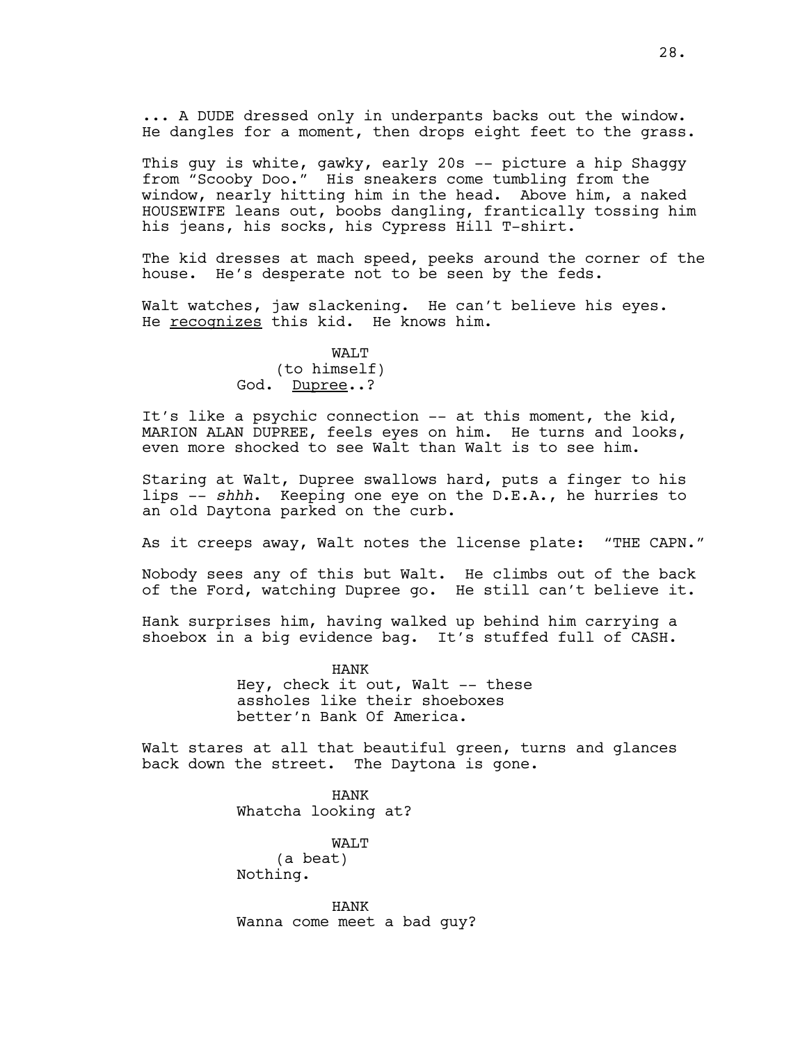... A DUDE dressed only in underpants backs out the window. He dangles for a moment, then drops eight feet to the grass.

This guy is white, gawky, early 20s -- picture a hip Shaggy from "Scooby Doo." His sneakers come tumbling from the window, nearly hitting him in the head. Above him, a naked HOUSEWIFE leans out, boobs dangling, frantically tossing him his jeans, his socks, his Cypress Hill T-shirt.

The kid dresses at mach speed, peeks around the corner of the house. He's desperate not to be seen by the feds.

Walt watches, jaw slackening. He can't believe his eyes. He <u>recognizes</u> this kid. He knows him.

WALT
(to himself)
God. <u>Dupree</u>..?

It's like a psychic connection -- at this moment, the kid, MARION ALAN DUPREE, feels eyes on him. He turns and looks, even more shocked to see Walt than Walt is to see him.

Staring at Walt, Dupree swallows hard, puts a finger to his lips -- *shhh*. Keeping one eye on the D.E.A., he hurries to an old Daytona parked on the curb.

As it creeps away, Walt notes the license plate: "THE CAPN."

Nobody sees any of this but Walt. He climbs out of the back of the Ford, watching Dupree go. He still can't believe it.

Hank surprises him, having walked up behind him carrying a shoebox in a big evidence bag. It's stuffed full of CASH.

HANK
Hey, check it out, Walt -- these assholes like their shoeboxes better'n Bank Of America.

Walt stares at all that beautiful green, turns and glances back down the street. The Daytona is gone.

HANK
Whatcha looking at?

WALT
(a beat)
Nothing.

HANK
Wanna come meet a bad guy?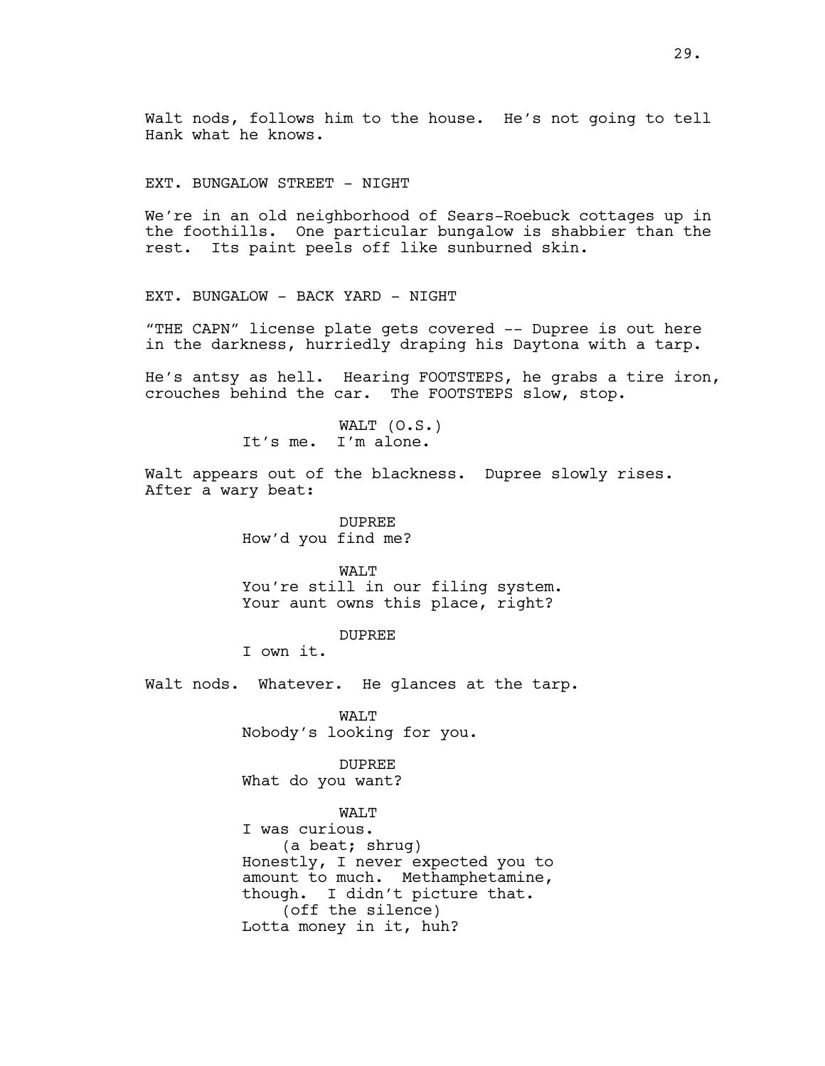Walt nods, follows him to the house. He's not going to tell Hank what he knows.

EXT. BUNGALOW STREET - NIGHT

We're in an old neighborhood of Sears-Roebuck cottages up in the foothills. One particular bungalow is shabbier than the rest. Its paint peels off like sunburned skin.

EXT. BUNGALOW - BACK YARD - NIGHT

"THE CAPN" license plate gets covered -- Dupree is out here in the darkness, hurriedly draping his Daytona with a tarp.

He's antsy as hell. Hearing FOOTSTEPS, he grabs a tire iron, crouches behind the car. The FOOTSTEPS slow, stop.

WALT (O.S.)
It's me. I'm alone.

Walt appears out of the blackness. Dupree slowly rises. After a wary beat:

DUPREE
How'd you find me?

WALT
You're still in our filing system. Your aunt owns this place, right?

DUPREE
I own it.

Walt nods. Whatever. He glances at the tarp.

WALT
Nobody's looking for you.

DUPREE
What do you want?

WALT
I was curious.
(a beat; shrug)
Honestly, I never expected you to amount to much. Methamphetamine, though. I didn't picture that.
(off the silence)
Lotta money in it, huh?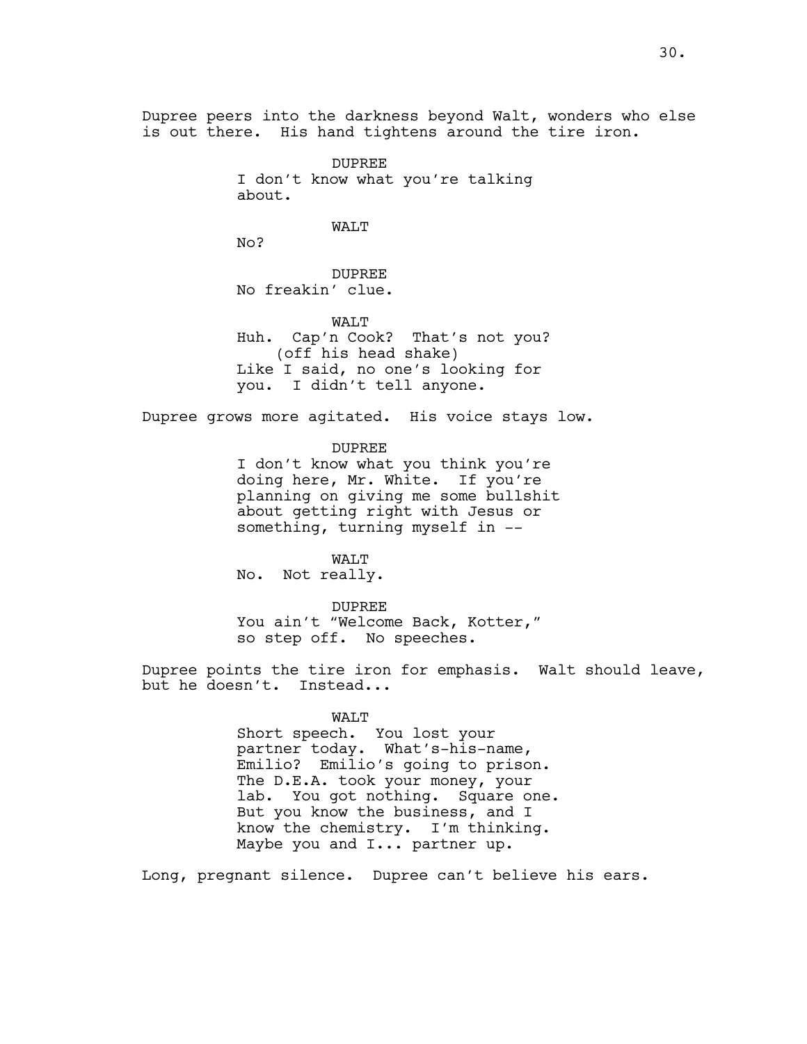Dupree peers into the darkness beyond Walt, wonders who else is out there. His hand tightens around the tire iron.

DUPREE
I don't know what you're talking about.

WALT
No?

DUPREE
No freakin' clue.

WALT
Huh. Cap'n Cook? That's not you?
(off his head shake)
Like I said, no one's looking for you. I didn't tell anyone.

Dupree grows more agitated. His voice stays low.

DUPREE
I don't know what you think you're doing here, Mr. White. If you're planning on giving me some bullshit about getting right with Jesus or something, turning myself in --

WALT
No. Not really.

DUPREE
You ain't "Welcome Back, Kotter," so step off. No speeches.

Dupree points the tire iron for emphasis. Walt should leave, but he doesn't. Instead...

WALT
Short speech. You lost your partner today. What's-his-name, Emilio? Emilio's going to prison. The D.E.A. took your money, your lab. You got nothing. Square one. But you know the business, and I know the chemistry. I'm thinking. Maybe you and I... partner up.

Long, pregnant silence. Dupree can't believe his ears.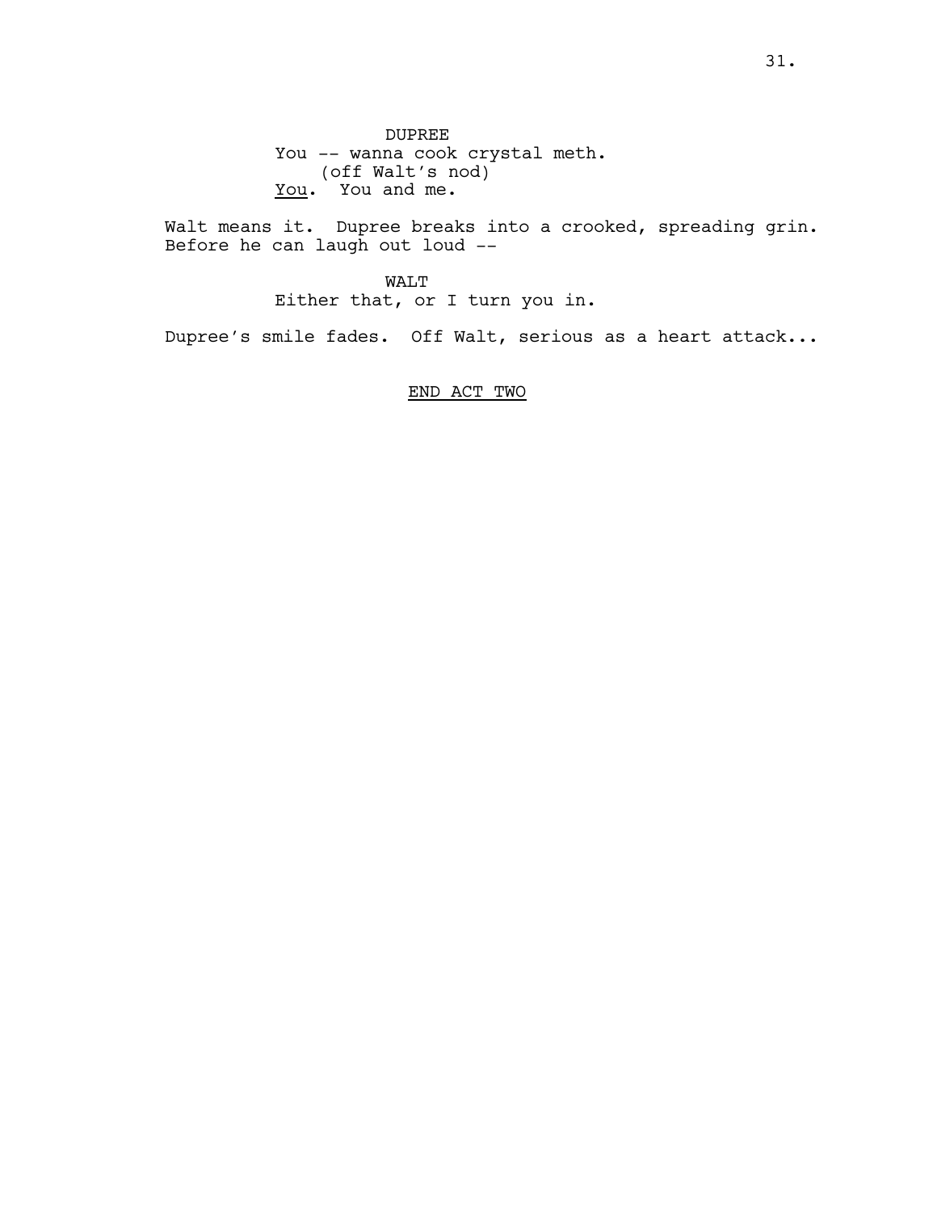DUPREE
You -- wanna cook crystal meth.
(off Walt's nod)
<u>You</u>. You and me.

Walt means it. Dupree breaks into a crooked, spreading grin. Before he can laugh out loud --

WALT
Either that, or I turn you in.

Dupree's smile fades. Off Walt, serious as a heart attack...

<u>END ACT TWO</u>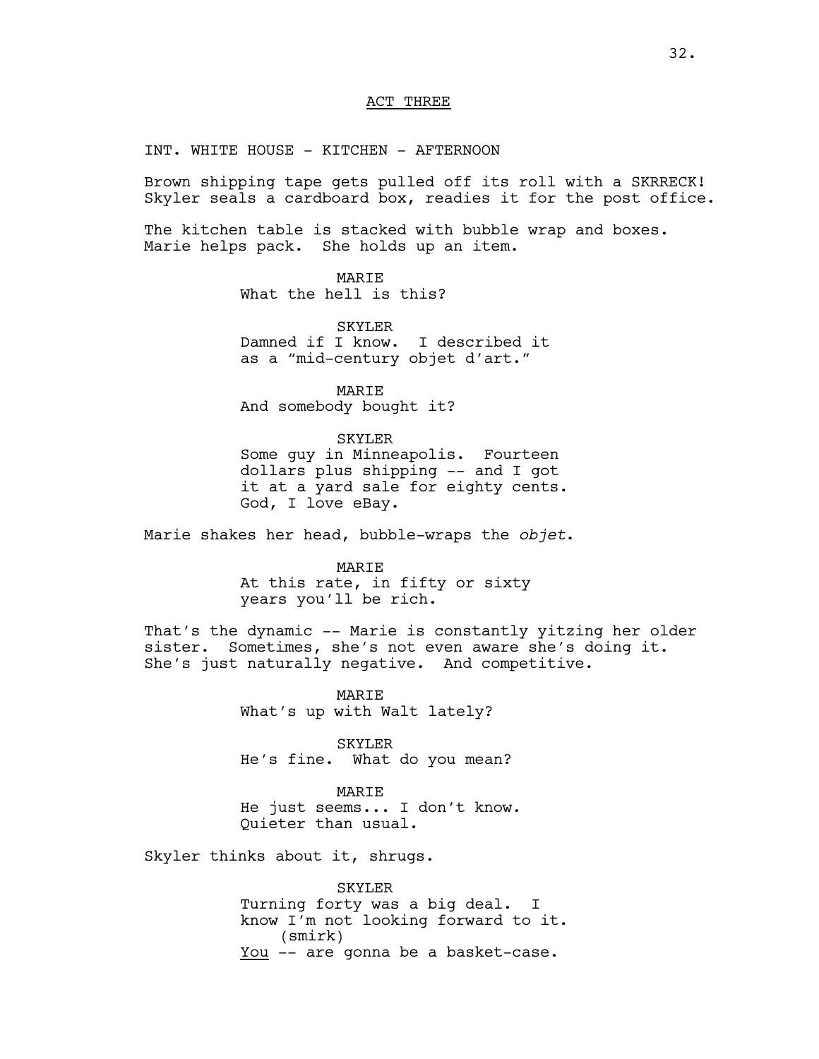## ACT THREE

INT. WHITE HOUSE - KITCHEN - AFTERNOON

Brown shipping tape gets pulled off its roll with a SKRRECK! Skyler seals a cardboard box, readies it for the post office.

The kitchen table is stacked with bubble wrap and boxes. Marie helps pack. She holds up an item.

MARIE
What the hell is this?

SKYLER
Damned if I know. I described it as a "mid-century objet d'art."

MARIE
And somebody bought it?

SKYLER
Some guy in Minneapolis. Fourteen dollars plus shipping -- and I got it at a yard sale for eighty cents. God, I love eBay.

Marie shakes her head, bubble-wraps the *objet*.

MARIE
At this rate, in fifty or sixty years you'll be rich.

That's the dynamic -- Marie is constantly yitzing her older sister. Sometimes, she's not even aware she's doing it. She's just naturally negative. And competitive.

MARIE
What's up with Walt lately?

SKYLER
He's fine. What do you mean?

MARIE
He just seems... I don't know. Quieter than usual.

Skyler thinks about it, shrugs.

SKYLER
Turning forty was a big deal. I know I'm not looking forward to it.
(smirk)
<u>You</u> -- are gonna be a basket-case.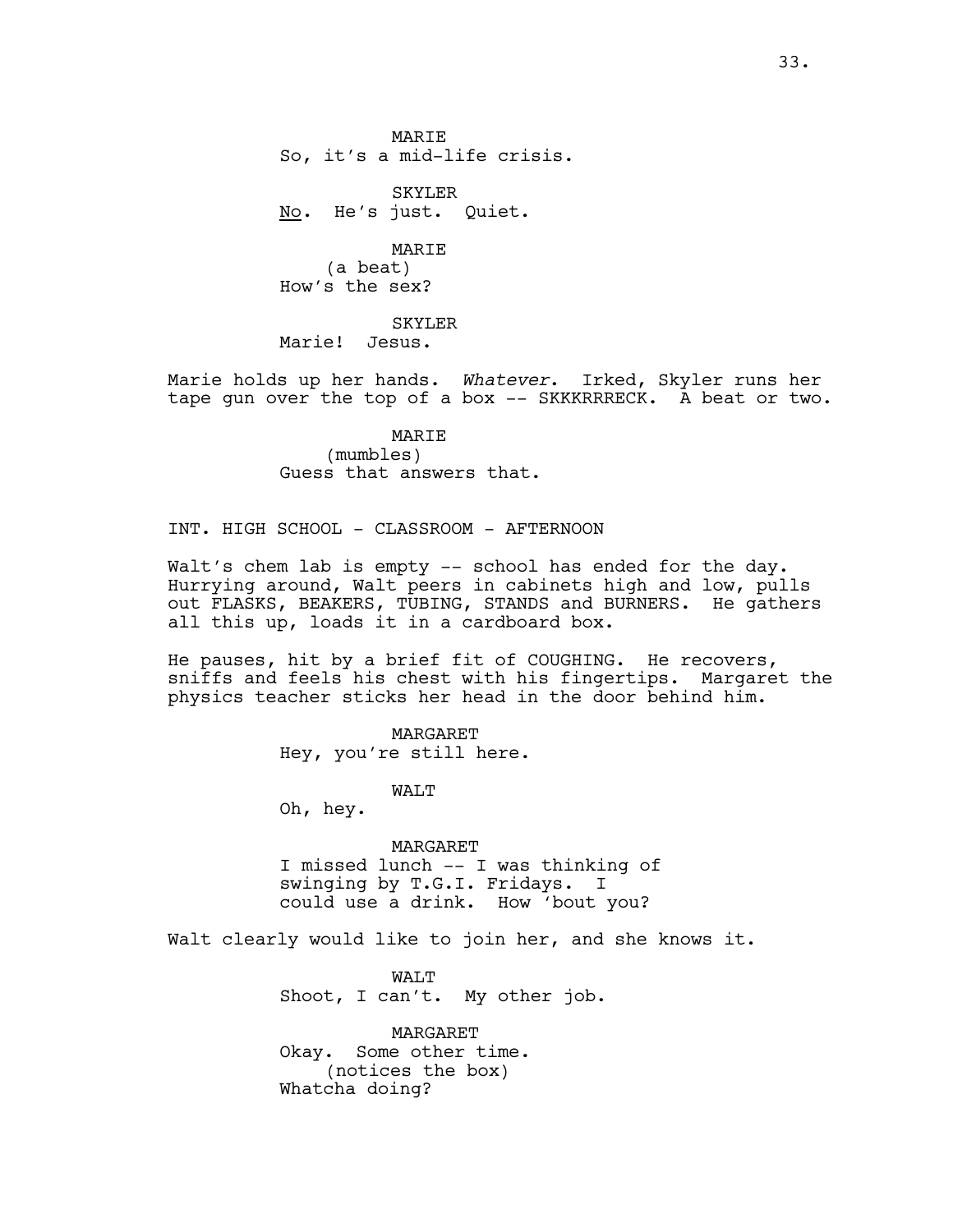MARIE
So, it's a mid-life crisis.

SKYLER
No. He's just. Quiet.

MARIE
(a beat)
How's the sex?

SKYLER
Marie! Jesus.

Marie holds up her hands. *Whatever*. Irked, Skyler runs her tape gun over the top of a box -- SKKKRRRECK. A beat or two.

MARIE
(mumbles)
Guess that answers that.

INT. HIGH SCHOOL - CLASSROOM - AFTERNOON

Walt's chem lab is empty -- school has ended for the day. Hurrying around, Walt peers in cabinets high and low, pulls out FLASKS, BEAKERS, TUBING, STANDS and BURNERS. He gathers all this up, loads it in a cardboard box.

He pauses, hit by a brief fit of COUGHING. He recovers, sniffs and feels his chest with his fingertips. Margaret the physics teacher sticks her head in the door behind him.

MARGARET
Hey, you're still here.

WALT
Oh, hey.

MARGARET
I missed lunch -- I was thinking of swinging by T.G.I. Fridays. I could use a drink. How 'bout you?

Walt clearly would like to join her, and she knows it.

WALT
Shoot, I can't. My other job.

MARGARET
Okay. Some other time.
(notices the box)
Whatcha doing?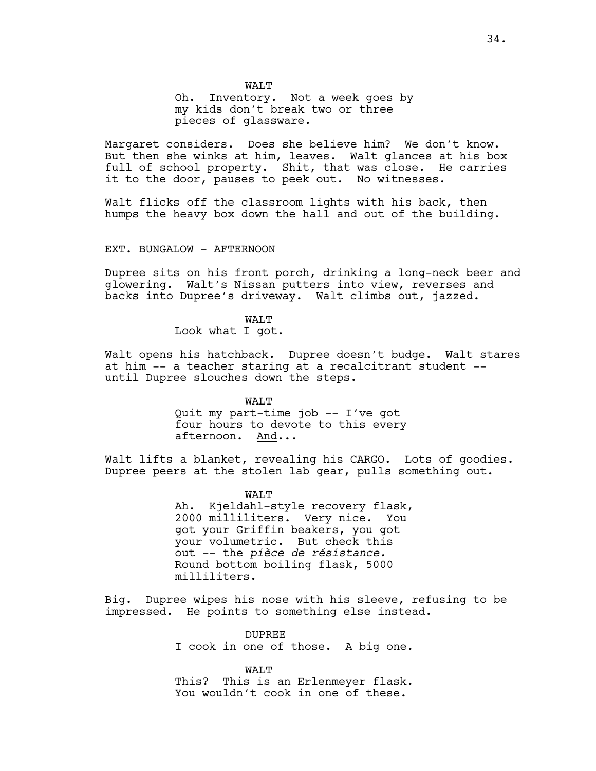WALT

Oh. Inventory. Not a week goes by my kids don't break two or three pieces of glassware.

Margaret considers. Does she believe him? We don't know. But then she winks at him, leaves. Walt glances at his box full of school property. Shit, that was close. He carries it to the door, pauses to peek out. No witnesses.

Walt flicks off the classroom lights with his back, then humps the heavy box down the hall and out of the building.

EXT. BUNGALOW - AFTERNOON

Dupree sits on his front porch, drinking a long-neck beer and glowering. Walt's Nissan putters into view, reverses and backs into Dupree's driveway. Walt climbs out, jazzed.

WALT

Look what I got.

Walt opens his hatchback. Dupree doesn't budge. Walt stares at him -- a teacher staring at a recalcitrant student -- until Dupree slouches down the steps.

WALT

Quit my part-time job -- I've got four hours to devote to this every afternoon. <u>And</u>...

Walt lifts a blanket, revealing his CARGO. Lots of goodies. Dupree peers at the stolen lab gear, pulls something out.

WALT

Ah. Kjeldahl-style recovery flask, 2000 milliliters. Very nice. You got your Griffin beakers, you got your volumetric. But check this out -- the *pièce de résistance.* Round bottom boiling flask, 5000 milliliters.

Big. Dupree wipes his nose with his sleeve, refusing to be impressed. He points to something else instead.

DUPREE

I cook in one of those. A big one.

WALT

This? This is an Erlenmeyer flask. You wouldn't cook in one of these.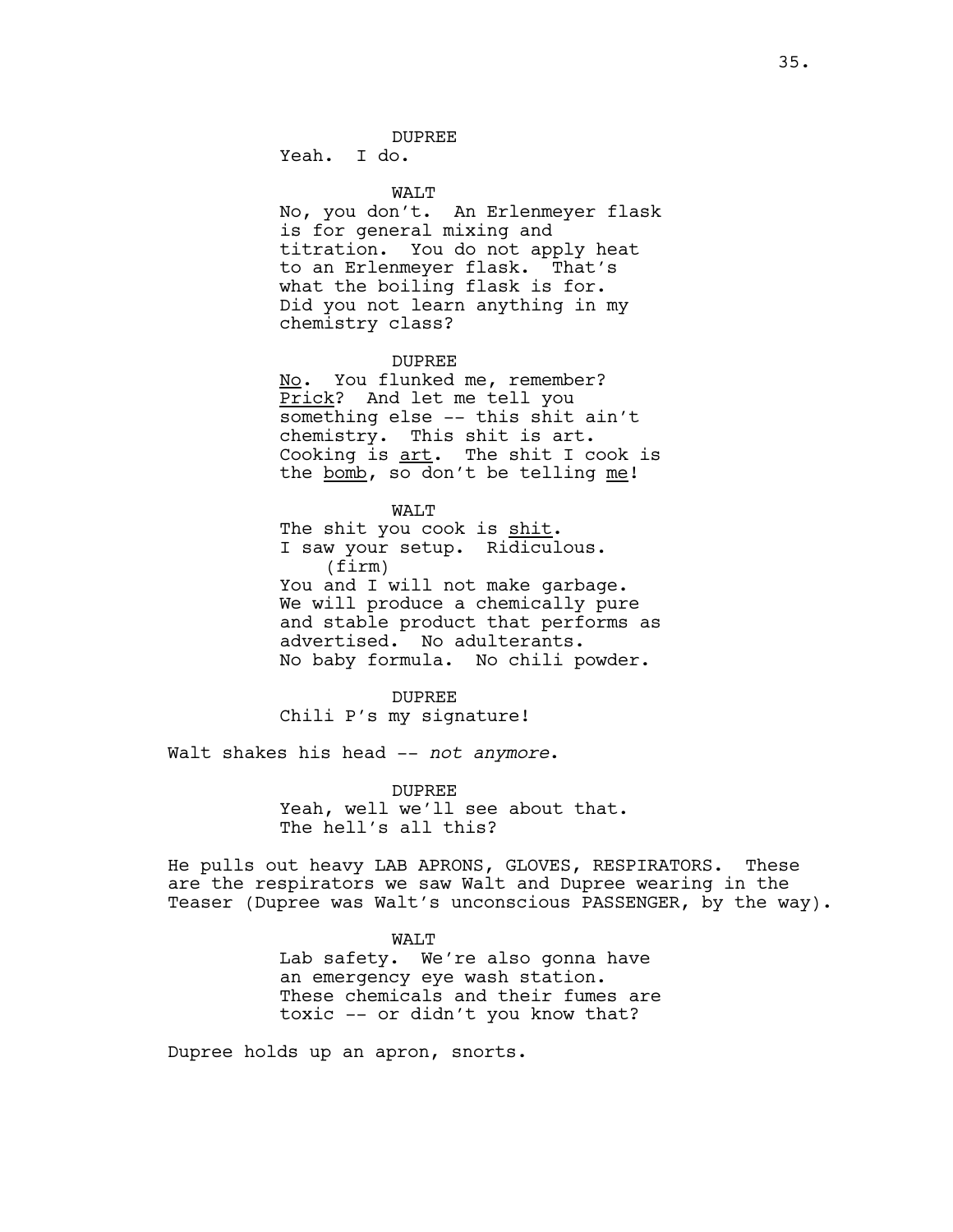DUPREE
Yeah. I do.

WALT
No, you don't. An Erlenmeyer flask is for general mixing and titration. You do not apply heat to an Erlenmeyer flask. That's what the boiling flask is for. Did you not learn anything in my chemistry class?

DUPREE
<u>No</u>. You flunked me, remember? <u>Prick</u>? And let me tell you something else -- this shit ain't chemistry. This shit is art. Cooking is <u>art</u>. The shit I cook is the <u>bomb</u>, so don't be telling <u>me</u>!

WALT
The shit you cook is <u>shit</u>. I saw your setup. Ridiculous.
(firm)
You and I will not make garbage. We will produce a chemically pure and stable product that performs as advertised. No adulterants. No baby formula. No chili powder.

DUPREE
Chili P's my signature!

Walt shakes his head -- *not anymore*.

DUPREE
Yeah, well we'll see about that. The hell's all this?

He pulls out heavy LAB APRONS, GLOVES, RESPIRATORS. These are the respirators we saw Walt and Dupree wearing in the Teaser (Dupree was Walt's unconscious PASSENGER, by the way).

WALT
Lab safety. We're also gonna have an emergency eye wash station. These chemicals and their fumes are toxic -- or didn't you know that?

Dupree holds up an apron, snorts.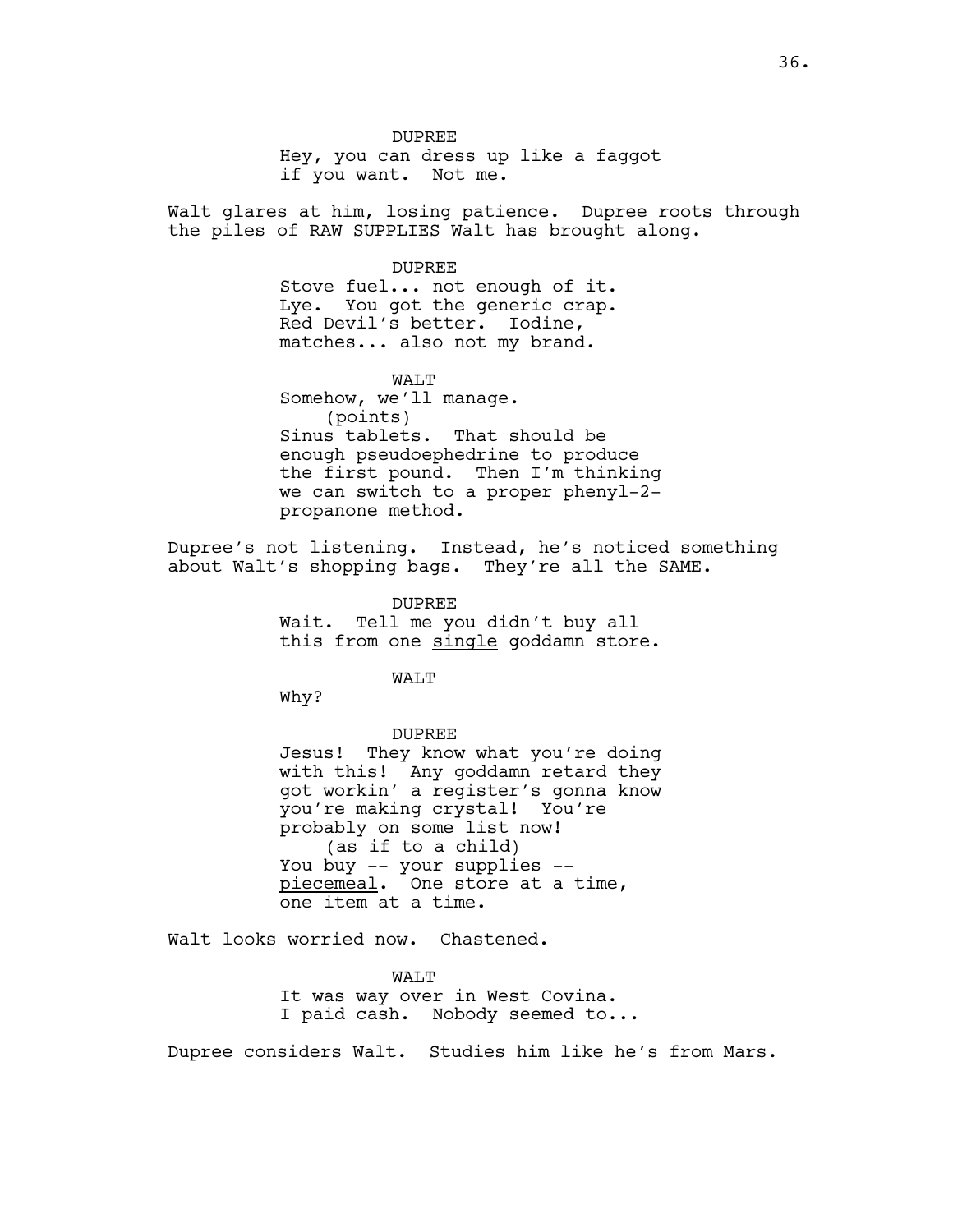DUPREE
Hey, you can dress up like a faggot
if you want. Not me.

Walt glares at him, losing patience. Dupree roots through the piles of RAW SUPPLIES Walt has brought along.

DUPREE
Stove fuel... not enough of it.
Lye. You got the generic crap.
Red Devil's better. Iodine,
matches... also not my brand.

WALT
Somehow, we'll manage.
(points)
Sinus tablets. That should be
enough pseudoephedrine to produce
the first pound. Then I'm thinking
we can switch to a proper phenyl-2-
propanone method.

Dupree's not listening. Instead, he's noticed something about Walt's shopping bags. They're all the SAME.

DUPREE
Wait. Tell me you didn't buy all
this from one single goddamn store.

WALT
Why?

DUPREE
Jesus! They know what you're doing
with this! Any goddamn retard they
got workin' a register's gonna know
you're making crystal! You're
probably on some list now!
(as if to a child)
You buy -- your supplies --
piecemeal. One store at a time,
one item at a time.

Walt looks worried now. Chastened.

WALT
It was way over in West Covina.
I paid cash. Nobody seemed to...

Dupree considers Walt. Studies him like he's from Mars.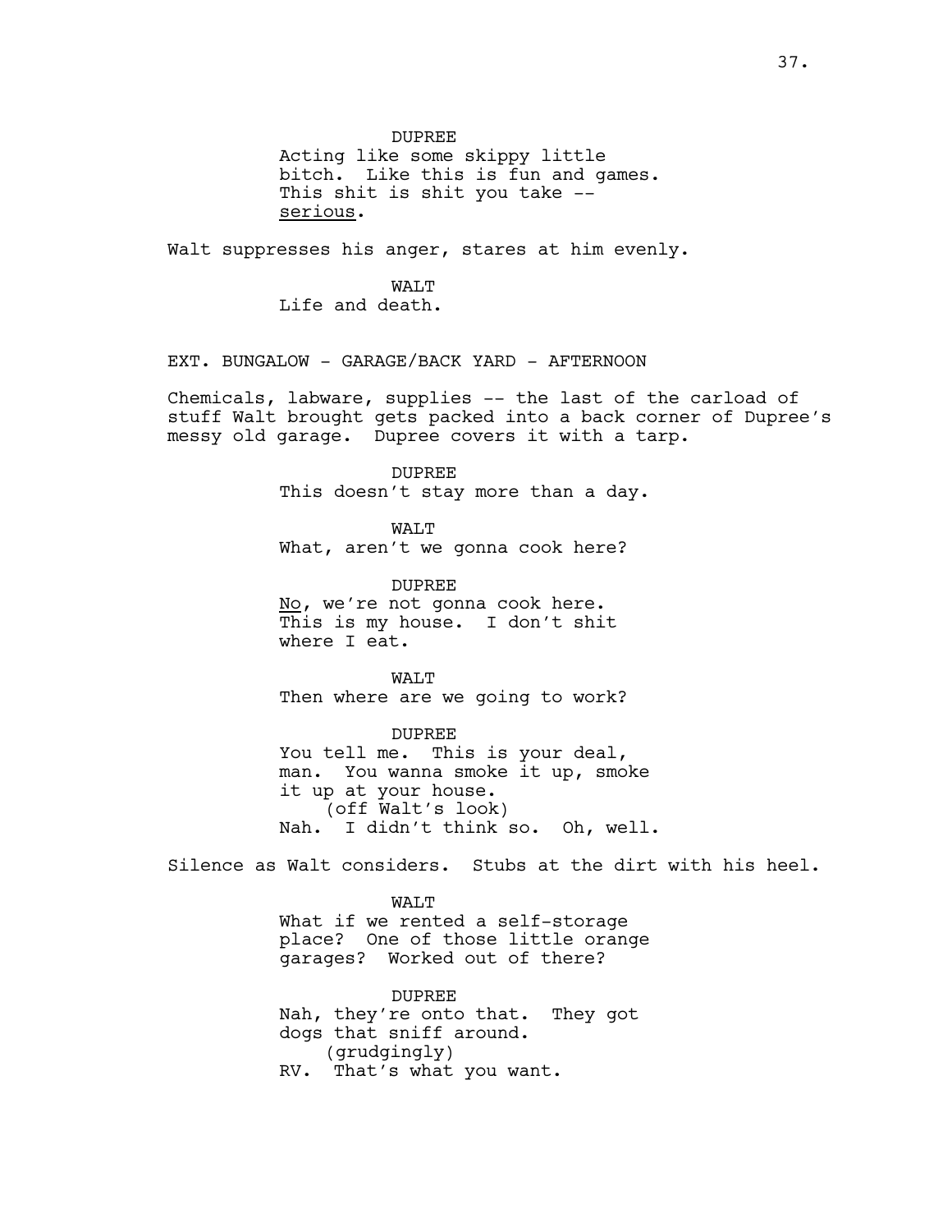DUPREE
Acting like some skippy little bitch. Like this is fun and games. This shit is shit you take -- serious.

Walt suppresses his anger, stares at him evenly.

WALT
Life and death.

EXT. BUNGALOW - GARAGE/BACK YARD - AFTERNOON

Chemicals, labware, supplies -- the last of the carload of stuff Walt brought gets packed into a back corner of Dupree's messy old garage. Dupree covers it with a tarp.

DUPREE
This doesn't stay more than a day.

WALT
What, aren't we gonna cook here?

DUPREE
No, we're not gonna cook here. This is my house. I don't shit where I eat.

WALT
Then where are we going to work?

DUPREE
You tell me. This is your deal, man. You wanna smoke it up, smoke it up at your house.
(off Walt's look)
Nah. I didn't think so. Oh, well.

Silence as Walt considers. Stubs at the dirt with his heel.

WALT
What if we rented a self-storage place? One of those little orange garages? Worked out of there?

DUPREE
Nah, they're onto that. They got dogs that sniff around.
(grudgingly)
RV. That's what you want.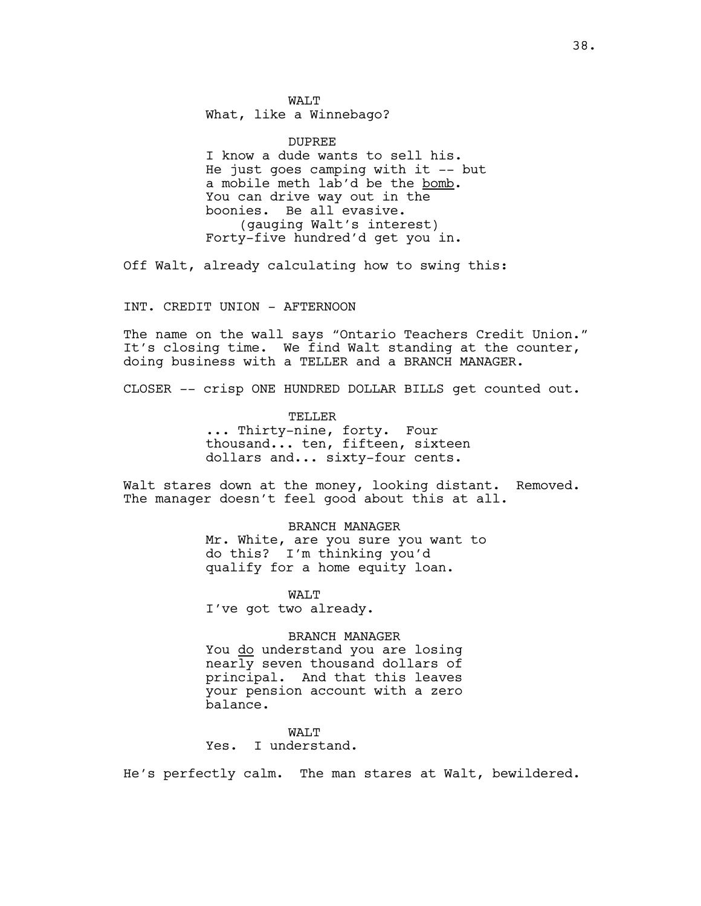WALT
What, like a Winnebago?

DUPREE
I know a dude wants to sell his. He just goes camping with it -- but a mobile meth lab'd be the <u>bomb</u>. You can drive way out in the boonies. Be all evasive.
(gauging Walt's interest)
Forty-five hundred'd get you in.

Off Walt, already calculating how to swing this:

INT. CREDIT UNION - AFTERNOON

The name on the wall says "Ontario Teachers Credit Union." It's closing time. We find Walt standing at the counter, doing business with a TELLER and a BRANCH MANAGER.

CLOSER -- crisp ONE HUNDRED DOLLAR BILLS get counted out.

TELLER
... Thirty-nine, forty. Four thousand... ten, fifteen, sixteen dollars and... sixty-four cents.

Walt stares down at the money, looking distant. Removed. The manager doesn't feel good about this at all.

BRANCH MANAGER
Mr. White, are you sure you want to do this? I'm thinking you'd qualify for a home equity loan.

WALT
I've got two already.

BRANCH MANAGER
You <u>do</u> understand you are losing nearly seven thousand dollars of principal. And that this leaves your pension account with a zero balance.

WALT
Yes. I understand.

He's perfectly calm. The man stares at Walt, bewildered.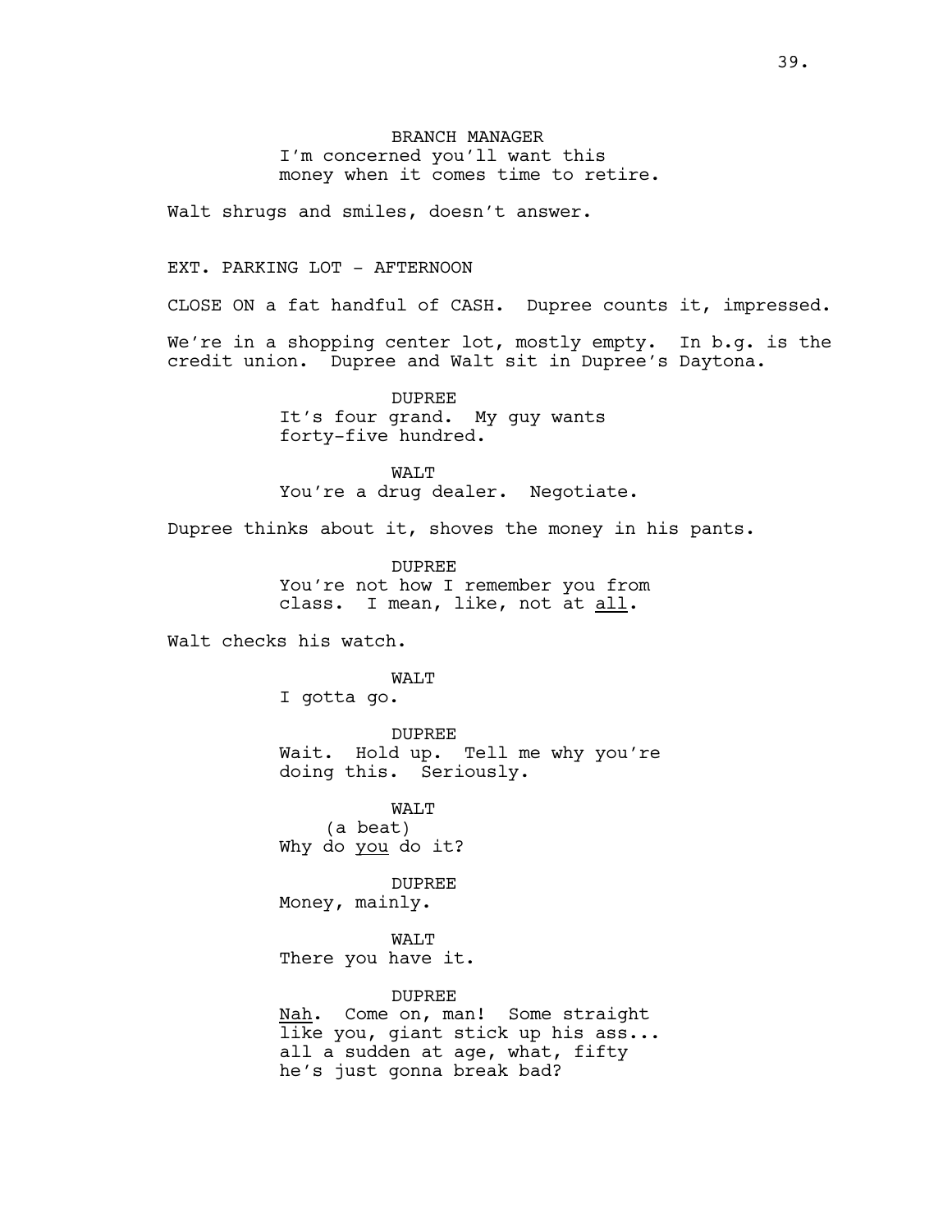BRANCH MANAGER
I'm concerned you'll want this money when it comes time to retire.

Walt shrugs and smiles, doesn't answer.

EXT. PARKING LOT - AFTERNOON

CLOSE ON a fat handful of CASH. Dupree counts it, impressed.

We're in a shopping center lot, mostly empty. In b.g. is the credit union. Dupree and Walt sit in Dupree's Daytona.

DUPREE
It's four grand. My guy wants forty-five hundred.

WALT
You're a drug dealer. Negotiate.

Dupree thinks about it, shoves the money in his pants.

DUPREE
You're not how I remember you from class. I mean, like, not at _all_.

Walt checks his watch.

WALT
I gotta go.

DUPREE
Wait. Hold up. Tell me why you're doing this. Seriously.

WALT
(a beat)
Why do _you_ do it?

DUPREE
Money, mainly.

WALT
There you have it.

DUPREE
_Nah_. Come on, man! Some straight like you, giant stick up his ass... all a sudden at age, what, fifty he's just gonna break bad?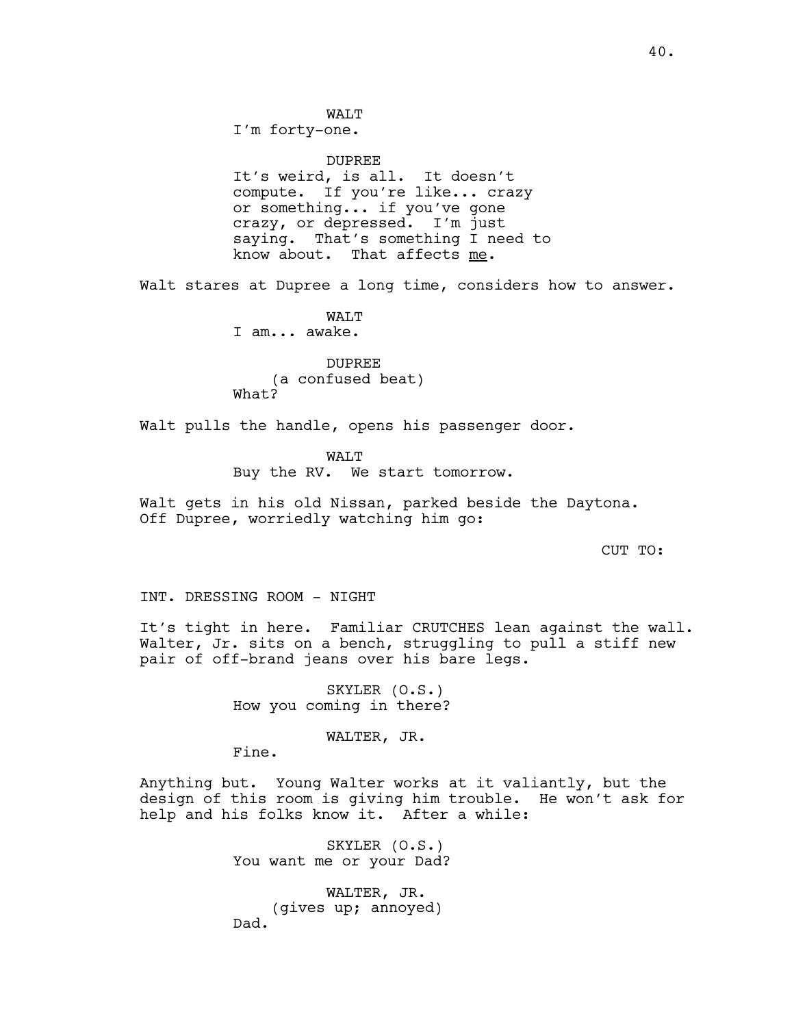WALT
I'm forty-one.

DUPREE
It's weird, is all. It doesn't compute. If you're like... crazy or something... if you've gone crazy, or depressed. I'm just saying. That's something I need to know about. That affects me.

Walt stares at Dupree a long time, considers how to answer.

WALT
I am... awake.

DUPREE
(a confused beat)
What?

Walt pulls the handle, opens his passenger door.

WALT
Buy the RV. We start tomorrow.

Walt gets in his old Nissan, parked beside the Daytona. Off Dupree, worriedly watching him go:

CUT TO:

INT. DRESSING ROOM - NIGHT

It's tight in here. Familiar CRUTCHES lean against the wall. Walter, Jr. sits on a bench, struggling to pull a stiff new pair of off-brand jeans over his bare legs.

SKYLER (O.S.)
How you coming in there?

WALTER, JR.
Fine.

Anything but. Young Walter works at it valiantly, but the design of this room is giving him trouble. He won't ask for help and his folks know it. After a while:

SKYLER (O.S.)
You want me or your Dad?

WALTER, JR.
(gives up; annoyed)
Dad.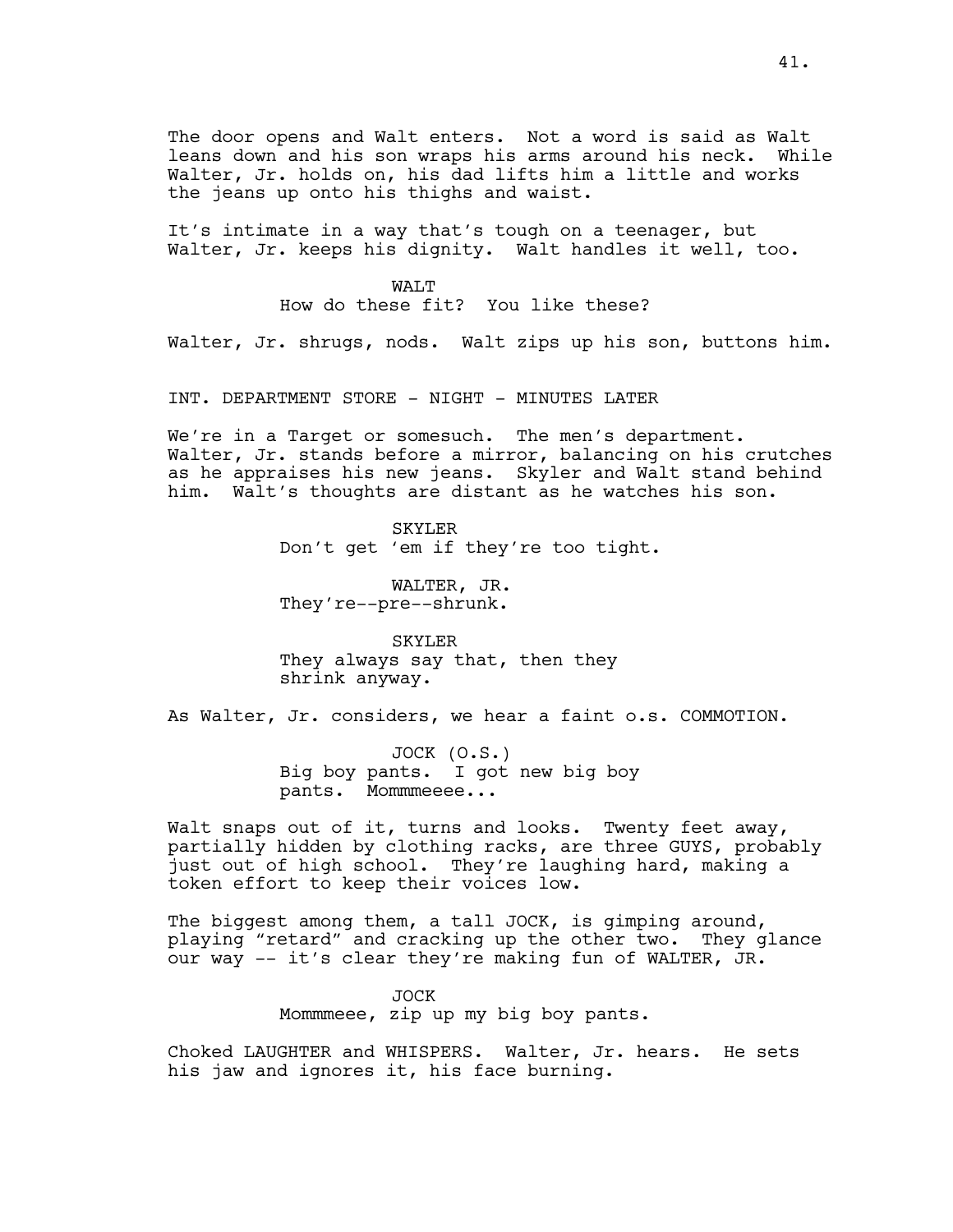The door opens and Walt enters. Not a word is said as Walt leans down and his son wraps his arms around his neck. While Walter, Jr. holds on, his dad lifts him a little and works the jeans up onto his thighs and waist.

It's intimate in a way that's tough on a teenager, but Walter, Jr. keeps his dignity. Walt handles it well, too.

WALT
How do these fit? You like these?

Walter, Jr. shrugs, nods. Walt zips up his son, buttons him.

INT. DEPARTMENT STORE - NIGHT - MINUTES LATER

We're in a Target or somesuch. The men's department. Walter, Jr. stands before a mirror, balancing on his crutches as he appraises his new jeans. Skyler and Walt stand behind him. Walt's thoughts are distant as he watches his son.

SKYLER
Don't get 'em if they're too tight.

WALTER, JR.
They're--pre--shrunk.

SKYLER
They always say that, then they shrink anyway.

As Walter, Jr. considers, we hear a faint o.s. COMMOTION.

JOCK (O.S.)
Big boy pants. I got new big boy pants. Mommmeeee...

Walt snaps out of it, turns and looks. Twenty feet away, partially hidden by clothing racks, are three GUYS, probably just out of high school. They're laughing hard, making a token effort to keep their voices low.

The biggest among them, a tall JOCK, is gimping around, playing "retard" and cracking up the other two. They glance our way -- it's clear they're making fun of WALTER, JR.

JOCK
Mommmeee, zip up my big boy pants.

Choked LAUGHTER and WHISPERS. Walter, Jr. hears. He sets his jaw and ignores it, his face burning.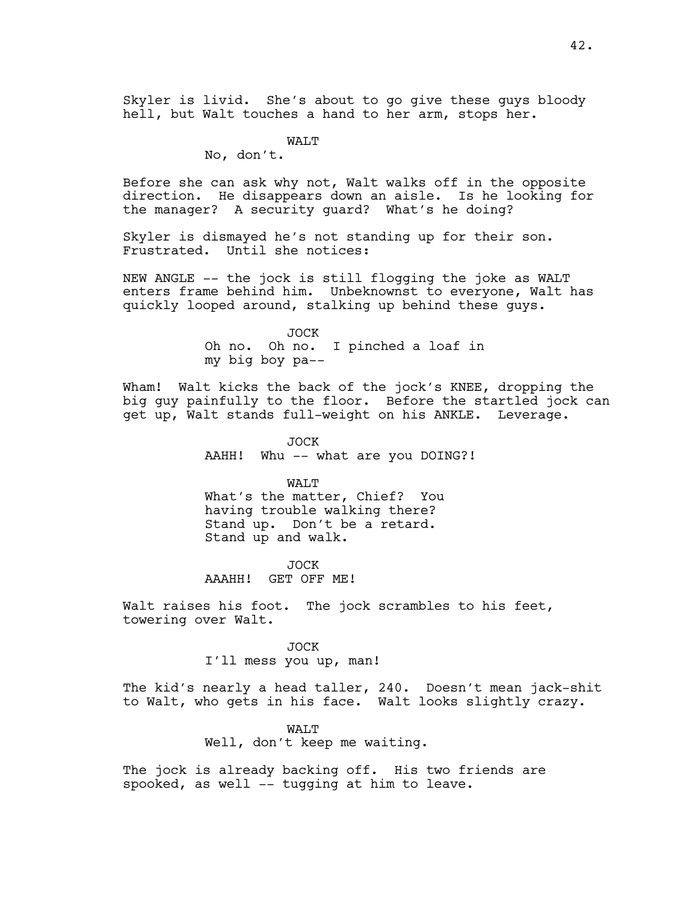Skyler is livid. She's about to go give these guys bloody hell, but Walt touches a hand to her arm, stops her.

WALT
No, don't.

Before she can ask why not, Walt walks off in the opposite direction. He disappears down an aisle. Is he looking for the manager? A security guard? What's he doing?

Skyler is dismayed he's not standing up for their son. Frustrated. Until she notices:

NEW ANGLE -- the jock is still flogging the joke as WALT enters frame behind him. Unbeknownst to everyone, Walt has quickly looped around, stalking up behind these guys.

JOCK
Oh no. Oh no. I pinched a loaf in my big boy pa--

Wham! Walt kicks the back of the jock's KNEE, dropping the big guy painfully to the floor. Before the startled jock can get up, Walt stands full-weight on his ANKLE. Leverage.

JOCK
AAHH! Whu -- what are you DOING?!

WALT
What's the matter, Chief? You having trouble walking there? Stand up. Don't be a retard. Stand up and walk.

JOCK
AAAHH! GET OFF ME!

Walt raises his foot. The jock scrambles to his feet, towering over Walt.

JOCK
I'll mess you up, man!

The kid's nearly a head taller, 240. Doesn't mean jack-shit to Walt, who gets in his face. Walt looks slightly crazy.

WALT
Well, don't keep me waiting.

The jock is already backing off. His two friends are spooked, as well -- tugging at him to leave.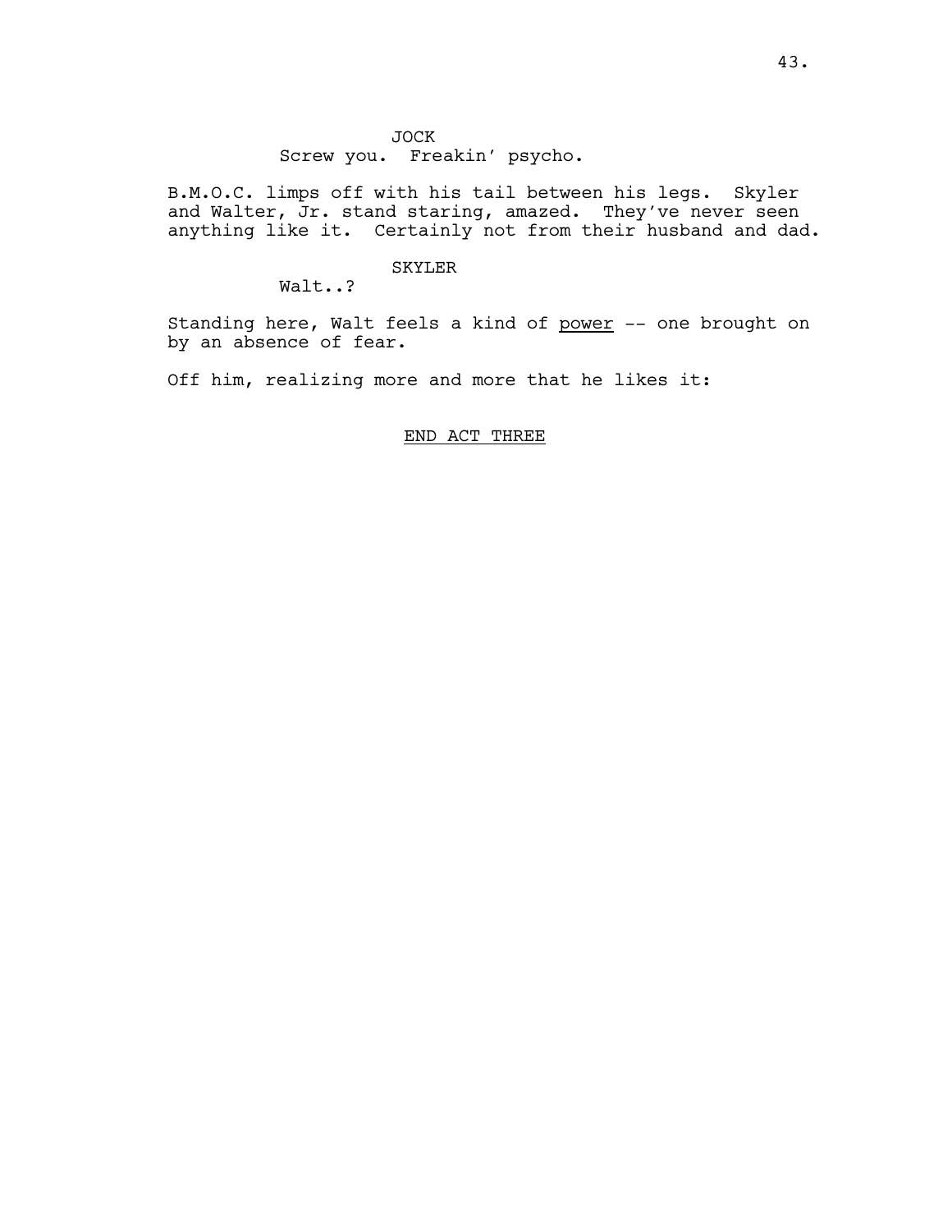JOCK
Screw you. Freakin' psycho.

B.M.O.C. limps off with his tail between his legs. Skyler and Walter, Jr. stand staring, amazed. They've never seen anything like it. Certainly not from their husband and dad.

SKYLER
Walt..?

Standing here, Walt feels a kind of <u>power</u> -- one brought on by an absence of fear.

Off him, realizing more and more that he likes it:

<u>END ACT THREE</u>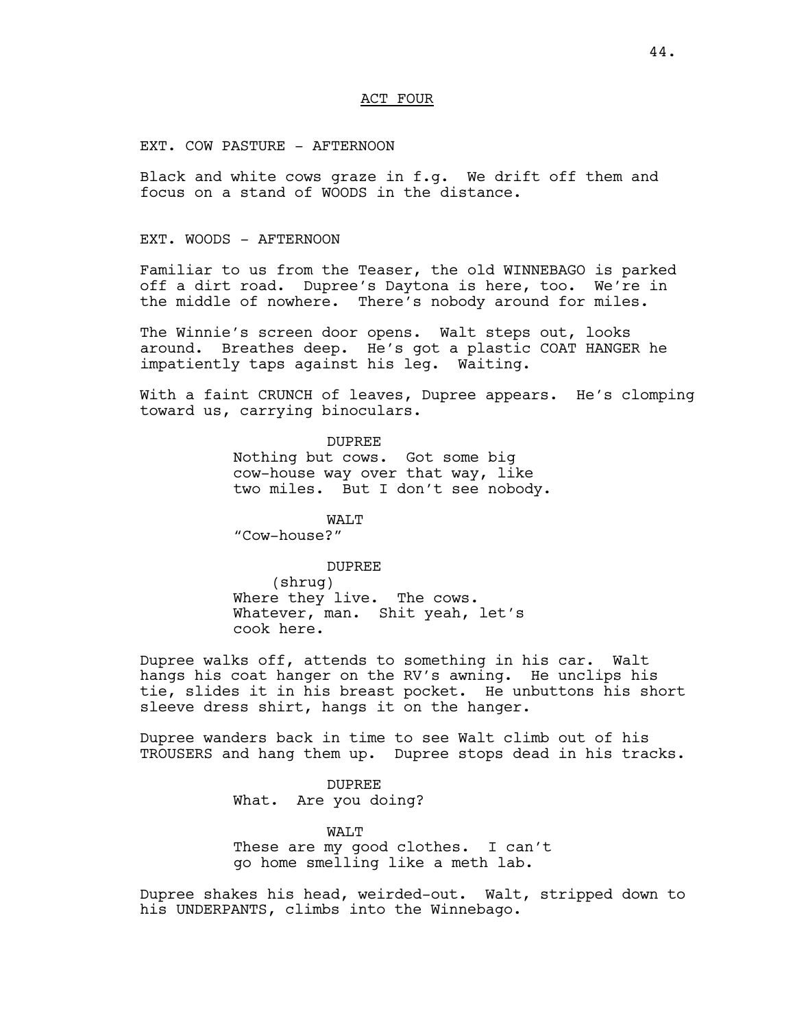## ACT FOUR

EXT. COW PASTURE - AFTERNOON

Black and white cows graze in f.g. We drift off them and focus on a stand of WOODS in the distance.

EXT. WOODS - AFTERNOON

Familiar to us from the Teaser, the old WINNEBAGO is parked off a dirt road. Dupree's Daytona is here, too. We're in the middle of nowhere. There's nobody around for miles.

The Winnie's screen door opens. Walt steps out, looks around. Breathes deep. He's got a plastic COAT HANGER he impatiently taps against his leg. Waiting.

With a faint CRUNCH of leaves, Dupree appears. He's clomping toward us, carrying binoculars.

DUPREE
Nothing but cows. Got some big cow-house way over that way, like two miles. But I don't see nobody.

WALT
"Cow-house?"

DUPREE
(shrug)
Where they live. The cows. Whatever, man. Shit yeah, let's cook here.

Dupree walks off, attends to something in his car. Walt hangs his coat hanger on the RV's awning. He unclips his tie, slides it in his breast pocket. He unbuttons his short sleeve dress shirt, hangs it on the hanger.

Dupree wanders back in time to see Walt climb out of his TROUSERS and hang them up. Dupree stops dead in his tracks.

DUPREE
What. Are you doing?

WALT
These are my good clothes. I can't go home smelling like a meth lab.

Dupree shakes his head, weirded-out. Walt, stripped down to his UNDERPANTS, climbs into the Winnebago.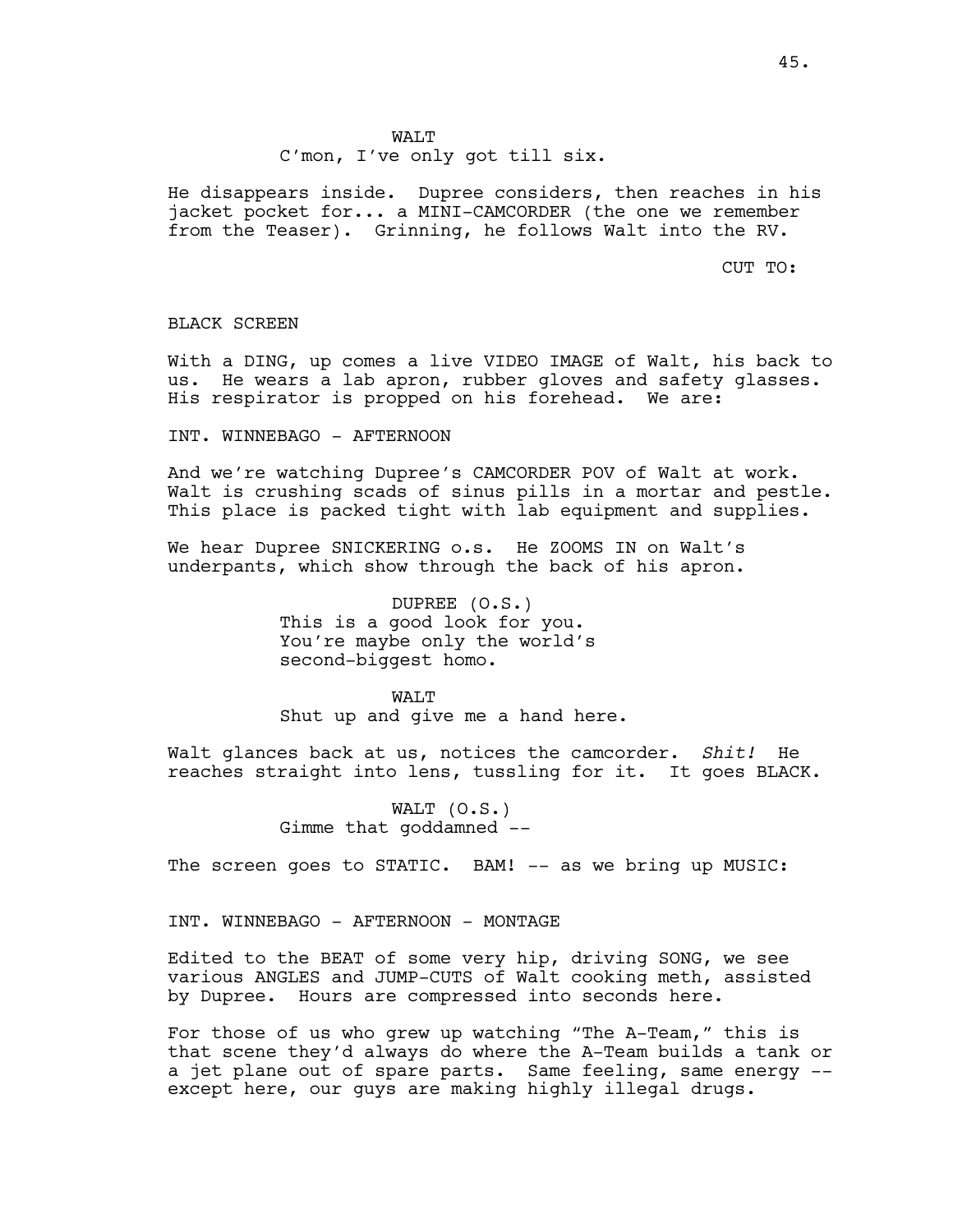WALT

C'mon, I've only got till six.

He disappears inside. Dupree considers, then reaches in his jacket pocket for... a MINI-CAMCORDER (the one we remember from the Teaser). Grinning, he follows Walt into the RV.

CUT TO:

BLACK SCREEN

With a DING, up comes a live VIDEO IMAGE of Walt, his back to us. He wears a lab apron, rubber gloves and safety glasses. His respirator is propped on his forehead. We are:

INT. WINNEBAGO - AFTERNOON

And we're watching Dupree's CAMCORDER POV of Walt at work. Walt is crushing scads of sinus pills in a mortar and pestle. This place is packed tight with lab equipment and supplies.

We hear Dupree SNICKERING o.s. He ZOOMS IN on Walt's underpants, which show through the back of his apron.

DUPREE (O.S.)

This is a good look for you. You're maybe only the world's second-biggest homo.

WALT

Shut up and give me a hand here.

Walt glances back at us, notices the camcorder. *Shit!* He reaches straight into lens, tussling for it. It goes BLACK.

WALT (O.S.)

Gimme that goddamned --

The screen goes to STATIC. BAM! -- as we bring up MUSIC:

INT. WINNEBAGO - AFTERNOON - MONTAGE

Edited to the BEAT of some very hip, driving SONG, we see various ANGLES and JUMP-CUTS of Walt cooking meth, assisted by Dupree. Hours are compressed into seconds here.

For those of us who grew up watching "The A-Team," this is that scene they'd always do where the A-Team builds a tank or a jet plane out of spare parts. Same feeling, same energy -- except here, our guys are making highly illegal drugs.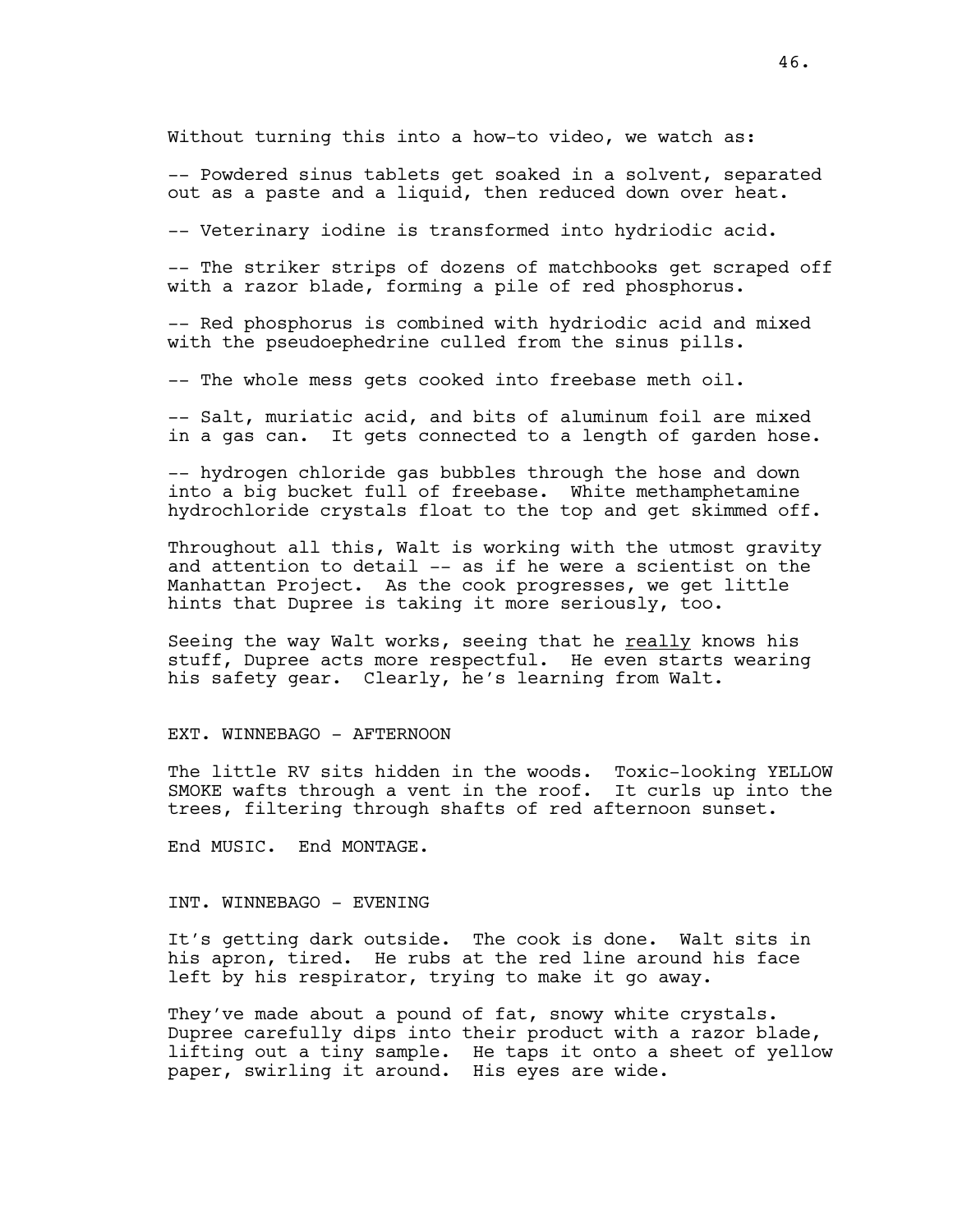Without turning this into a how-to video, we watch as:

-- Powdered sinus tablets get soaked in a solvent, separated out as a paste and a liquid, then reduced down over heat.

-- Veterinary iodine is transformed into hydriodic acid.

-- The striker strips of dozens of matchbooks get scraped off with a razor blade, forming a pile of red phosphorus.

-- Red phosphorus is combined with hydriodic acid and mixed with the pseudoephedrine culled from the sinus pills.

-- The whole mess gets cooked into freebase meth oil.

-- Salt, muriatic acid, and bits of aluminum foil are mixed in a gas can. It gets connected to a length of garden hose.

-- hydrogen chloride gas bubbles through the hose and down into a big bucket full of freebase. White methamphetamine hydrochloride crystals float to the top and get skimmed off.

Throughout all this, Walt is working with the utmost gravity and attention to detail -- as if he were a scientist on the Manhattan Project. As the cook progresses, we get little hints that Dupree is taking it more seriously, too.

Seeing the way Walt works, seeing that he *really* knows his stuff, Dupree acts more respectful. He even starts wearing his safety gear. Clearly, he's learning from Walt.

EXT. WINNEBAGO - AFTERNOON

The little RV sits hidden in the woods. Toxic-looking YELLOW SMOKE wafts through a vent in the roof. It curls up into the trees, filtering through shafts of red afternoon sunset.

End MUSIC. End MONTAGE.

INT. WINNEBAGO - EVENING

It's getting dark outside. The cook is done. Walt sits in his apron, tired. He rubs at the red line around his face left by his respirator, trying to make it go away.

They've made about a pound of fat, snowy white crystals. Dupree carefully dips into their product with a razor blade, lifting out a tiny sample. He taps it onto a sheet of yellow paper, swirling it around. His eyes are wide.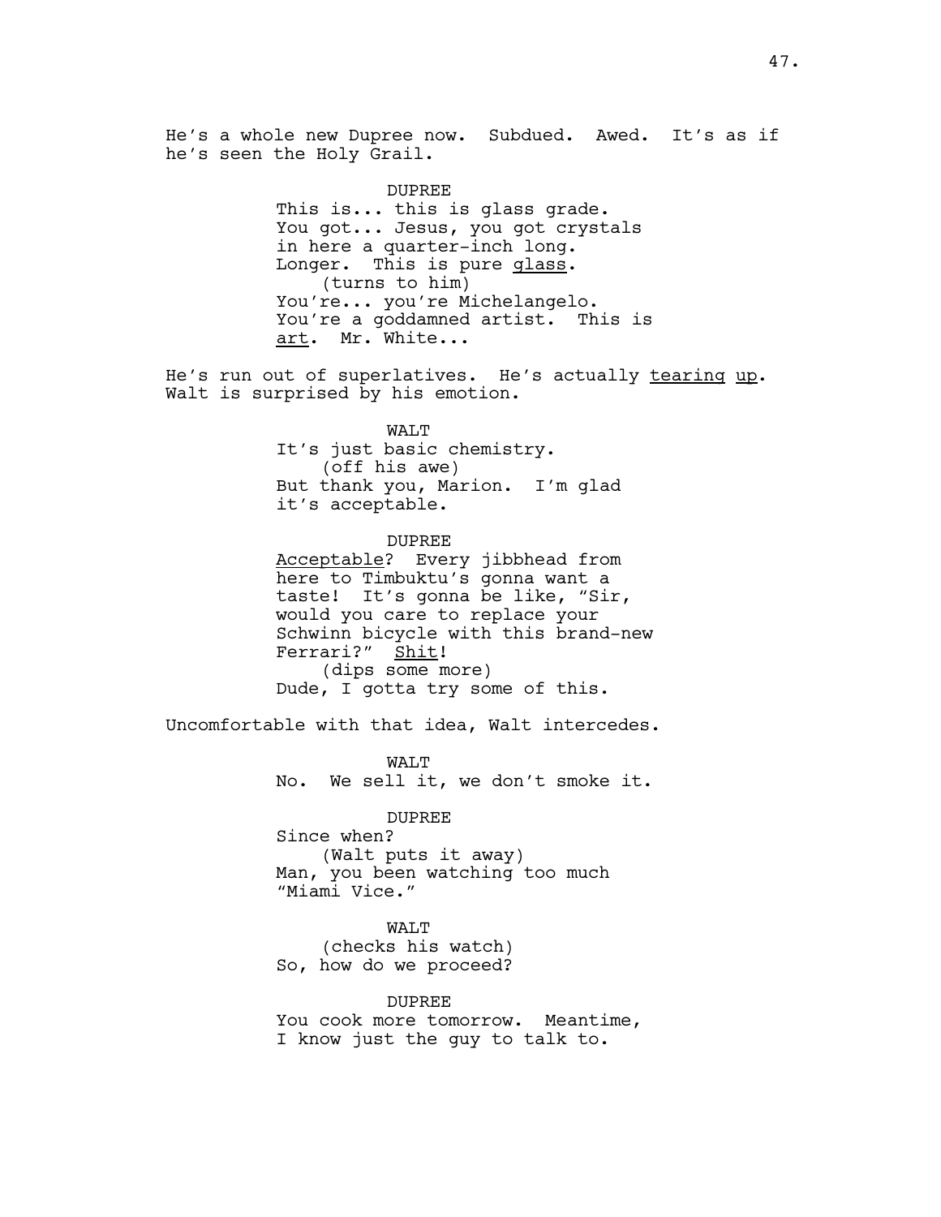He's a whole new Dupree now. Subdued. Awed. It's as if he's seen the Holy Grail.

DUPREE
This is... this is glass grade. You got... Jesus, you got crystals in here a quarter-inch long. Longer. This is pure _glass_.
(turns to him)
You're... you're Michelangelo. You're a goddamned artist. This is _art_. Mr. White...

He's run out of superlatives. He's actually _tearing up_. Walt is surprised by his emotion.

WALT
It's just basic chemistry.
(off his awe)
But thank you, Marion. I'm glad it's acceptable.

DUPREE
_Acceptable_? Every jibbhead from here to Timbuktu's gonna want a taste! It's gonna be like, "Sir, would you care to replace your Schwinn bicycle with this brand-new Ferrari?" _Shit_!
(dips some more)
Dude, I gotta try some of this.

Uncomfortable with that idea, Walt intercedes.

WALT
No. We sell it, we don't smoke it.

DUPREE
Since when?
(Walt puts it away)
Man, you been watching too much "Miami Vice."

WALT
(checks his watch)
So, how do we proceed?

DUPREE
You cook more tomorrow. Meantime, I know just the guy to talk to.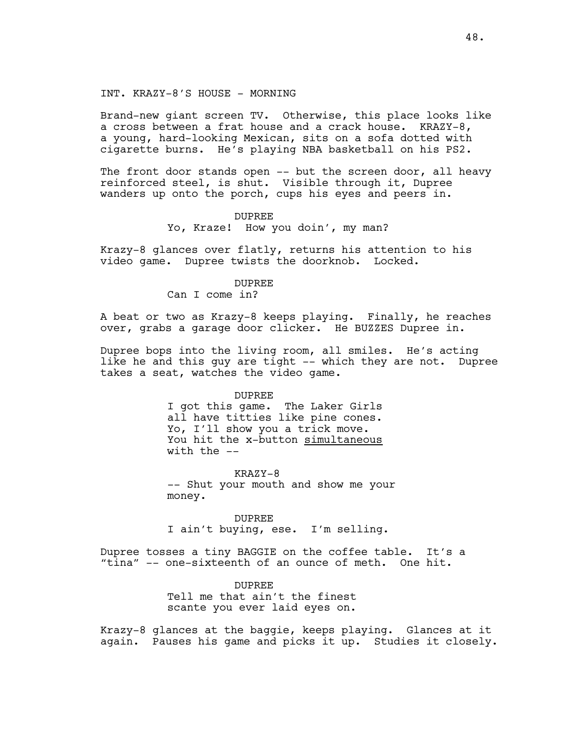INT. KRAZY-8'S HOUSE - MORNING

Brand-new giant screen TV. Otherwise, this place looks like a cross between a frat house and a crack house. KRAZY-8, a young, hard-looking Mexican, sits on a sofa dotted with cigarette burns. He's playing NBA basketball on his PS2.

The front door stands open -- but the screen door, all heavy reinforced steel, is shut. Visible through it, Dupree wanders up onto the porch, cups his eyes and peers in.

DUPREE
Yo, Kraze! How you doin', my man?

Krazy-8 glances over flatly, returns his attention to his video game. Dupree twists the doorknob. Locked.

DUPREE
Can I come in?

A beat or two as Krazy-8 keeps playing. Finally, he reaches over, grabs a garage door clicker. He BUZZES Dupree in.

Dupree bops into the living room, all smiles. He's acting like he and this guy are tight -- which they are not. Dupree takes a seat, watches the video game.

DUPREE
I got this game. The Laker Girls all have titties like pine cones. Yo, I'll show you a trick move. You hit the x-button <u>simultaneous</u> with the --

KRAZY-8
-- Shut your mouth and show me your money.

DUPREE
I ain't buying, ese. I'm selling.

Dupree tosses a tiny BAGGIE on the coffee table. It's a "tina" -- one-sixteenth of an ounce of meth. One hit.

DUPREE
Tell me that ain't the finest scante you ever laid eyes on.

Krazy-8 glances at the baggie, keeps playing. Glances at it again. Pauses his game and picks it up. Studies it closely.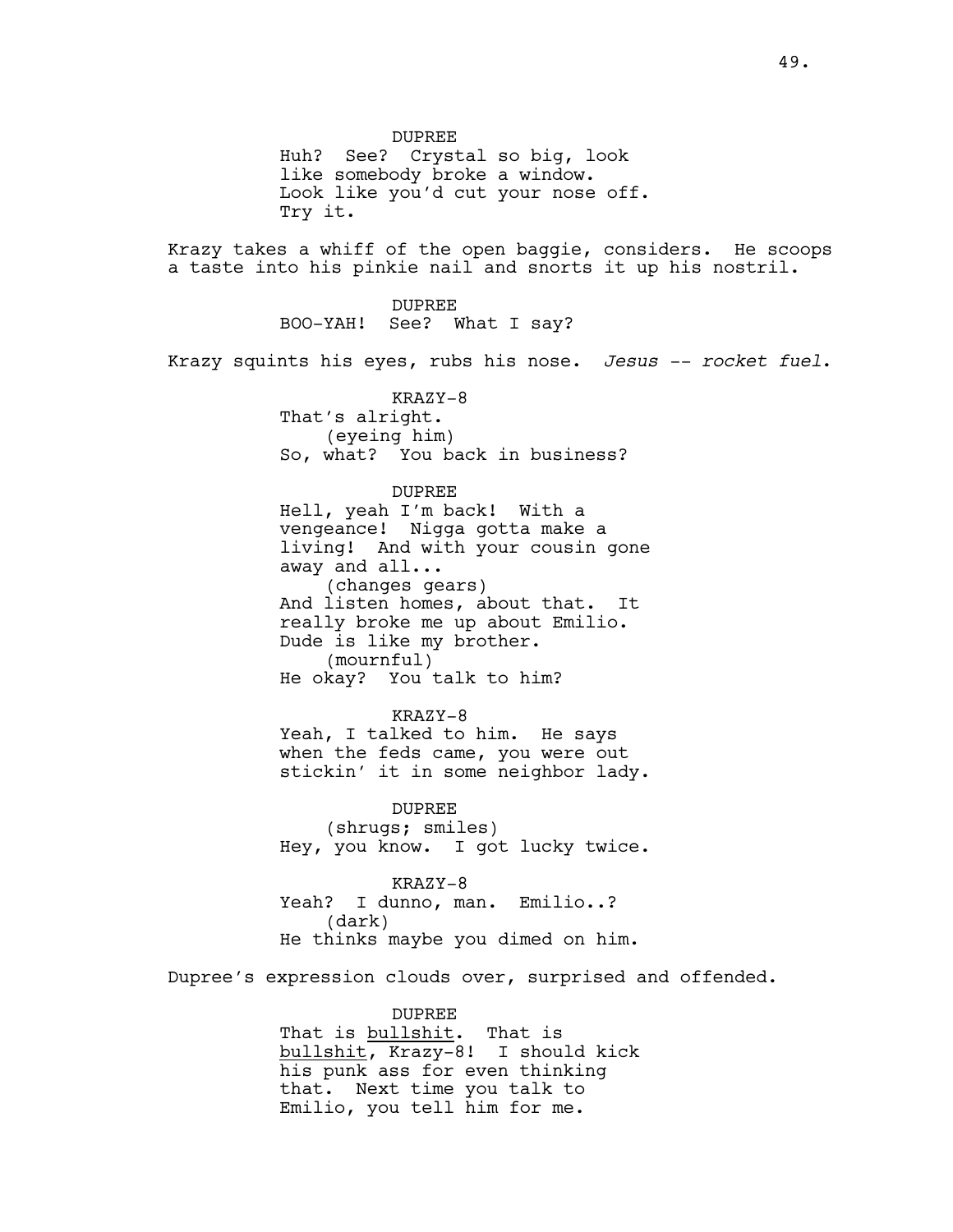DUPREE

Huh? See? Crystal so big, look like somebody broke a window. Look like you'd cut your nose off. Try it.

Krazy takes a whiff of the open baggie, considers. He scoops a taste into his pinkie nail and snorts it up his nostril.

DUPREE

BOO-YAH! See? What I say?

Krazy squints his eyes, rubs his nose. *Jesus -- rocket fuel*.

KRAZY-8

That's alright.
(eyeing him)
So, what? You back in business?

DUPREE

Hell, yeah I'm back! With a vengeance! Nigga gotta make a living! And with your cousin gone away and all...
(changes gears)
And listen homes, about that. It really broke me up about Emilio. Dude is like my brother.
(mournful)
He okay? You talk to him?

KRAZY-8

Yeah, I talked to him. He says when the feds came, you were out stickin' it in some neighbor lady.

DUPREE

(shrugs; smiles)
Hey, you know. I got lucky twice.

KRAZY-8

Yeah? I dunno, man. Emilio..?
(dark)
He thinks maybe you dimed on him.

Dupree's expression clouds over, surprised and offended.

DUPREE

That is <u>bullshit</u>. That is <u>bullshit</u>, Krazy-8! I should kick his punk ass for even thinking that. Next time you talk to Emilio, you tell him for me.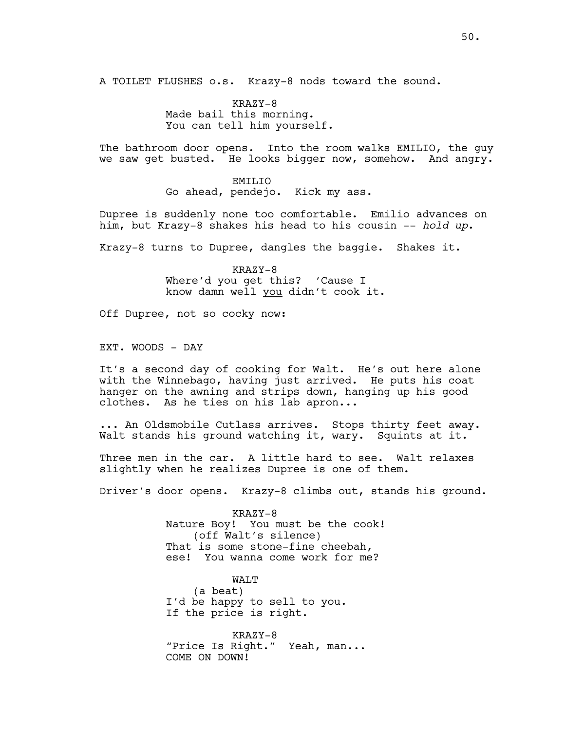A TOILET FLUSHES o.s. Krazy-8 nods toward the sound.

KRAZY-8
Made bail this morning.
You can tell him yourself.

The bathroom door opens. Into the room walks EMILIO, the guy we saw get busted. He looks bigger now, somehow. And angry.

EMILIO
Go ahead, pendejo. Kick my ass.

Dupree is suddenly none too comfortable. Emilio advances on him, but Krazy-8 shakes his head to his cousin -- *hold up*.

Krazy-8 turns to Dupree, dangles the baggie. Shakes it.

KRAZY-8
Where'd you get this? 'Cause I know damn well <u>you</u> didn't cook it.

Off Dupree, not so cocky now:

EXT. WOODS - DAY

It's a second day of cooking for Walt. He's out here alone with the Winnebago, having just arrived. He puts his coat hanger on the awning and strips down, hanging up his good clothes. As he ties on his lab apron...

... An Oldsmobile Cutlass arrives. Stops thirty feet away. Walt stands his ground watching it, wary. Squints at it.

Three men in the car. A little hard to see. Walt relaxes slightly when he realizes Dupree is one of them.

Driver's door opens. Krazy-8 climbs out, stands his ground.

KRAZY-8
Nature Boy! You must be the cook!
(off Walt's silence)
That is some stone-fine cheebah, ese! You wanna come work for me?

WALT
(a beat)
I'd be happy to sell to you.
If the price is right.

KRAZY-8
"Price Is Right." Yeah, man...
COME ON DOWN!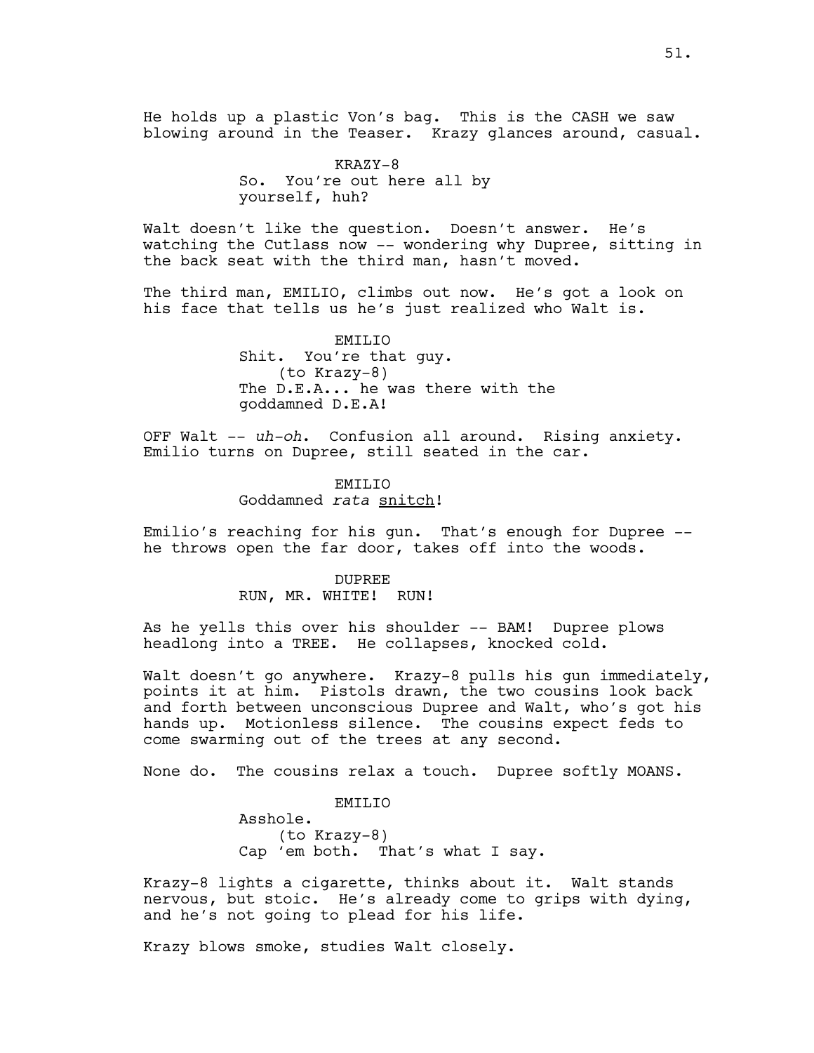He holds up a plastic Von's bag. This is the CASH we saw blowing around in the Teaser. Krazy glances around, casual.

KRAZY-8
So. You're out here all by yourself, huh?

Walt doesn't like the question. Doesn't answer. He's watching the Cutlass now -- wondering why Dupree, sitting in the back seat with the third man, hasn't moved.

The third man, EMILIO, climbs out now. He's got a look on his face that tells us he's just realized who Walt is.

EMILIO
Shit. You're that guy.
(to Krazy-8)
The D.E.A... he was there with the goddamned D.E.A!

OFF Walt -- *uh-oh*. Confusion all around. Rising anxiety. Emilio turns on Dupree, still seated in the car.

EMILIO
Goddamned *rata* <u>snitch</u>!

Emilio's reaching for his gun. That's enough for Dupree -- he throws open the far door, takes off into the woods.

DUPREE
RUN, MR. WHITE! RUN!

As he yells this over his shoulder -- BAM! Dupree plows headlong into a TREE. He collapses, knocked cold.

Walt doesn't go anywhere. Krazy-8 pulls his gun immediately, points it at him. Pistols drawn, the two cousins look back and forth between unconscious Dupree and Walt, who's got his hands up. Motionless silence. The cousins expect feds to come swarming out of the trees at any second.

None do. The cousins relax a touch. Dupree softly MOANS.

EMILIO
Asshole.
(to Krazy-8)
Cap 'em both. That's what I say.

Krazy-8 lights a cigarette, thinks about it. Walt stands nervous, but stoic. He's already come to grips with dying, and he's not going to plead for his life.

Krazy blows smoke, studies Walt closely.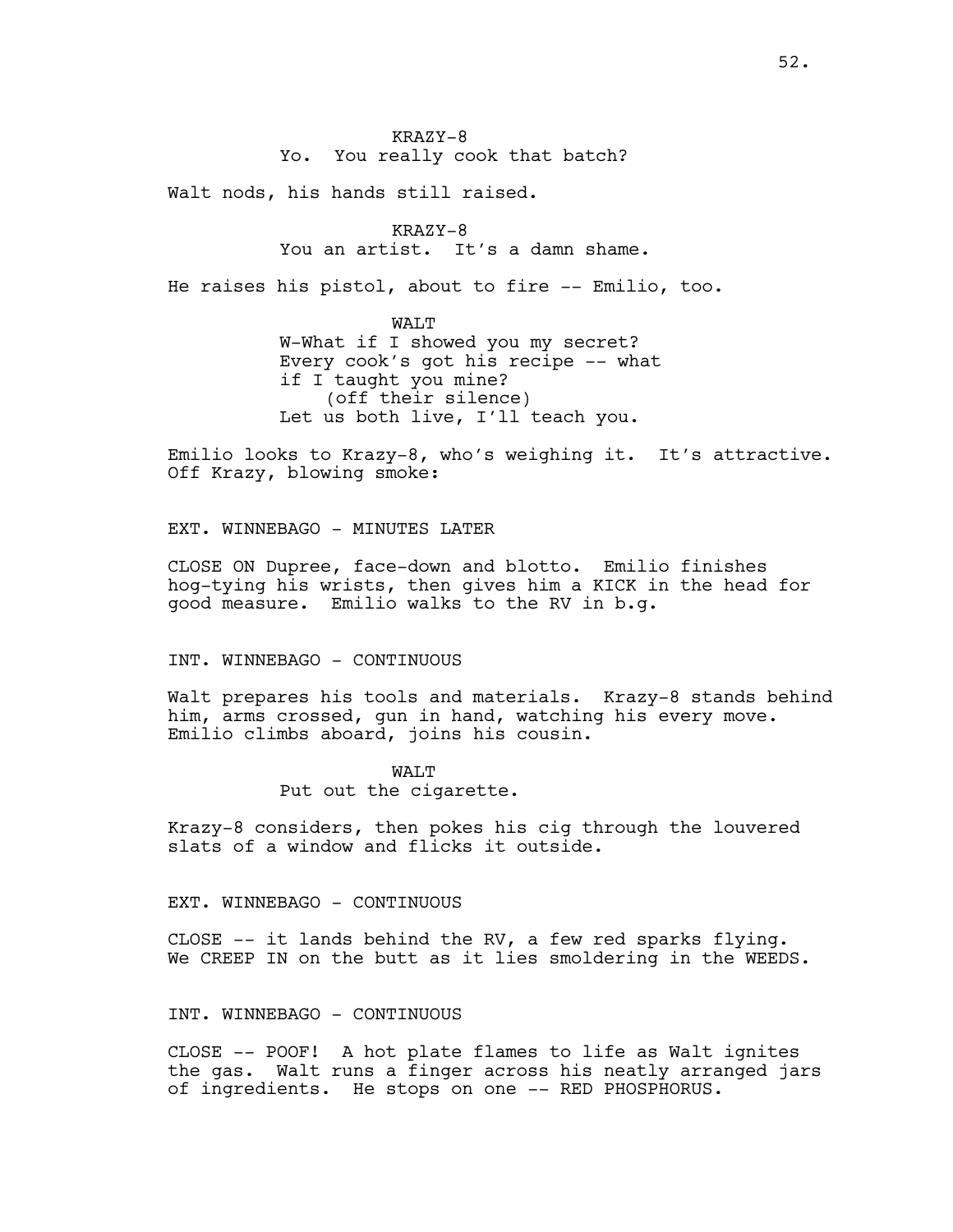KRAZY-8
Yo. You really cook that batch?

Walt nods, his hands still raised.

KRAZY-8
You an artist. It's a damn shame.

He raises his pistol, about to fire -- Emilio, too.

WALT
W-What if I showed you my secret? Every cook's got his recipe -- what if I taught you mine?
(off their silence)
Let us both live, I'll teach you.

Emilio looks to Krazy-8, who's weighing it. It's attractive. Off Krazy, blowing smoke:

EXT. WINNEBAGO - MINUTES LATER

CLOSE ON Dupree, face-down and blotto. Emilio finishes hog-tying his wrists, then gives him a KICK in the head for good measure. Emilio walks to the RV in b.g.

INT. WINNEBAGO - CONTINUOUS

Walt prepares his tools and materials. Krazy-8 stands behind him, arms crossed, gun in hand, watching his every move. Emilio climbs aboard, joins his cousin.

WALT
Put out the cigarette.

Krazy-8 considers, then pokes his cig through the louvered slats of a window and flicks it outside.

EXT. WINNEBAGO - CONTINUOUS

CLOSE -- it lands behind the RV, a few red sparks flying. We CREEP IN on the butt as it lies smoldering in the WEEDS.

INT. WINNEBAGO - CONTINUOUS

CLOSE -- POOF! A hot plate flames to life as Walt ignites the gas. Walt runs a finger across his neatly arranged jars of ingredients. He stops on one -- RED PHOSPHORUS.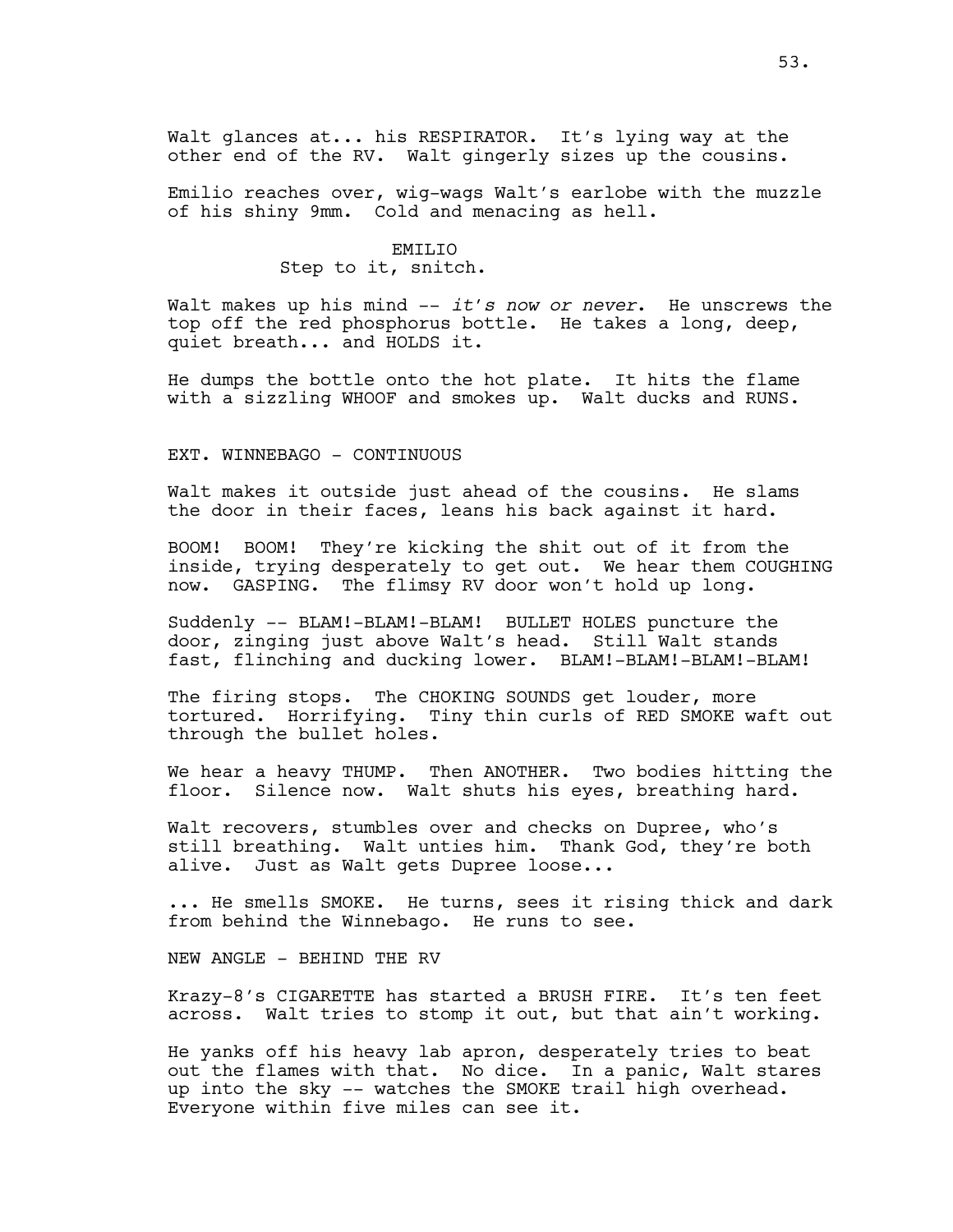Walt glances at... his RESPIRATOR. It's lying way at the other end of the RV. Walt gingerly sizes up the cousins.

Emilio reaches over, wig-wags Walt's earlobe with the muzzle of his shiny 9mm. Cold and menacing as hell.

EMILIO
Step to it, snitch.

Walt makes up his mind -- *it's now or never*. He unscrews the top off the red phosphorus bottle. He takes a long, deep, quiet breath... and HOLDS it.

He dumps the bottle onto the hot plate. It hits the flame with a sizzling WHOOF and smokes up. Walt ducks and RUNS.

EXT. WINNEBAGO - CONTINUOUS

Walt makes it outside just ahead of the cousins. He slams the door in their faces, leans his back against it hard.

BOOM! BOOM! They're kicking the shit out of it from the inside, trying desperately to get out. We hear them COUGHING now. GASPING. The flimsy RV door won't hold up long.

Suddenly -- BLAM!-BLAM!-BLAM! BULLET HOLES puncture the door, zinging just above Walt's head. Still Walt stands fast, flinching and ducking lower. BLAM!-BLAM!-BLAM!-BLAM!

The firing stops. The CHOKING SOUNDS get louder, more tortured. Horrifying. Tiny thin curls of RED SMOKE waft out through the bullet holes.

We hear a heavy THUMP. Then ANOTHER. Two bodies hitting the floor. Silence now. Walt shuts his eyes, breathing hard.

Walt recovers, stumbles over and checks on Dupree, who's still breathing. Walt unties him. Thank God, they're both alive. Just as Walt gets Dupree loose...

... He smells SMOKE. He turns, sees it rising thick and dark from behind the Winnebago. He runs to see.

NEW ANGLE - BEHIND THE RV

Krazy-8's CIGARETTE has started a BRUSH FIRE. It's ten feet across. Walt tries to stomp it out, but that ain't working.

He yanks off his heavy lab apron, desperately tries to beat out the flames with that. No dice. In a panic, Walt stares up into the sky -- watches the SMOKE trail high overhead. Everyone within five miles can see it.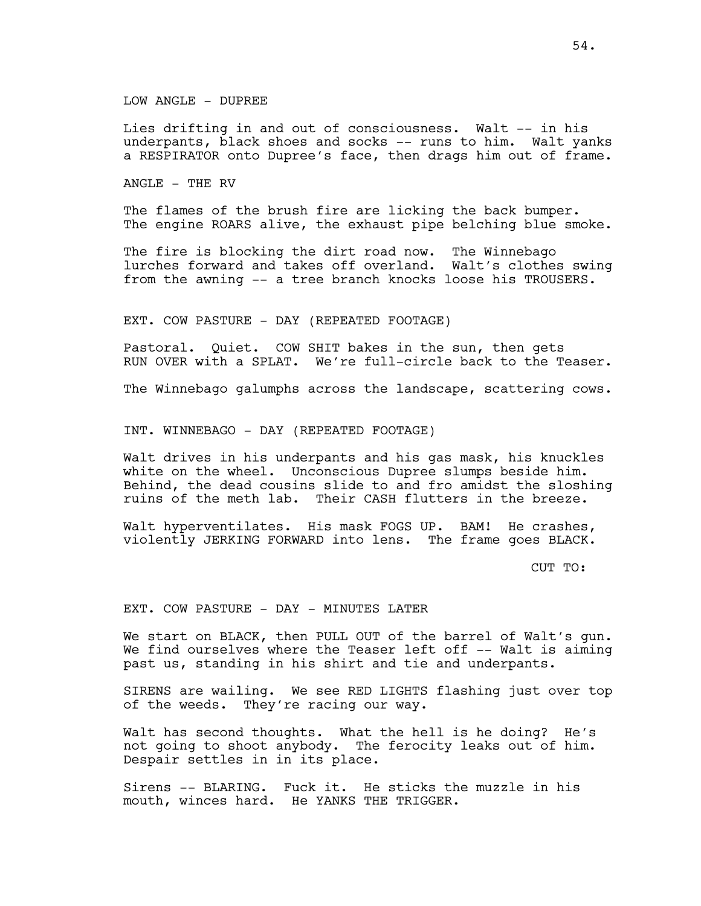LOW ANGLE - DUPREE

Lies drifting in and out of consciousness. Walt -- in his underpants, black shoes and socks -- runs to him. Walt yanks a RESPIRATOR onto Dupree's face, then drags him out of frame.

ANGLE - THE RV

The flames of the brush fire are licking the back bumper. The engine ROARS alive, the exhaust pipe belching blue smoke.

The fire is blocking the dirt road now. The Winnebago lurches forward and takes off overland. Walt's clothes swing from the awning -- a tree branch knocks loose his TROUSERS.

EXT. COW PASTURE - DAY (REPEATED FOOTAGE)

Pastoral. Quiet. COW SHIT bakes in the sun, then gets RUN OVER with a SPLAT. We're full-circle back to the Teaser.

The Winnebago galumphs across the landscape, scattering cows.

INT. WINNEBAGO - DAY (REPEATED FOOTAGE)

Walt drives in his underpants and his gas mask, his knuckles white on the wheel. Unconscious Dupree slumps beside him. Behind, the dead cousins slide to and fro amidst the sloshing ruins of the meth lab. Their CASH flutters in the breeze.

Walt hyperventilates. His mask FOGS UP. BAM! He crashes, violently JERKING FORWARD into lens. The frame goes BLACK.

CUT TO:

EXT. COW PASTURE - DAY - MINUTES LATER

We start on BLACK, then PULL OUT of the barrel of Walt's gun. We find ourselves where the Teaser left off -- Walt is aiming past us, standing in his shirt and tie and underpants.

SIRENS are wailing. We see RED LIGHTS flashing just over top of the weeds. They're racing our way.

Walt has second thoughts. What the hell is he doing? He's not going to shoot anybody. The ferocity leaks out of him. Despair settles in in its place.

Sirens -- BLARING. Fuck it. He sticks the muzzle in his mouth, winces hard. He YANKS THE TRIGGER.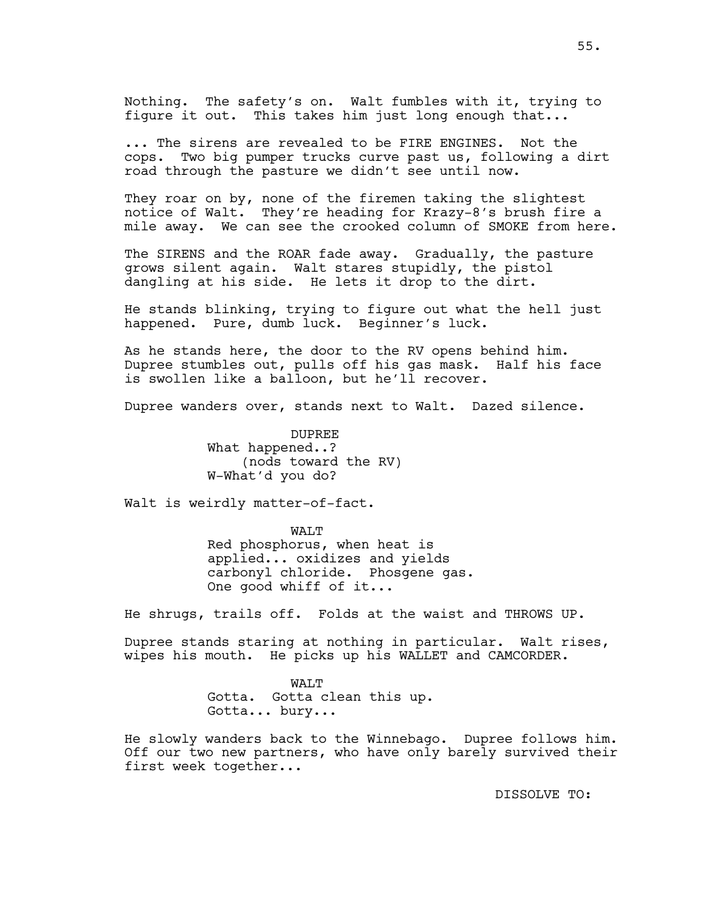Nothing. The safety's on. Walt fumbles with it, trying to figure it out. This takes him just long enough that...

... The sirens are revealed to be FIRE ENGINES. Not the cops. Two big pumper trucks curve past us, following a dirt road through the pasture we didn't see until now.

They roar on by, none of the firemen taking the slightest notice of Walt. They're heading for Krazy-8's brush fire a mile away. We can see the crooked column of SMOKE from here.

The SIRENS and the ROAR fade away. Gradually, the pasture grows silent again. Walt stares stupidly, the pistol dangling at his side. He lets it drop to the dirt.

He stands blinking, trying to figure out what the hell just happened. Pure, dumb luck. Beginner's luck.

As he stands here, the door to the RV opens behind him. Dupree stumbles out, pulls off his gas mask. Half his face is swollen like a balloon, but he'll recover.

Dupree wanders over, stands next to Walt. Dazed silence.

DUPREE

What happened..?

(nods toward the RV)

W-What'd you do?

Walt is weirdly matter-of-fact.

WALT

Red phosphorus, when heat is applied... oxidizes and yields carbonyl chloride. Phosgene gas. One good whiff of it...

He shrugs, trails off. Folds at the waist and THROWS UP.

Dupree stands staring at nothing in particular. Walt rises, wipes his mouth. He picks up his WALLET and CAMCORDER.

WALT

Gotta. Gotta clean this up. Gotta... bury...

He slowly wanders back to the Winnebago. Dupree follows him. Off our two new partners, who have only barely survived their first week together...

DISSOLVE TO: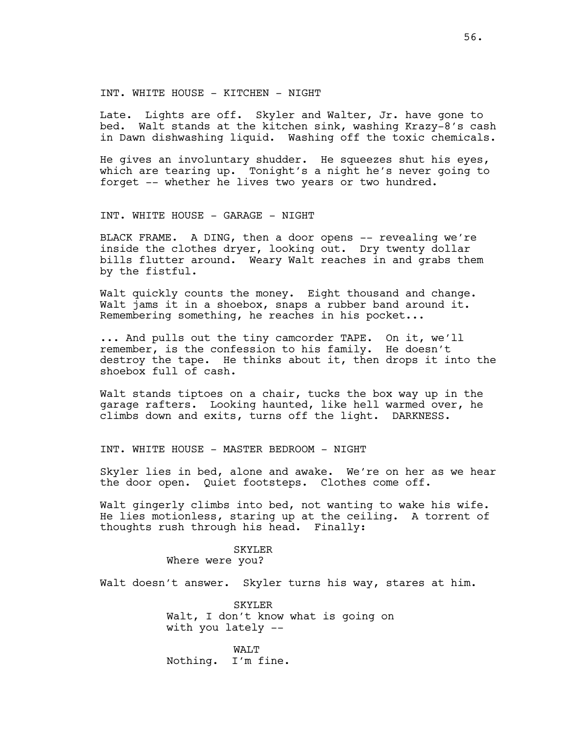INT. WHITE HOUSE - KITCHEN - NIGHT

Late. Lights are off. Skyler and Walter, Jr. have gone to bed. Walt stands at the kitchen sink, washing Krazy-8's cash in Dawn dishwashing liquid. Washing off the toxic chemicals.

He gives an involuntary shudder. He squeezes shut his eyes, which are tearing up. Tonight's a night he's never going to forget -- whether he lives two years or two hundred.

INT. WHITE HOUSE - GARAGE - NIGHT

BLACK FRAME. A DING, then a door opens -- revealing we're inside the clothes dryer, looking out. Dry twenty dollar bills flutter around. Weary Walt reaches in and grabs them by the fistful.

Walt quickly counts the money. Eight thousand and change. Walt jams it in a shoebox, snaps a rubber band around it. Remembering something, he reaches in his pocket...

... And pulls out the tiny camcorder TAPE. On it, we'll remember, is the confession to his family. He doesn't destroy the tape. He thinks about it, then drops it into the shoebox full of cash.

Walt stands tiptoes on a chair, tucks the box way up in the garage rafters. Looking haunted, like hell warmed over, he climbs down and exits, turns off the light. DARKNESS.

INT. WHITE HOUSE - MASTER BEDROOM - NIGHT

Skyler lies in bed, alone and awake. We're on her as we hear the door open. Quiet footsteps. Clothes come off.

Walt gingerly climbs into bed, not wanting to wake his wife. He lies motionless, staring up at the ceiling. A torrent of thoughts rush through his head. Finally:

SKYLER
Where were you?

Walt doesn't answer. Skyler turns his way, stares at him.

SKYLER
Walt, I don't know what is going on with you lately --

WALT
Nothing. I'm fine.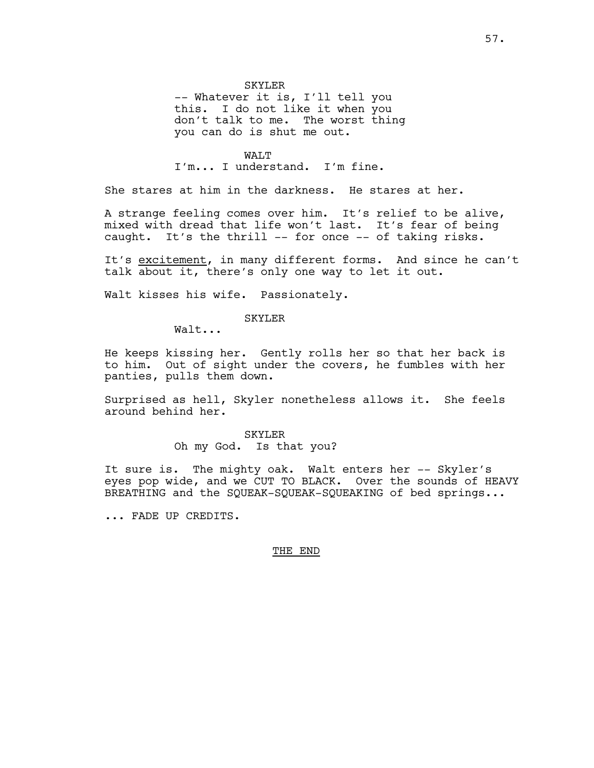SKYLER

-- Whatever it is, I'll tell you this. I do not like it when you don't talk to me. The worst thing you can do is shut me out.

WALT

I'm... I understand. I'm fine.

She stares at him in the darkness. He stares at her.

A strange feeling comes over him. It's relief to be alive, mixed with dread that life won't last. It's fear of being caught. It's the thrill -- for once -- of taking risks.

It's <u>excitement</u>, in many different forms. And since he can't talk about it, there's only one way to let it out.

Walt kisses his wife. Passionately.

SKYLER

Walt...

He keeps kissing her. Gently rolls her so that her back is to him. Out of sight under the covers, he fumbles with her panties, pulls them down.

Surprised as hell, Skyler nonetheless allows it. She feels around behind her.

SKYLER

Oh my God. Is that you?

It sure is. The mighty oak. Walt enters her -- Skyler's eyes pop wide, and we CUT TO BLACK. Over the sounds of HEAVY BREATHING and the SQUEAK-SQUEAK-SQUEAKING of bed springs...

... FADE UP CREDITS.

<u>THE END</u>